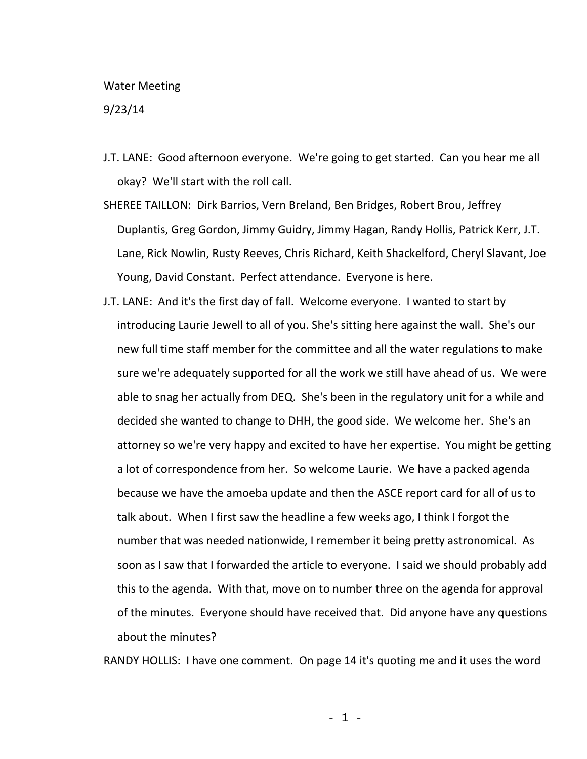Water Meeting

9/23/14

J.T. LANE: Good afternoon everyone. We're going to get started. Can you hear me all okay? We'll start with the roll call.

SHEREE TAILLON: Dirk Barrios, Vern Breland, Ben Bridges, Robert Brou, Jeffrey Duplantis, Greg Gordon, Jimmy Guidry, Jimmy Hagan, Randy Hollis, Patrick Kerr, J.T. Lane, Rick Nowlin, Rusty Reeves, Chris Richard, Keith Shackelford, Cheryl Slavant, Joe Young, David Constant. Perfect attendance. Everyone is here.

J.T. LANE: And it's the first day of fall. Welcome everyone. I wanted to start by introducing Laurie Jewell to all of you. She's sitting here against the wall. She's our new full time staff member for the committee and all the water regulations to make sure we're adequately supported for all the work we still have ahead of us. We were able to snag her actually from DEQ. She's been in the regulatory unit for a while and decided she wanted to change to DHH, the good side. We welcome her. She's an attorney so we're very happy and excited to have her expertise. You might be getting a lot of correspondence from her. So welcome Laurie. We have a packed agenda because we have the amoeba update and then the ASCE report card for all of us to talk about. When I first saw the headline a few weeks ago, I think I forgot the number that was needed nationwide, I remember it being pretty astronomical. As soon as I saw that I forwarded the article to everyone. I said we should probably add this to the agenda. With that, move on to number three on the agenda for approval of the minutes. Everyone should have received that. Did anyone have any questions about the minutes?

RANDY HOLLIS: I have one comment. On page 14 it's quoting me and it uses the word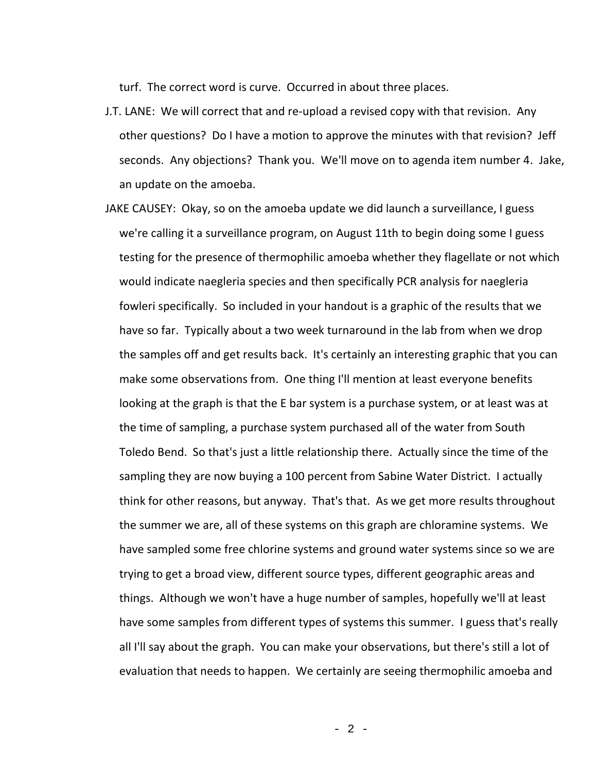turf. The correct word is curve. Occurred in about three places.

J.T. LANE: We will correct that and re-upload a revised copy with that revision. Any other questions? Do I have a motion to approve the minutes with that revision? Jeff seconds. Any objections? Thank you. We'll move on to agenda item number 4. Jake, an update on the amoeba.

JAKE CAUSEY: Okay, so on the amoeba update we did launch a surveillance, I guess we're calling it a surveillance program, on August 11th to begin doing some I guess testing for the presence of thermophilic amoeba whether they flagellate or not which would indicate naegleria species and then specifically PCR analysis for naegleria fowleri specifically. So included in your handout is a graphic of the results that we have so far. Typically about a two week turnaround in the lab from when we drop the samples off and get results back. It's certainly an interesting graphic that you can make some observations from. One thing I'll mention at least everyone benefits looking at the graph is that the E bar system is a purchase system, or at least was at the time of sampling, a purchase system purchased all of the water from South Toledo Bend. So that's just a little relationship there. Actually since the time of the sampling they are now buying a 100 percent from Sabine Water District. I actually think for other reasons, but anyway. That's that. As we get more results throughout the summer we are, all of these systems on this graph are chloramine systems. We have sampled some free chlorine systems and ground water systems since so we are trying to get a broad view, different source types, different geographic areas and things. Although we won't have a huge number of samples, hopefully we'll at least have some samples from different types of systems this summer. I guess that's really all I'll say about the graph. You can make your observations, but there's still a lot of evaluation that needs to happen. We certainly are seeing thermophilic amoeba and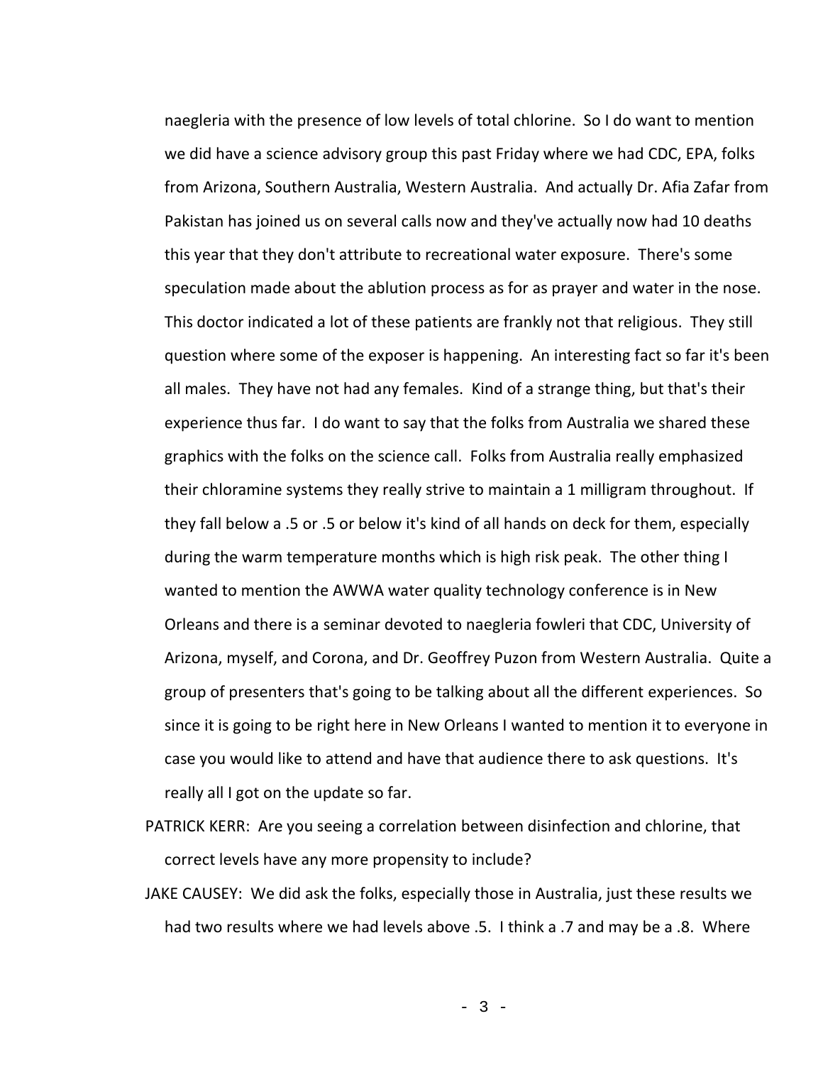naegleria with the presence of low levels of total chlorine. So I do want to mention we did have a science advisory group this past Friday where we had CDC, EPA, folks from Arizona, Southern Australia, Western Australia. And actually Dr. Afia Zafar from Pakistan has joined us on several calls now and they've actually now had 10 deaths this year that they don't attribute to recreational water exposure. There's some speculation made about the ablution process as for as prayer and water in the nose. This doctor indicated a lot of these patients are frankly not that religious. They still question where some of the exposer is happening. An interesting fact so far it's been all males. They have not had any females. Kind of a strange thing, but that's their experience thus far. I do want to say that the folks from Australia we shared these graphics with the folks on the science call. Folks from Australia really emphasized their chloramine systems they really strive to maintain a 1 milligram throughout. If they fall below a .5 or .5 or below it's kind of all hands on deck for them, especially during the warm temperature months which is high risk peak. The other thing I wanted to mention the AWWA water quality technology conference is in New Orleans and there is a seminar devoted to naegleria fowleri that CDC, University of Arizona, myself, and Corona, and Dr. Geoffrey Puzon from Western Australia. Quite a group of presenters that's going to be talking about all the different experiences. So since it is going to be right here in New Orleans I wanted to mention it to everyone in case you would like to attend and have that audience there to ask questions. It's really all I got on the update so far.

PATRICK KERR: Are you seeing a correlation between disinfection and chlorine, that correct levels have any more propensity to include?

JAKE CAUSEY: We did ask the folks, especially those in Australia, just these results we had two results where we had levels above .5. I think a .7 and may be a .8. Where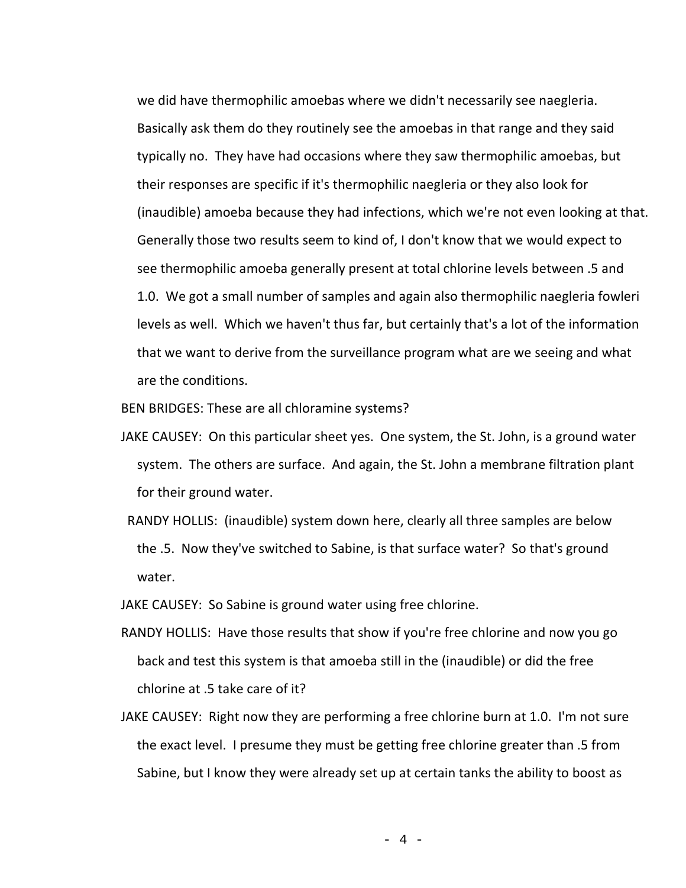we did have thermophilic amoebas where we didn't necessarily see naegleria. Basically ask them do they routinely see the amoebas in that range and they said typically no. They have had occasions where they saw thermophilic amoebas, but their responses are specific if it's thermophilic naegleria or they also look for (inaudible) amoeba because they had infections, which we're not even looking at that. Generally those two results seem to kind of, I don't know that we would expect to see thermophilic amoeba generally present at total chlorine levels between .5 and 1.0. We got a small number of samples and again also thermophilic naegleria fowleri levels as well. Which we haven't thus far, but certainly that's a lot of the information that we want to derive from the surveillance program what are we seeing and what are the conditions.

BEN BRIDGES: These are all chloramine systems?

JAKE CAUSEY: On this particular sheet yes. One system, the St. John, is a ground water system. The others are surface. And again, the St. John a membrane filtration plant for their ground water.

RANDY HOLLIS: (inaudible) system down here, clearly all three samples are below the .5. Now they've switched to Sabine, is that surface water? So that's ground water.

JAKE CAUSEY: So Sabine is ground water using free chlorine.

RANDY HOLLIS: Have those results that show if you're free chlorine and now you go back and test this system is that amoeba still in the (inaudible) or did the free chlorine at .5 take care of it?

JAKE CAUSEY: Right now they are performing a free chlorine burn at 1.0. I'm not sure the exact level. I presume they must be getting free chlorine greater than .5 from Sabine, but I know they were already set up at certain tanks the ability to boost as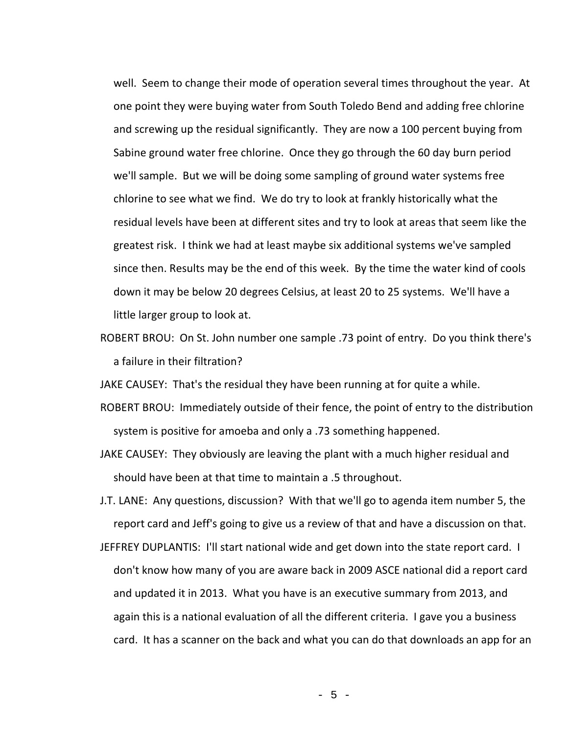well. Seem to change their mode of operation several times throughout the year. At one point they were buying water from South Toledo Bend and adding free chlorine and screwing up the residual significantly. They are now a 100 percent buying from Sabine ground water free chlorine. Once they go through the 60 day burn period we'll sample. But we will be doing some sampling of ground water systems free chlorine to see what we find. We do try to look at frankly historically what the residual levels have been at different sites and try to look at areas that seem like the greatest risk. I think we had at least maybe six additional systems we've sampled since then. Results may be the end of this week. By the time the water kind of cools down it may be below 20 degrees Celsius, at least 20 to 25 systems. We'll have a little larger group to look at.

ROBERT BROU: On St. John number one sample .73 point of entry. Do you think there's a failure in their filtration?

JAKE CAUSEY: That's the residual they have been running at for quite a while.

ROBERT BROU: Immediately outside of their fence, the point of entry to the distribution system is positive for amoeba and only a .73 something happened.

JAKE CAUSEY: They obviously are leaving the plant with a much higher residual and should have been at that time to maintain a .5 throughout.

J.T. LANE: Any questions, discussion? With that we'll go to agenda item number 5, the report card and Jeff's going to give us a review of that and have a discussion on that.

JEFFREY DUPLANTIS: I'll start national wide and get down into the state report card. I don't know how many of you are aware back in 2009 ASCE national did a report card and updated it in 2013. What you have is an executive summary from 2013, and again this is a national evaluation of all the different criteria. I gave you a business card. It has a scanner on the back and what you can do that downloads an app for an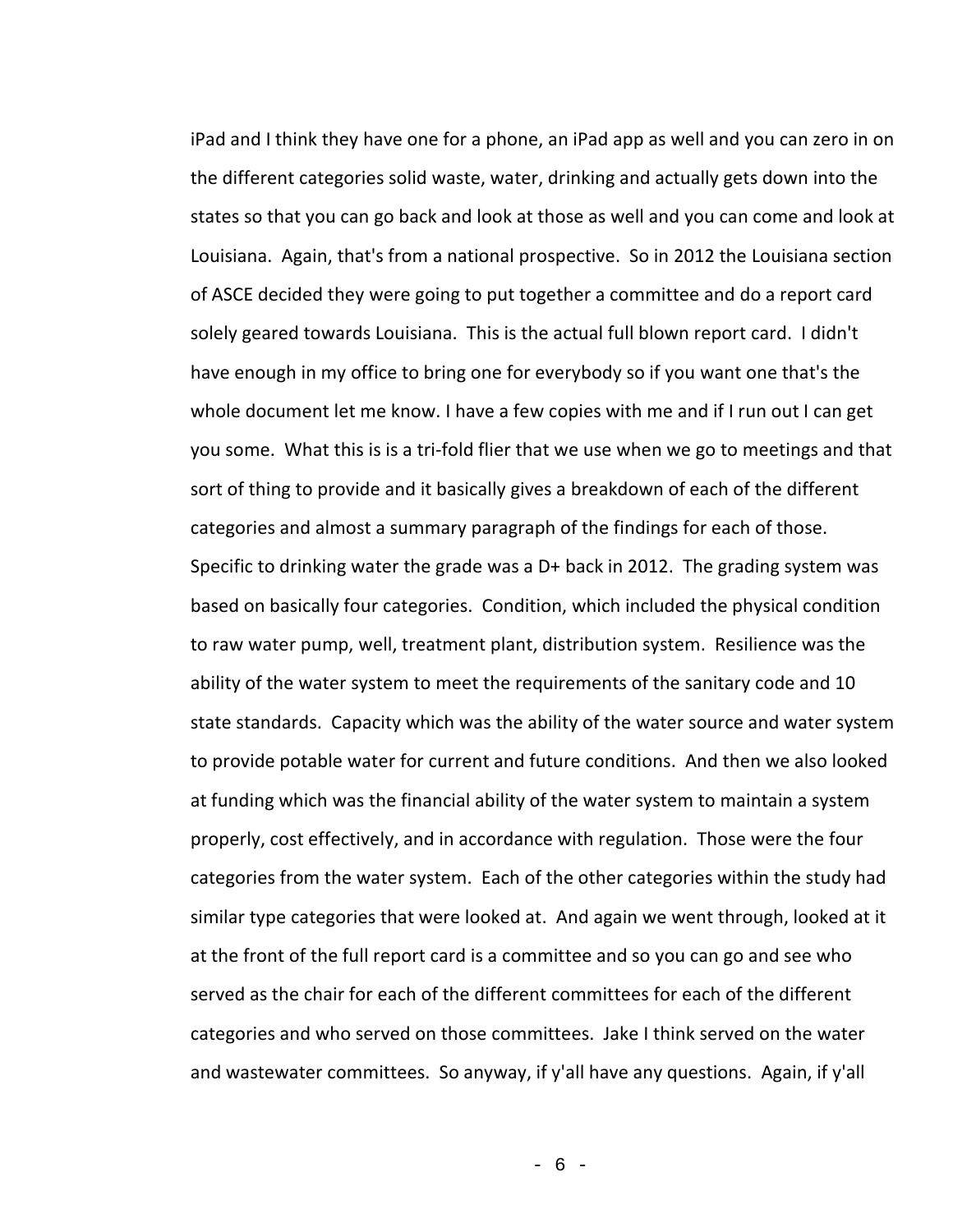iPad and I think they have one for a phone, an iPad app as well and you can zero in on the different categories solid waste, water, drinking and actually gets down into the states so that you can go back and look at those as well and you can come and look at Louisiana. Again, that's from a national prospective. So in 2012 the Louisiana section of ASCE decided they were going to put together a committee and do a report card solely geared towards Louisiana. This is the actual full blown report card. I didn't have enough in my office to bring one for everybody so if you want one that's the whole document let me know. I have a few copies with me and if I run out I can get you some. What this is is a tri-fold flier that we use when we go to meetings and that sort of thing to provide and it basically gives a breakdown of each of the different categories and almost a summary paragraph of the findings for each of those. Specific to drinking water the grade was a D+ back in 2012. The grading system was based on basically four categories. Condition, which included the physical condition to raw water pump, well, treatment plant, distribution system. Resilience was the ability of the water system to meet the requirements of the sanitary code and 10 state standards. Capacity which was the ability of the water source and water system to provide potable water for current and future conditions. And then we also looked at funding which was the financial ability of the water system to maintain a system properly, cost effectively, and in accordance with regulation. Those were the four categories from the water system. Each of the other categories within the study had similar type categories that were looked at. And again we went through, looked at it at the front of the full report card is a committee and so you can go and see who served as the chair for each of the different committees for each of the different categories and who served on those committees. Jake I think served on the water and wastewater committees. So anyway, if y'all have any questions. Again, if y'all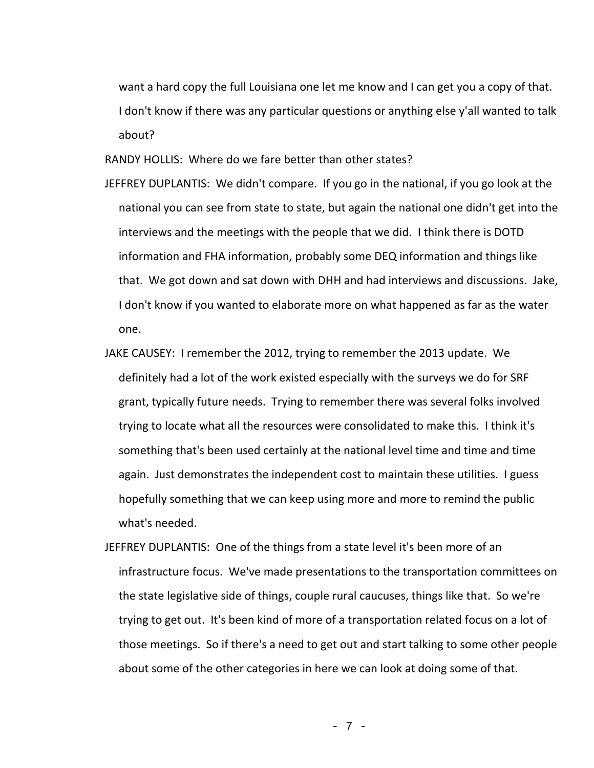want a hard copy the full Louisiana one let me know and I can get you a copy of that. I don't know if there was any particular questions or anything else y'all wanted to talk about?

RANDY HOLLIS: Where do we fare better than other states?

JEFFREY DUPLANTIS: We didn't compare. If you go in the national, if you go look at the national you can see from state to state, but again the national one didn't get into the interviews and the meetings with the people that we did. I think there is DOTD information and FHA information, probably some DEQ information and things like that. We got down and sat down with DHH and had interviews and discussions. Jake, I don't know if you wanted to elaborate more on what happened as far as the water one.

JAKE CAUSEY: I remember the 2012, trying to remember the 2013 update. We definitely had a lot of the work existed especially with the surveys we do for SRF grant, typically future needs. Trying to remember there was several folks involved trying to locate what all the resources were consolidated to make this. I think it's something that's been used certainly at the national level time and time and time again. Just demonstrates the independent cost to maintain these utilities. I guess hopefully something that we can keep using more and more to remind the public what's needed.

JEFFREY DUPLANTIS: One of the things from a state level it's been more of an infrastructure focus. We've made presentations to the transportation committees on the state legislative side of things, couple rural caucuses, things like that. So we're trying to get out. It's been kind of more of a transportation related focus on a lot of those meetings. So if there's a need to get out and start talking to some other people about some of the other categories in here we can look at doing some of that.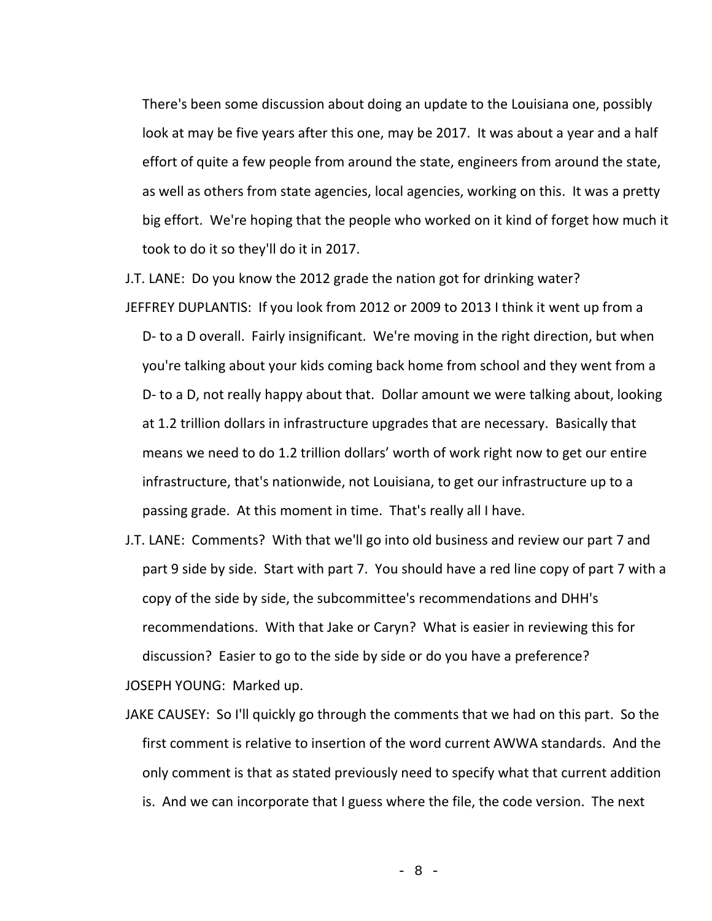There's been some discussion about doing an update to the Louisiana one, possibly look at may be five years after this one, may be 2017. It was about a year and a half effort of quite a few people from around the state, engineers from around the state, as well as others from state agencies, local agencies, working on this. It was a pretty big effort. We're hoping that the people who worked on it kind of forget how much it took to do it so they'll do it in 2017.

J.T. LANE: Do you know the 2012 grade the nation got for drinking water?

JEFFREY DUPLANTIS: If you look from 2012 or 2009 to 2013 I think it went up from a D- to a D overall. Fairly insignificant. We're moving in the right direction, but when you're talking about your kids coming back home from school and they went from a D- to a D, not really happy about that. Dollar amount we were talking about, looking at 1.2 trillion dollars in infrastructure upgrades that are necessary. Basically that means we need to do 1.2 trillion dollars' worth of work right now to get our entire infrastructure, that's nationwide, not Louisiana, to get our infrastructure up to a passing grade. At this moment in time. That's really all I have.

J.T. LANE: Comments? With that we'll go into old business and review our part 7 and part 9 side by side. Start with part 7. You should have a red line copy of part 7 with a copy of the side by side, the subcommittee's recommendations and DHH's recommendations. With that Jake or Caryn? What is easier in reviewing this for discussion? Easier to go to the side by side or do you have a preference?

JOSEPH YOUNG: Marked up.

JAKE CAUSEY: So I'll quickly go through the comments that we had on this part. So the first comment is relative to insertion of the word current AWWA standards. And the only comment is that as stated previously need to specify what that current addition is. And we can incorporate that I guess where the file, the code version. The next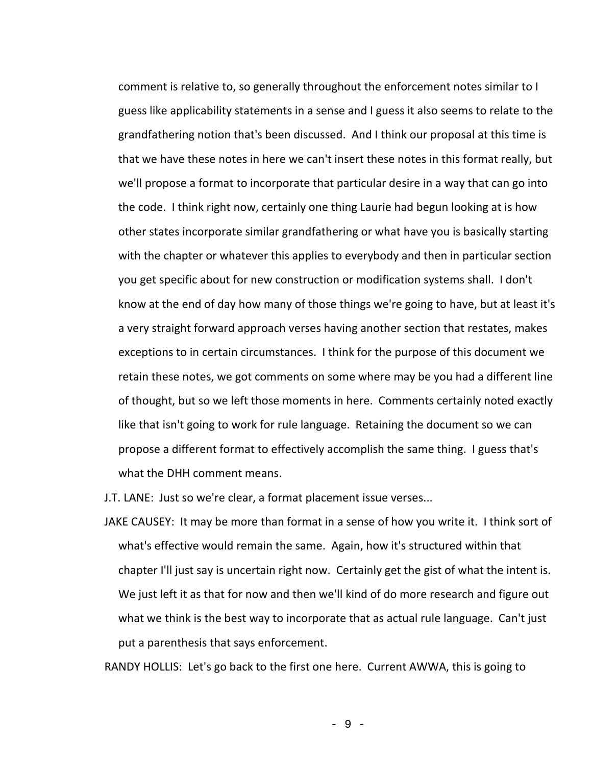comment is relative to, so generally throughout the enforcement notes similar to I guess like applicability statements in a sense and I guess it also seems to relate to the grandfathering notion that's been discussed. And I think our proposal at this time is that we have these notes in here we can't insert these notes in this format really, but we'll propose a format to incorporate that particular desire in a way that can go into the code. I think right now, certainly one thing Laurie had begun looking at is how other states incorporate similar grandfathering or what have you is basically starting with the chapter or whatever this applies to everybody and then in particular section you get specific about for new construction or modification systems shall. I don't know at the end of day how many of those things we're going to have, but at least it's a very straight forward approach verses having another section that restates, makes exceptions to in certain circumstances. I think for the purpose of this document we retain these notes, we got comments on some where may be you had a different line of thought, but so we left those moments in here. Comments certainly noted exactly like that isn't going to work for rule language. Retaining the document so we can propose a different format to effectively accomplish the same thing. I guess that's what the DHH comment means.

J.T. LANE: Just so we're clear, a format placement issue verses...

JAKE CAUSEY: It may be more than format in a sense of how you write it. I think sort of what's effective would remain the same. Again, how it's structured within that chapter I'll just say is uncertain right now. Certainly get the gist of what the intent is. We just left it as that for now and then we'll kind of do more research and figure out what we think is the best way to incorporate that as actual rule language. Can't just put a parenthesis that says enforcement.

RANDY HOLLIS: Let's go back to the first one here. Current AWWA, this is going to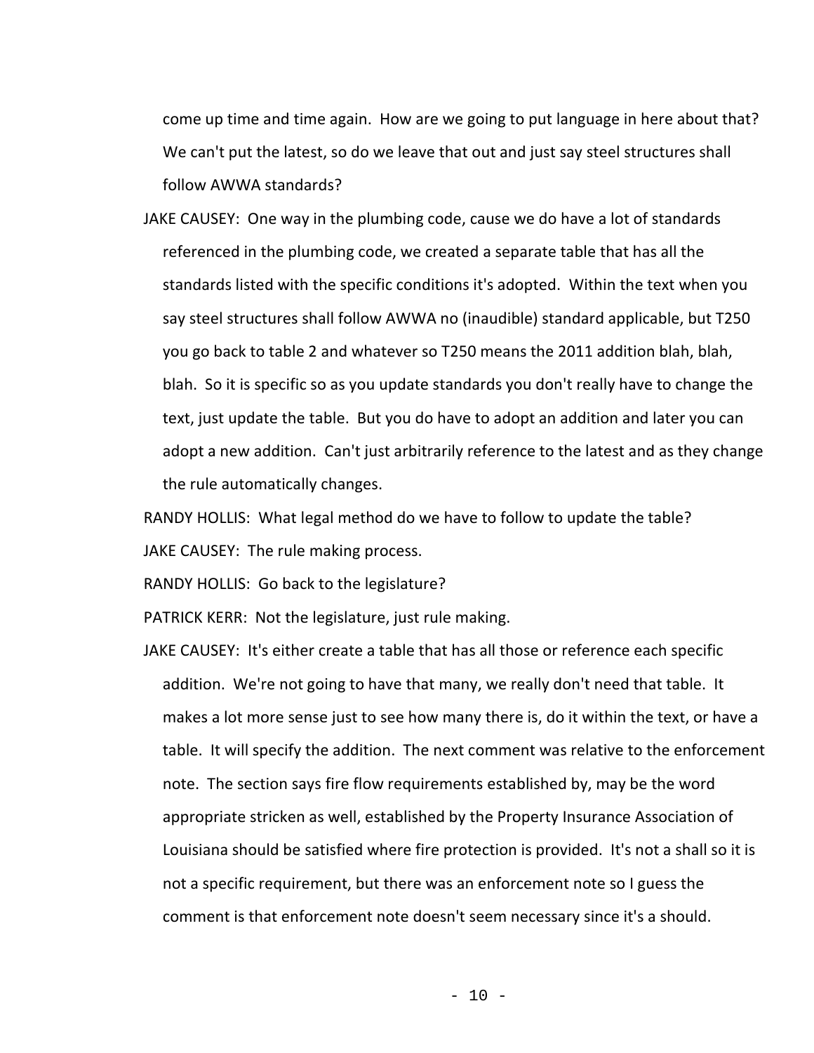come up time and time again. How are we going to put language in here about that? We can't put the latest, so do we leave that out and just say steel structures shall follow AWWA standards?

JAKE CAUSEY: One way in the plumbing code, cause we do have a lot of standards referenced in the plumbing code, we created a separate table that has all the standards listed with the specific conditions it's adopted. Within the text when you say steel structures shall follow AWWA no (inaudible) standard applicable, but T250 you go back to table 2 and whatever so T250 means the 2011 addition blah, blah, blah. So it is specific so as you update standards you don't really have to change the text, just update the table. But you do have to adopt an addition and later you can adopt a new addition. Can't just arbitrarily reference to the latest and as they change the rule automatically changes.

RANDY HOLLIS: What legal method do we have to follow to update the table?

JAKE CAUSEY: The rule making process.

RANDY HOLLIS: Go back to the legislature?

PATRICK KERR: Not the legislature, just rule making.

JAKE CAUSEY: It's either create a table that has all those or reference each specific addition. We're not going to have that many, we really don't need that table. It makes a lot more sense just to see how many there is, do it within the text, or have a table. It will specify the addition. The next comment was relative to the enforcement note. The section says fire flow requirements established by, may be the word appropriate stricken as well, established by the Property Insurance Association of Louisiana should be satisfied where fire protection is provided. It's not a shall so it is not a specific requirement, but there was an enforcement note so I guess the comment is that enforcement note doesn't seem necessary since it's a should.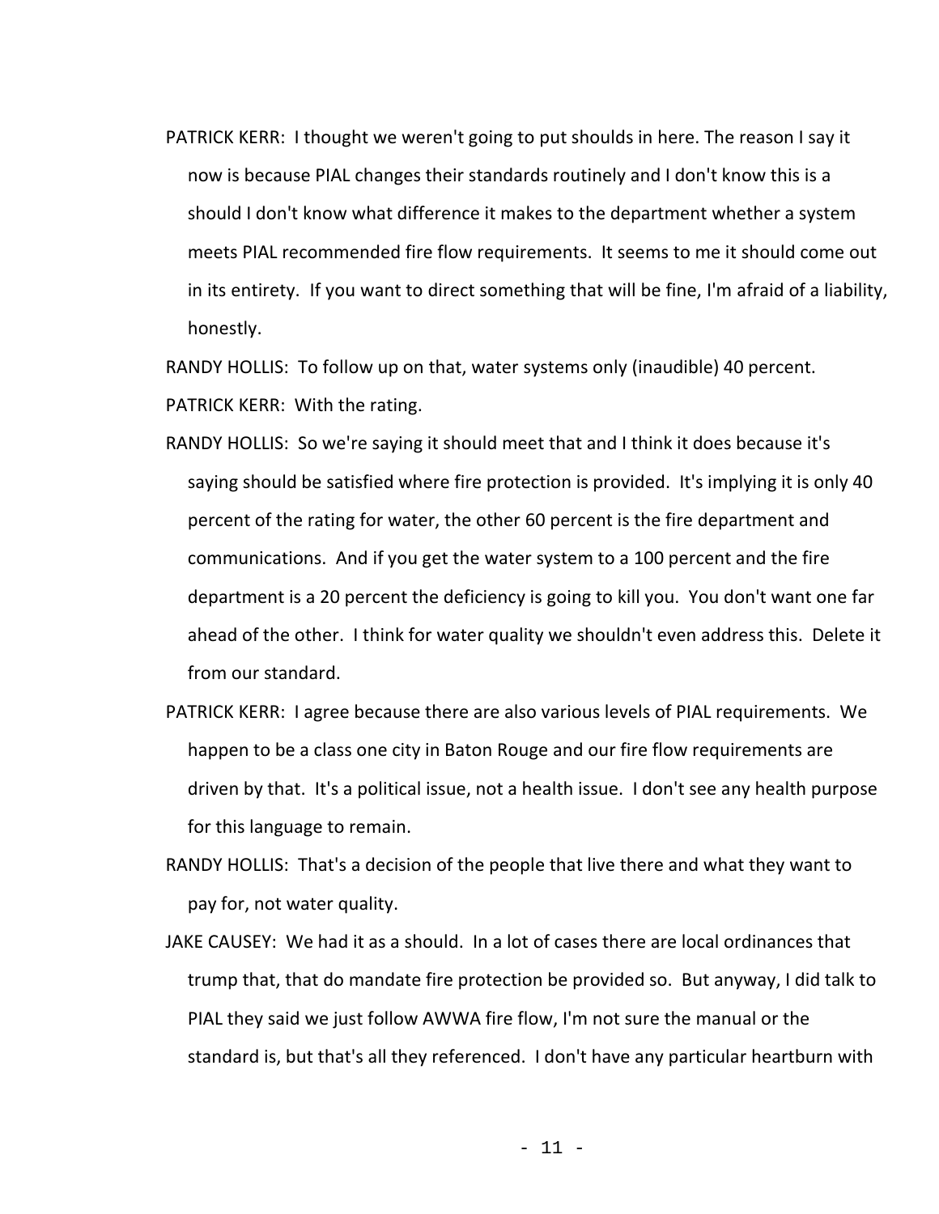PATRICK KERR: I thought we weren't going to put shoulds in here. The reason I say it now is because PIAL changes their standards routinely and I don't know this is a should I don't know what difference it makes to the department whether a system meets PIAL recommended fire flow requirements. It seems to me it should come out in its entirety. If you want to direct something that will be fine, I'm afraid of a liability, honestly.

RANDY HOLLIS: To follow up on that, water systems only (inaudible) 40 percent.

PATRICK KERR: With the rating.

RANDY HOLLIS: So we're saying it should meet that and I think it does because it's saying should be satisfied where fire protection is provided. It's implying it is only 40 percent of the rating for water, the other 60 percent is the fire department and communications. And if you get the water system to a 100 percent and the fire department is a 20 percent the deficiency is going to kill you. You don't want one far ahead of the other. I think for water quality we shouldn't even address this. Delete it from our standard.

PATRICK KERR: I agree because there are also various levels of PIAL requirements. We happen to be a class one city in Baton Rouge and our fire flow requirements are driven by that. It's a political issue, not a health issue. I don't see any health purpose for this language to remain.

RANDY HOLLIS: That's a decision of the people that live there and what they want to pay for, not water quality.

JAKE CAUSEY: We had it as a should. In a lot of cases there are local ordinances that trump that, that do mandate fire protection be provided so. But anyway, I did talk to PIAL they said we just follow AWWA fire flow, I'm not sure the manual or the standard is, but that's all they referenced. I don't have any particular heartburn with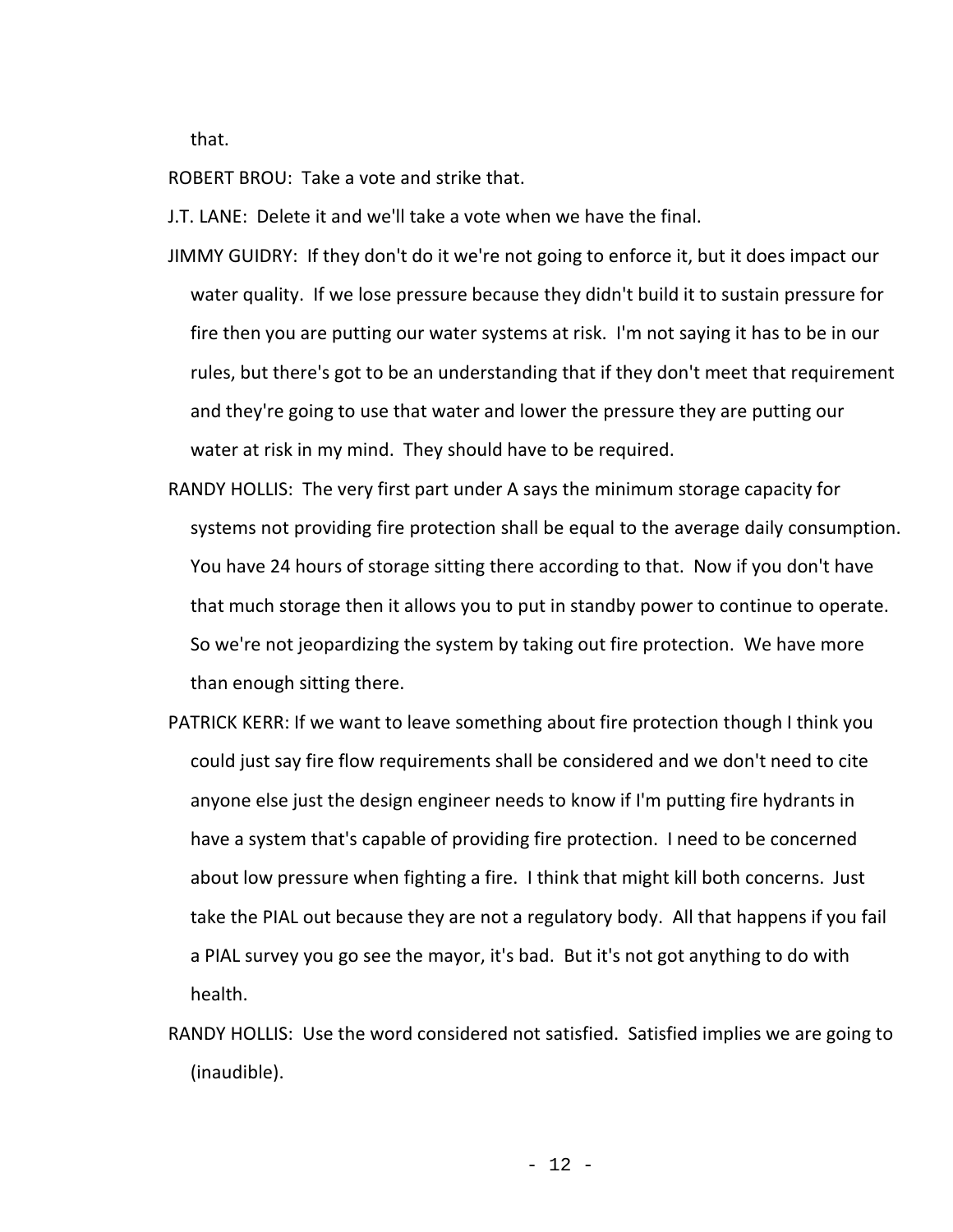that.

ROBERT BROU: Take a vote and strike that.

J.T. LANE: Delete it and we'll take a vote when we have the final.

JIMMY GUIDRY: If they don't do it we're not going to enforce it, but it does impact our water quality. If we lose pressure because they didn't build it to sustain pressure for fire then you are putting our water systems at risk. I'm not saying it has to be in our rules, but there's got to be an understanding that if they don't meet that requirement and they're going to use that water and lower the pressure they are putting our water at risk in my mind. They should have to be required.

RANDY HOLLIS: The very first part under A says the minimum storage capacity for systems not providing fire protection shall be equal to the average daily consumption. You have 24 hours of storage sitting there according to that. Now if you don't have that much storage then it allows you to put in standby power to continue to operate. So we're not jeopardizing the system by taking out fire protection. We have more than enough sitting there.

PATRICK KERR: If we want to leave something about fire protection though I think you could just say fire flow requirements shall be considered and we don't need to cite anyone else just the design engineer needs to know if I'm putting fire hydrants in have a system that's capable of providing fire protection. I need to be concerned about low pressure when fighting a fire. I think that might kill both concerns. Just take the PIAL out because they are not a regulatory body. All that happens if you fail a PIAL survey you go see the mayor, it's bad. But it's not got anything to do with health.

RANDY HOLLIS: Use the word considered not satisfied. Satisfied implies we are going to (inaudible).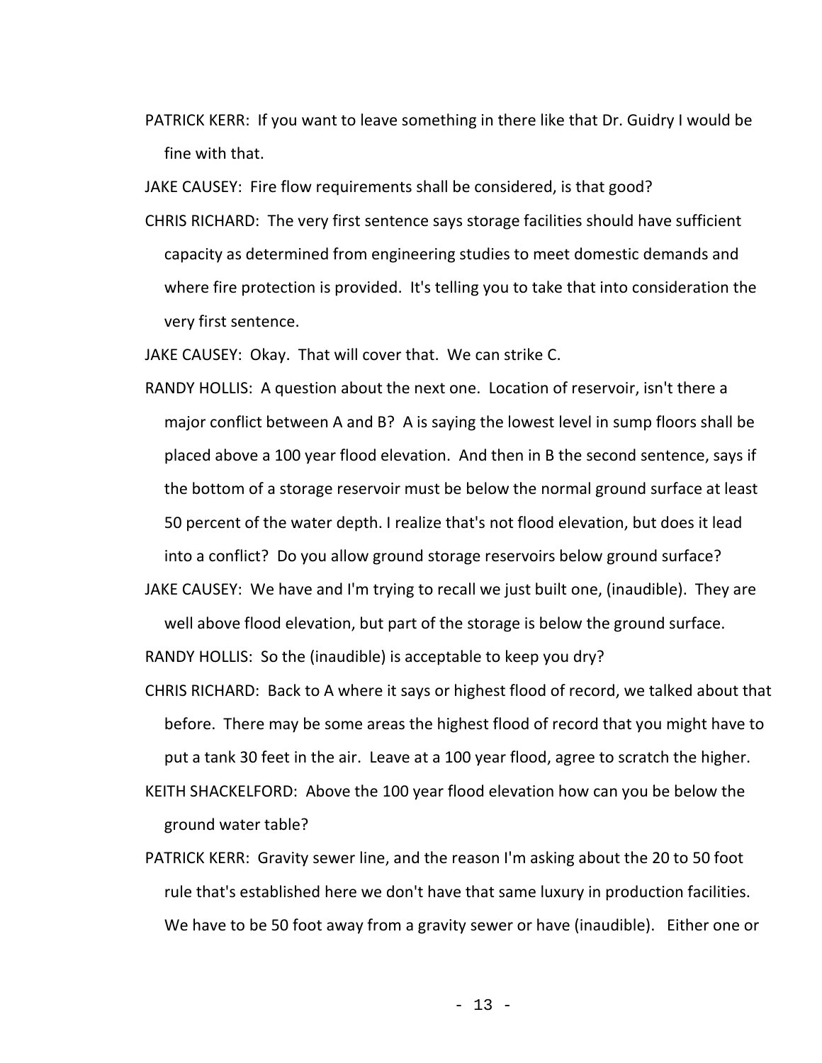PATRICK KERR: If you want to leave something in there like that Dr. Guidry I would be fine with that.

JAKE CAUSEY: Fire flow requirements shall be considered, is that good?

CHRIS RICHARD: The very first sentence says storage facilities should have sufficient capacity as determined from engineering studies to meet domestic demands and where fire protection is provided. It's telling you to take that into consideration the very first sentence.

JAKE CAUSEY: Okay. That will cover that. We can strike C.

RANDY HOLLIS: A question about the next one. Location of reservoir, isn't there a major conflict between A and B? A is saying the lowest level in sump floors shall be placed above a 100 year flood elevation. And then in B the second sentence, says if the bottom of a storage reservoir must be below the normal ground surface at least 50 percent of the water depth. I realize that's not flood elevation, but does it lead into a conflict? Do you allow ground storage reservoirs below ground surface?

JAKE CAUSEY: We have and I'm trying to recall we just built one, (inaudible). They are well above flood elevation, but part of the storage is below the ground surface.

RANDY HOLLIS: So the (inaudible) is acceptable to keep you dry?

CHRIS RICHARD: Back to A where it says or highest flood of record, we talked about that before. There may be some areas the highest flood of record that you might have to put a tank 30 feet in the air. Leave at a 100 year flood, agree to scratch the higher.

KEITH SHACKELFORD: Above the 100 year flood elevation how can you be below the ground water table?

PATRICK KERR: Gravity sewer line, and the reason I'm asking about the 20 to 50 foot rule that's established here we don't have that same luxury in production facilities. We have to be 50 foot away from a gravity sewer or have (inaudible). Either one or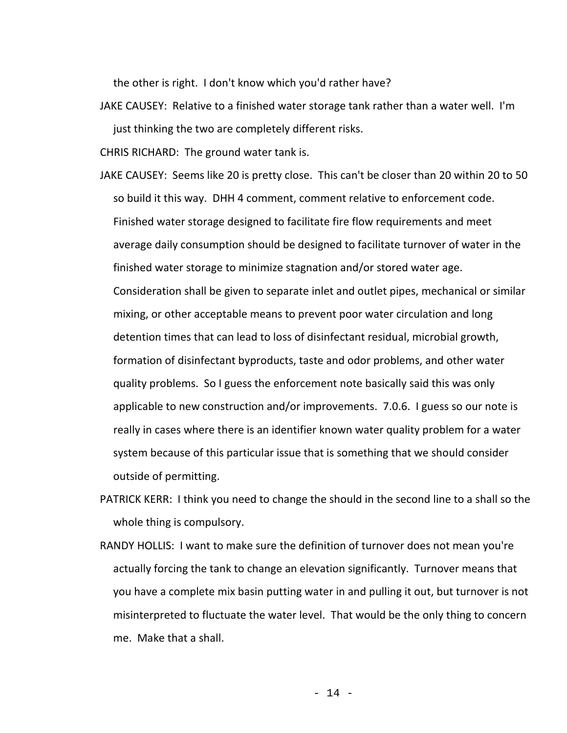the other is right. I don't know which you'd rather have?

JAKE CAUSEY: Relative to a finished water storage tank rather than a water well. I'm just thinking the two are completely different risks.

CHRIS RICHARD: The ground water tank is.

JAKE CAUSEY: Seems like 20 is pretty close. This can't be closer than 20 within 20 to 50 so build it this way. DHH 4 comment, comment relative to enforcement code. Finished water storage designed to facilitate fire flow requirements and meet average daily consumption should be designed to facilitate turnover of water in the finished water storage to minimize stagnation and/or stored water age. Consideration shall be given to separate inlet and outlet pipes, mechanical or similar mixing, or other acceptable means to prevent poor water circulation and long detention times that can lead to loss of disinfectant residual, microbial growth, formation of disinfectant byproducts, taste and odor problems, and other water quality problems. So I guess the enforcement note basically said this was only applicable to new construction and/or improvements. 7.0.6. I guess so our note is really in cases where there is an identifier known water quality problem for a water system because of this particular issue that is something that we should consider outside of permitting.

PATRICK KERR: I think you need to change the should in the second line to a shall so the whole thing is compulsory.

RANDY HOLLIS: I want to make sure the definition of turnover does not mean you're actually forcing the tank to change an elevation significantly. Turnover means that you have a complete mix basin putting water in and pulling it out, but turnover is not misinterpreted to fluctuate the water level. That would be the only thing to concern me. Make that a shall.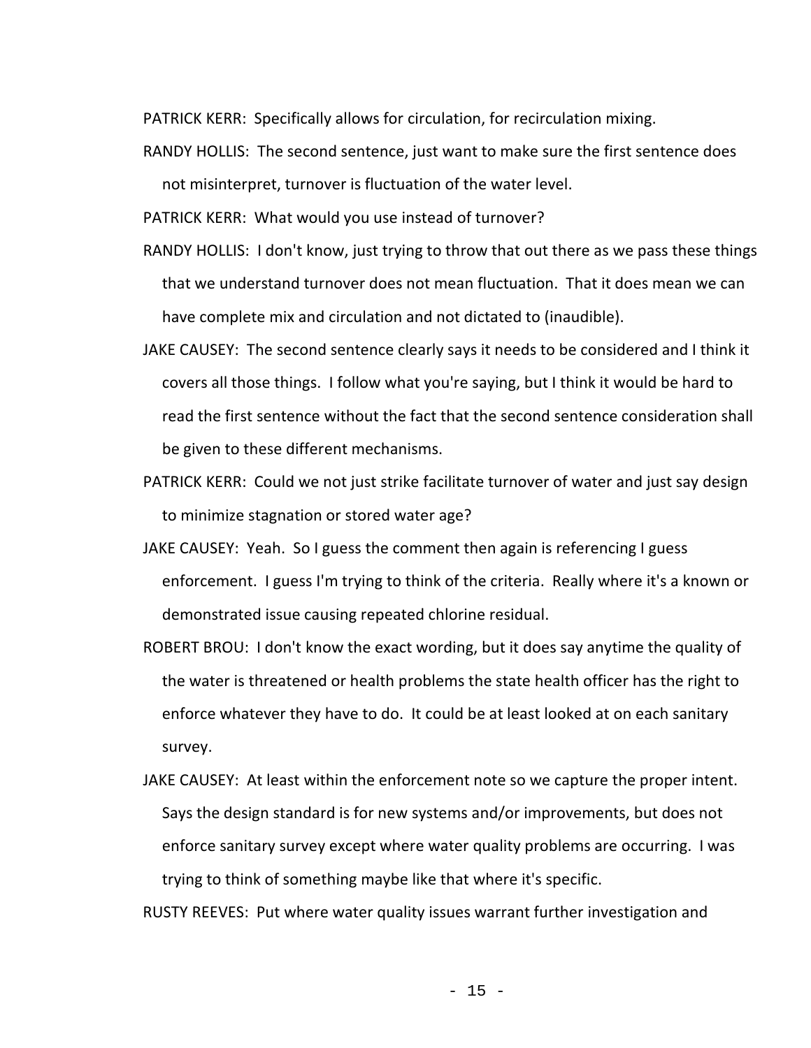PATRICK KERR: Specifically allows for circulation, for recirculation mixing.

RANDY HOLLIS: The second sentence, just want to make sure the first sentence does not misinterpret, turnover is fluctuation of the water level.

PATRICK KERR: What would you use instead of turnover?

RANDY HOLLIS: I don't know, just trying to throw that out there as we pass these things that we understand turnover does not mean fluctuation. That it does mean we can have complete mix and circulation and not dictated to (inaudible).

JAKE CAUSEY: The second sentence clearly says it needs to be considered and I think it covers all those things. I follow what you're saying, but I think it would be hard to read the first sentence without the fact that the second sentence consideration shall be given to these different mechanisms.

PATRICK KERR: Could we not just strike facilitate turnover of water and just say design to minimize stagnation or stored water age?

JAKE CAUSEY: Yeah. So I guess the comment then again is referencing I guess enforcement. I guess I'm trying to think of the criteria. Really where it's a known or demonstrated issue causing repeated chlorine residual.

ROBERT BROU: I don't know the exact wording, but it does say anytime the quality of the water is threatened or health problems the state health officer has the right to enforce whatever they have to do. It could be at least looked at on each sanitary survey.

JAKE CAUSEY: At least within the enforcement note so we capture the proper intent. Says the design standard is for new systems and/or improvements, but does not enforce sanitary survey except where water quality problems are occurring. I was trying to think of something maybe like that where it's specific.

RUSTY REEVES: Put where water quality issues warrant further investigation and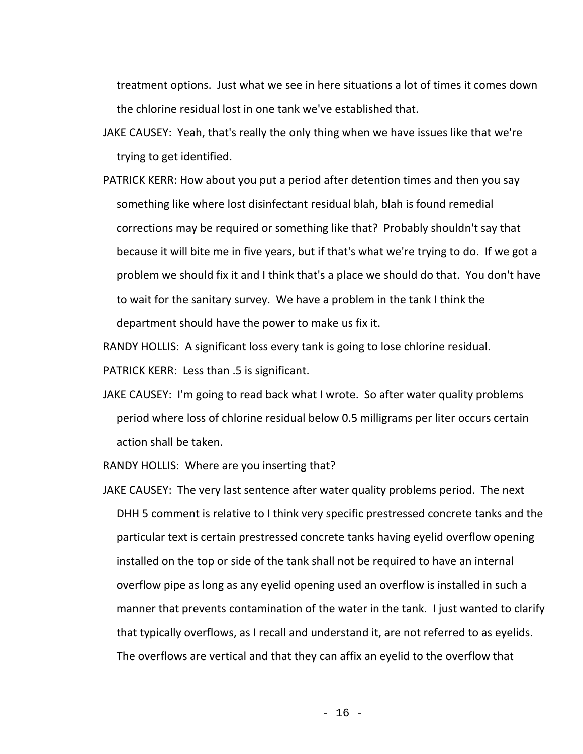treatment options. Just what we see in here situations a lot of times it comes down the chlorine residual lost in one tank we've established that.

JAKE CAUSEY: Yeah, that's really the only thing when we have issues like that we're trying to get identified.

PATRICK KERR: How about you put a period after detention times and then you say something like where lost disinfectant residual blah, blah is found remedial corrections may be required or something like that? Probably shouldn't say that because it will bite me in five years, but if that's what we're trying to do. If we got a problem we should fix it and I think that's a place we should do that. You don't have to wait for the sanitary survey. We have a problem in the tank I think the department should have the power to make us fix it.

RANDY HOLLIS: A significant loss every tank is going to lose chlorine residual.

PATRICK KERR: Less than .5 is significant.

JAKE CAUSEY: I'm going to read back what I wrote. So after water quality problems period where loss of chlorine residual below 0.5 milligrams per liter occurs certain action shall be taken.

RANDY HOLLIS: Where are you inserting that?

JAKE CAUSEY: The very last sentence after water quality problems period. The next DHH 5 comment is relative to I think very specific prestressed concrete tanks and the particular text is certain prestressed concrete tanks having eyelid overflow opening installed on the top or side of the tank shall not be required to have an internal overflow pipe as long as any eyelid opening used an overflow is installed in such a manner that prevents contamination of the water in the tank. I just wanted to clarify that typically overflows, as I recall and understand it, are not referred to as eyelids. The overflows are vertical and that they can affix an eyelid to the overflow that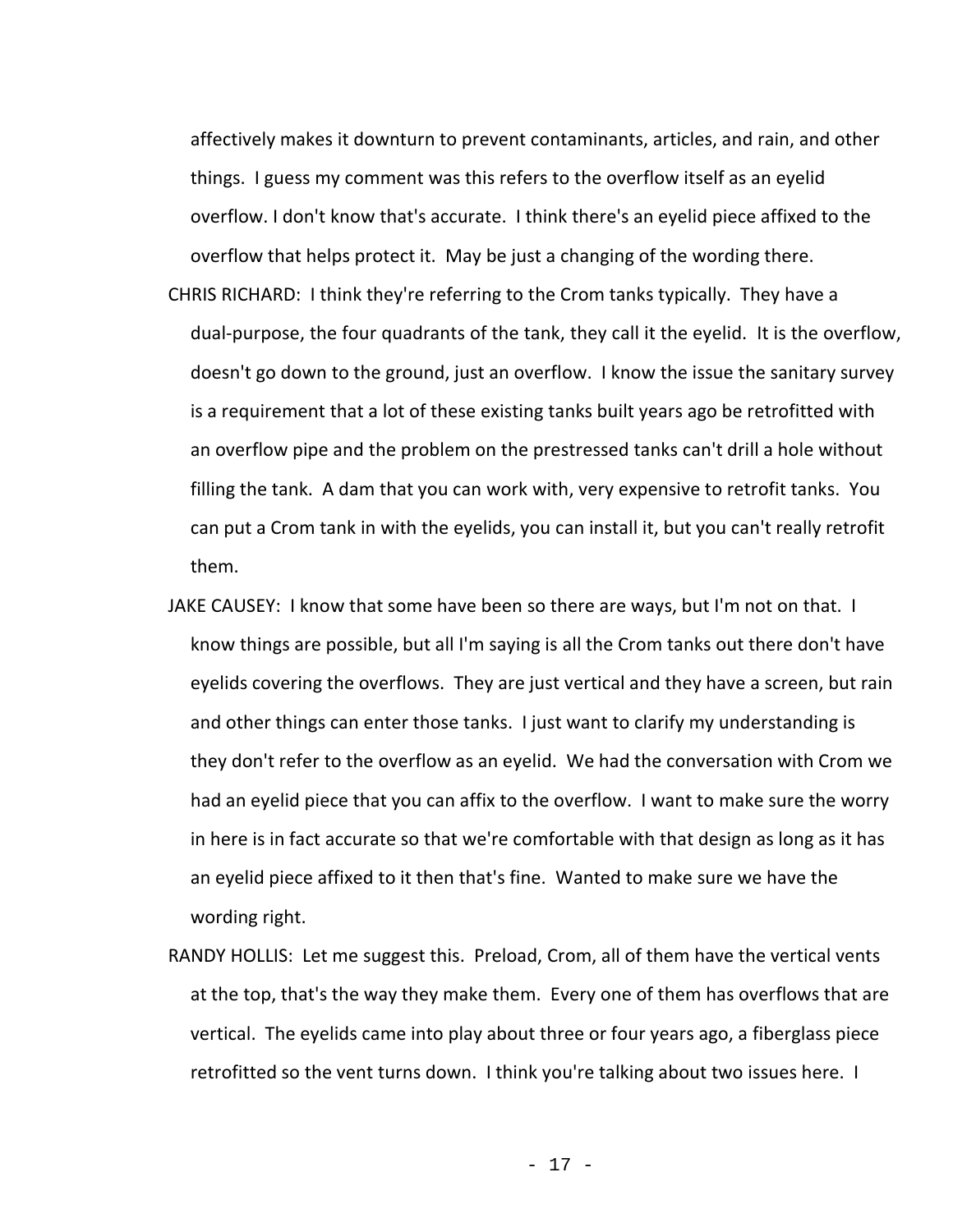affectively makes it downturn to prevent contaminants, articles, and rain, and other things. I guess my comment was this refers to the overflow itself as an eyelid overflow. I don't know that's accurate. I think there's an eyelid piece affixed to the overflow that helps protect it. May be just a changing of the wording there.

CHRIS RICHARD: I think they're referring to the Crom tanks typically. They have a dual-purpose, the four quadrants of the tank, they call it the eyelid. It is the overflow, doesn't go down to the ground, just an overflow. I know the issue the sanitary survey is a requirement that a lot of these existing tanks built years ago be retrofitted with an overflow pipe and the problem on the prestressed tanks can't drill a hole without filling the tank. A dam that you can work with, very expensive to retrofit tanks. You can put a Crom tank in with the eyelids, you can install it, but you can't really retrofit them.

JAKE CAUSEY: I know that some have been so there are ways, but I'm not on that. I know things are possible, but all I'm saying is all the Crom tanks out there don't have eyelids covering the overflows. They are just vertical and they have a screen, but rain and other things can enter those tanks. I just want to clarify my understanding is they don't refer to the overflow as an eyelid. We had the conversation with Crom we had an eyelid piece that you can affix to the overflow. I want to make sure the worry in here is in fact accurate so that we're comfortable with that design as long as it has an eyelid piece affixed to it then that's fine. Wanted to make sure we have the wording right.

RANDY HOLLIS: Let me suggest this. Preload, Crom, all of them have the vertical vents at the top, that's the way they make them. Every one of them has overflows that are vertical. The eyelids came into play about three or four years ago, a fiberglass piece retrofitted so the vent turns down. I think you're talking about two issues here. I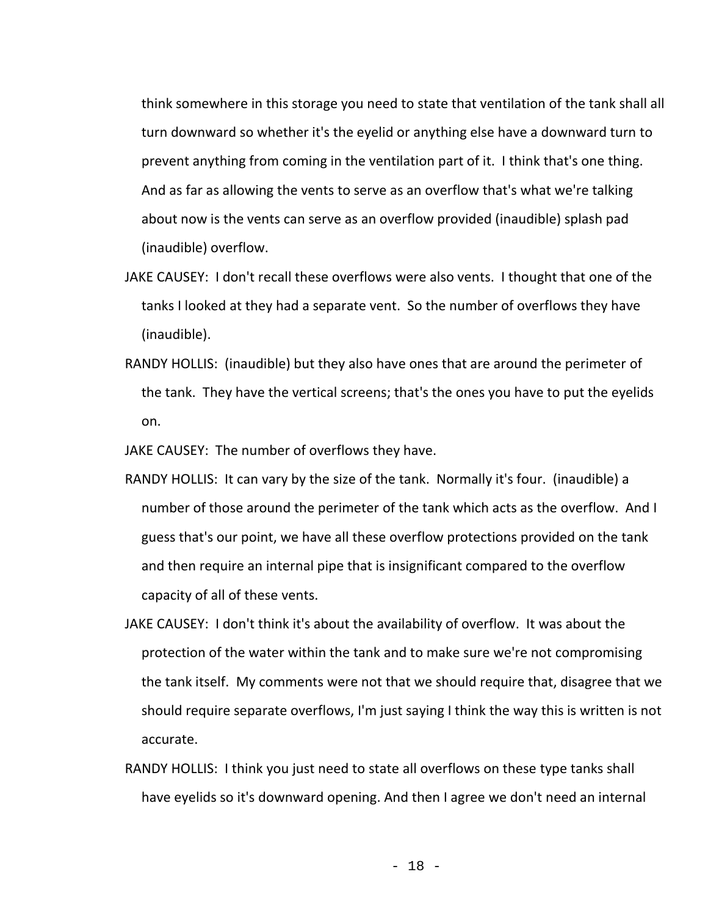think somewhere in this storage you need to state that ventilation of the tank shall all turn downward so whether it's the eyelid or anything else have a downward turn to prevent anything from coming in the ventilation part of it. I think that's one thing. And as far as allowing the vents to serve as an overflow that's what we're talking about now is the vents can serve as an overflow provided (inaudible) splash pad (inaudible) overflow.

JAKE CAUSEY: I don't recall these overflows were also vents. I thought that one of the tanks I looked at they had a separate vent. So the number of overflows they have (inaudible).

RANDY HOLLIS: (inaudible) but they also have ones that are around the perimeter of the tank. They have the vertical screens; that's the ones you have to put the eyelids on.

JAKE CAUSEY: The number of overflows they have.

RANDY HOLLIS: It can vary by the size of the tank. Normally it's four. (inaudible) a number of those around the perimeter of the tank which acts as the overflow. And I guess that's our point, we have all these overflow protections provided on the tank and then require an internal pipe that is insignificant compared to the overflow capacity of all of these vents.

JAKE CAUSEY: I don't think it's about the availability of overflow. It was about the protection of the water within the tank and to make sure we're not compromising the tank itself. My comments were not that we should require that, disagree that we should require separate overflows, I'm just saying I think the way this is written is not accurate.

RANDY HOLLIS: I think you just need to state all overflows on these type tanks shall have eyelids so it's downward opening. And then I agree we don't need an internal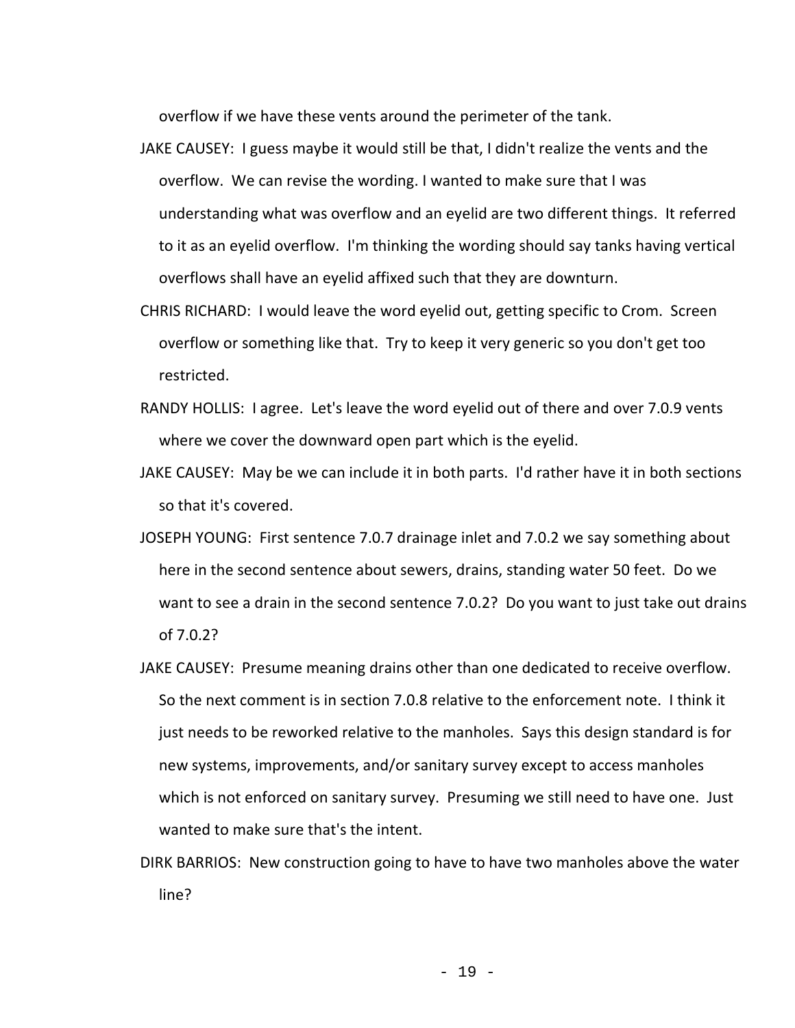overflow if we have these vents around the perimeter of the tank.

JAKE CAUSEY: I guess maybe it would still be that, I didn't realize the vents and the overflow. We can revise the wording. I wanted to make sure that I was understanding what was overflow and an eyelid are two different things. It referred to it as an eyelid overflow. I'm thinking the wording should say tanks having vertical overflows shall have an eyelid affixed such that they are downturn.

CHRIS RICHARD: I would leave the word eyelid out, getting specific to Crom. Screen overflow or something like that. Try to keep it very generic so you don't get too restricted.

RANDY HOLLIS: I agree. Let's leave the word eyelid out of there and over 7.0.9 vents where we cover the downward open part which is the eyelid.

JAKE CAUSEY: May be we can include it in both parts. I'd rather have it in both sections so that it's covered.

JOSEPH YOUNG: First sentence 7.0.7 drainage inlet and 7.0.2 we say something about here in the second sentence about sewers, drains, standing water 50 feet. Do we want to see a drain in the second sentence 7.0.2? Do you want to just take out drains of 7.0.2?

JAKE CAUSEY: Presume meaning drains other than one dedicated to receive overflow. So the next comment is in section 7.0.8 relative to the enforcement note. I think it just needs to be reworked relative to the manholes. Says this design standard is for new systems, improvements, and/or sanitary survey except to access manholes which is not enforced on sanitary survey. Presuming we still need to have one. Just wanted to make sure that's the intent.

DIRK BARRIOS: New construction going to have to have two manholes above the water line?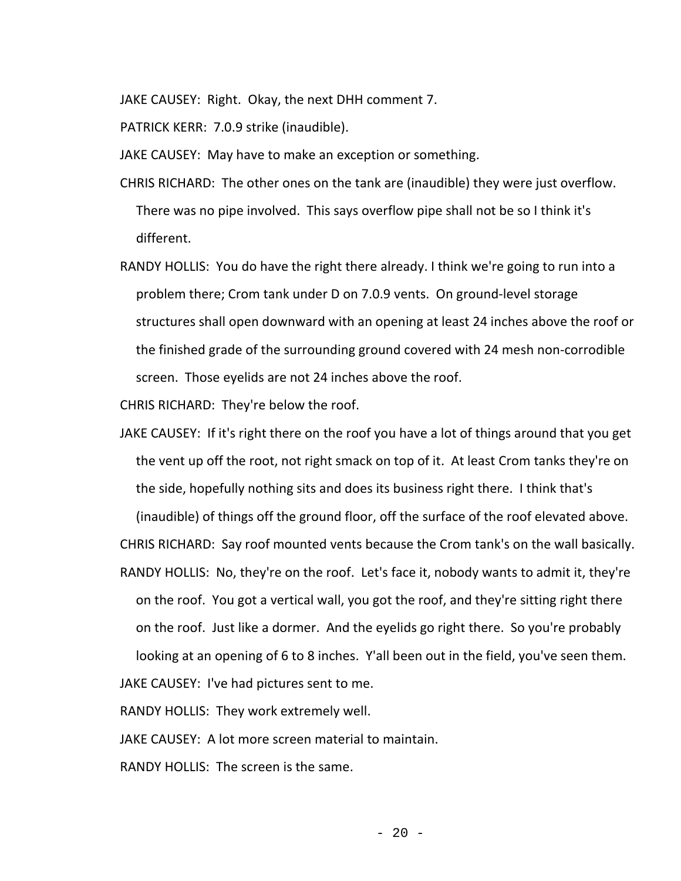JAKE CAUSEY: Right. Okay, the next DHH comment 7.

PATRICK KERR: 7.0.9 strike (inaudible).

JAKE CAUSEY: May have to make an exception or something.

CHRIS RICHARD: The other ones on the tank are (inaudible) they were just overflow. There was no pipe involved. This says overflow pipe shall not be so I think it's different.

RANDY HOLLIS: You do have the right there already. I think we're going to run into a problem there; Crom tank under D on 7.0.9 vents. On ground-level storage structures shall open downward with an opening at least 24 inches above the roof or the finished grade of the surrounding ground covered with 24 mesh non-corrodible screen. Those eyelids are not 24 inches above the roof.

CHRIS RICHARD: They're below the roof.

JAKE CAUSEY: If it's right there on the roof you have a lot of things around that you get the vent up off the root, not right smack on top of it. At least Crom tanks they're on the side, hopefully nothing sits and does its business right there. I think that's (inaudible) of things off the ground floor, off the surface of the roof elevated above.

CHRIS RICHARD: Say roof mounted vents because the Crom tank's on the wall basically.

RANDY HOLLIS: No, they're on the roof. Let's face it, nobody wants to admit it, they're on the roof. You got a vertical wall, you got the roof, and they're sitting right there on the roof. Just like a dormer. And the eyelids go right there. So you're probably looking at an opening of 6 to 8 inches. Y'all been out in the field, you've seen them.

JAKE CAUSEY: I've had pictures sent to me.

RANDY HOLLIS: They work extremely well.

JAKE CAUSEY: A lot more screen material to maintain.

RANDY HOLLIS: The screen is the same.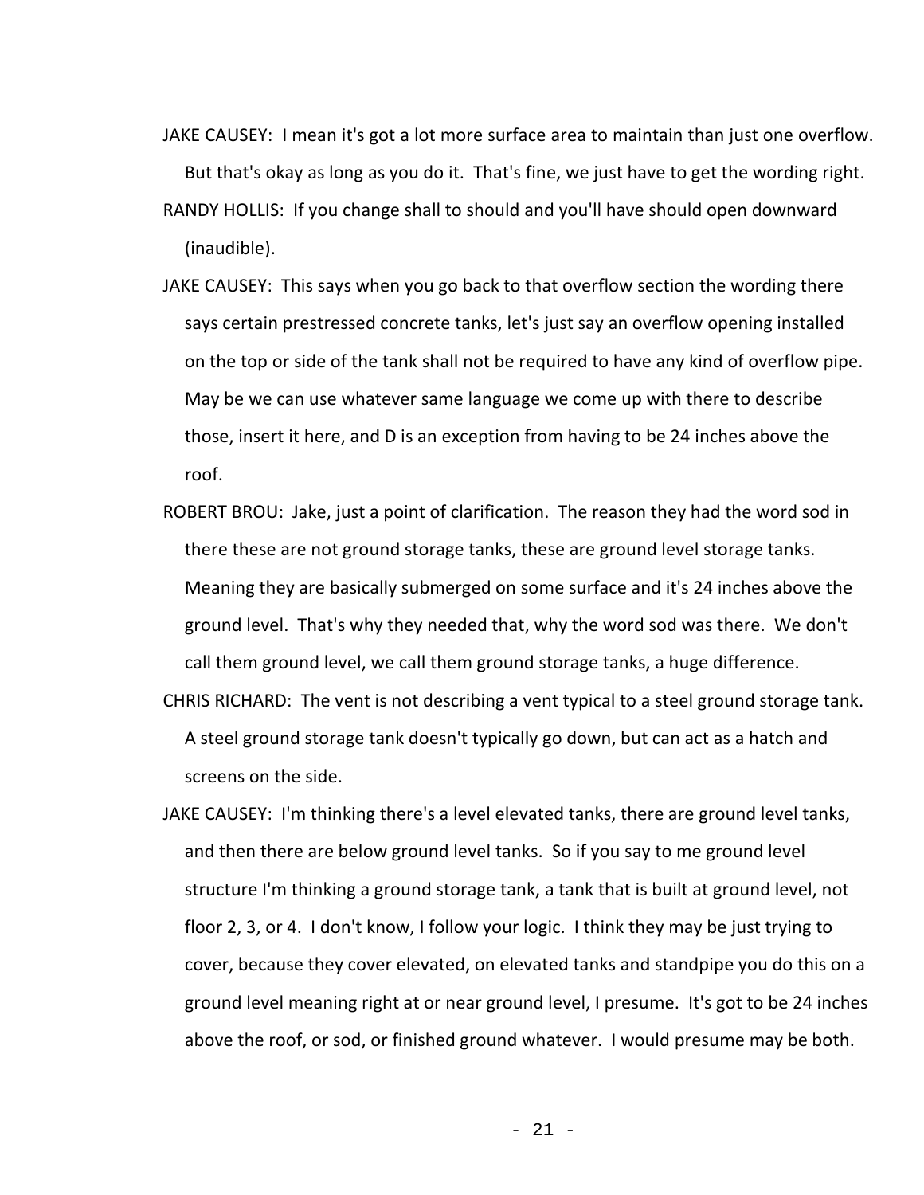JAKE CAUSEY: I mean it's got a lot more surface area to maintain than just one overflow. But that's okay as long as you do it. That's fine, we just have to get the wording right.

RANDY HOLLIS: If you change shall to should and you'll have should open downward (inaudible).

JAKE CAUSEY: This says when you go back to that overflow section the wording there says certain prestressed concrete tanks, let's just say an overflow opening installed on the top or side of the tank shall not be required to have any kind of overflow pipe. May be we can use whatever same language we come up with there to describe those, insert it here, and D is an exception from having to be 24 inches above the roof.

ROBERT BROU: Jake, just a point of clarification. The reason they had the word sod in there these are not ground storage tanks, these are ground level storage tanks. Meaning they are basically submerged on some surface and it's 24 inches above the ground level. That's why they needed that, why the word sod was there. We don't call them ground level, we call them ground storage tanks, a huge difference.

CHRIS RICHARD: The vent is not describing a vent typical to a steel ground storage tank. A steel ground storage tank doesn't typically go down, but can act as a hatch and screens on the side.

JAKE CAUSEY: I'm thinking there's a level elevated tanks, there are ground level tanks, and then there are below ground level tanks. So if you say to me ground level structure I'm thinking a ground storage tank, a tank that is built at ground level, not floor 2, 3, or 4. I don't know, I follow your logic. I think they may be just trying to cover, because they cover elevated, on elevated tanks and standpipe you do this on a ground level meaning right at or near ground level, I presume. It's got to be 24 inches above the roof, or sod, or finished ground whatever. I would presume may be both.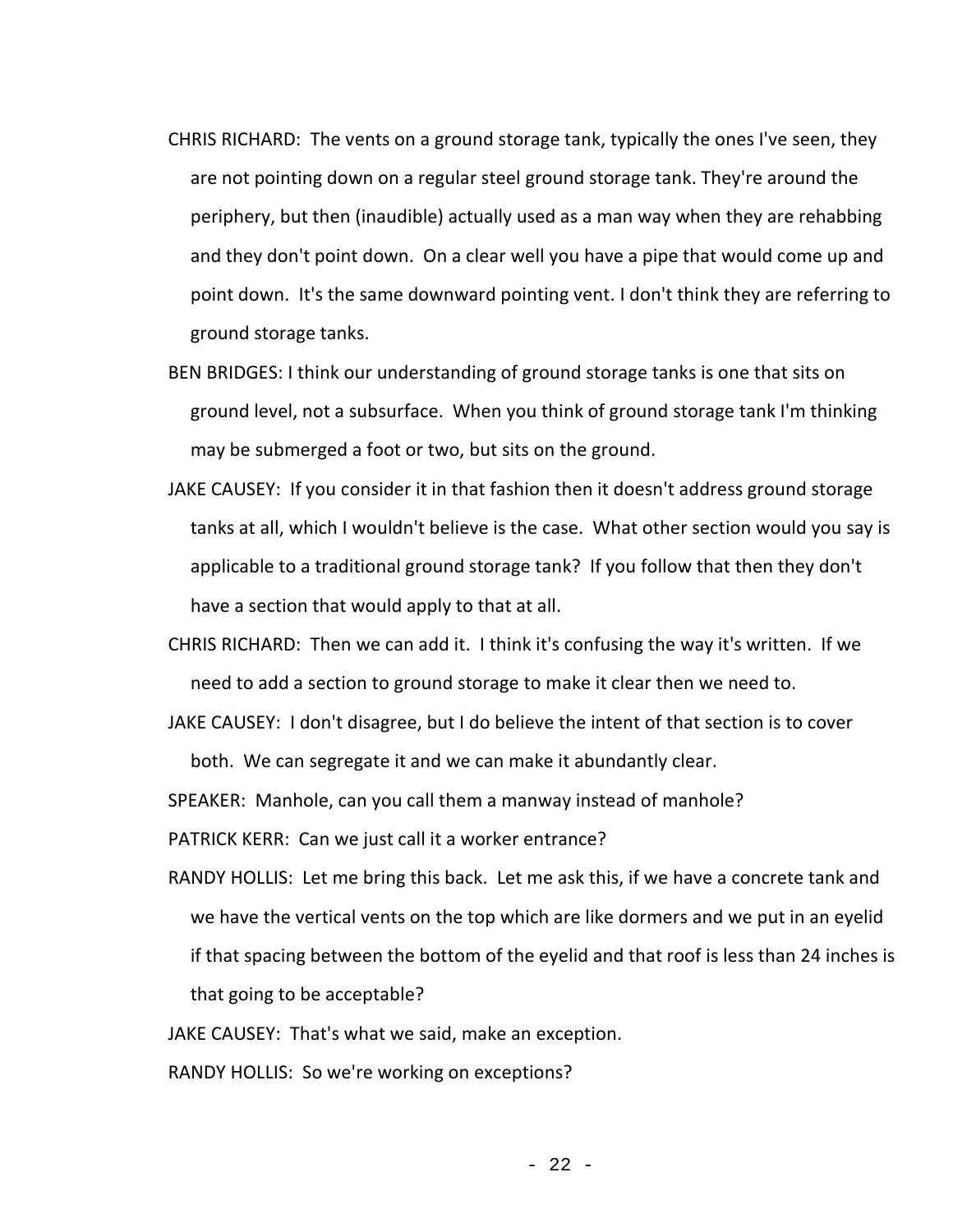CHRIS RICHARD: The vents on a ground storage tank, typically the ones I've seen, they are not pointing down on a regular steel ground storage tank. They're around the periphery, but then (inaudible) actually used as a man way when they are rehabbing and they don't point down. On a clear well you have a pipe that would come up and point down. It's the same downward pointing vent. I don't think they are referring to ground storage tanks.

BEN BRIDGES: I think our understanding of ground storage tanks is one that sits on ground level, not a subsurface. When you think of ground storage tank I'm thinking may be submerged a foot or two, but sits on the ground.

JAKE CAUSEY: If you consider it in that fashion then it doesn't address ground storage tanks at all, which I wouldn't believe is the case. What other section would you say is applicable to a traditional ground storage tank? If you follow that then they don't have a section that would apply to that at all.

CHRIS RICHARD: Then we can add it. I think it's confusing the way it's written. If we need to add a section to ground storage to make it clear then we need to.

JAKE CAUSEY: I don't disagree, but I do believe the intent of that section is to cover both. We can segregate it and we can make it abundantly clear.

SPEAKER: Manhole, can you call them a manway instead of manhole?

PATRICK KERR: Can we just call it a worker entrance?

RANDY HOLLIS: Let me bring this back. Let me ask this, if we have a concrete tank and we have the vertical vents on the top which are like dormers and we put in an eyelid if that spacing between the bottom of the eyelid and that roof is less than 24 inches is that going to be acceptable?

JAKE CAUSEY: That's what we said, make an exception.

RANDY HOLLIS: So we're working on exceptions?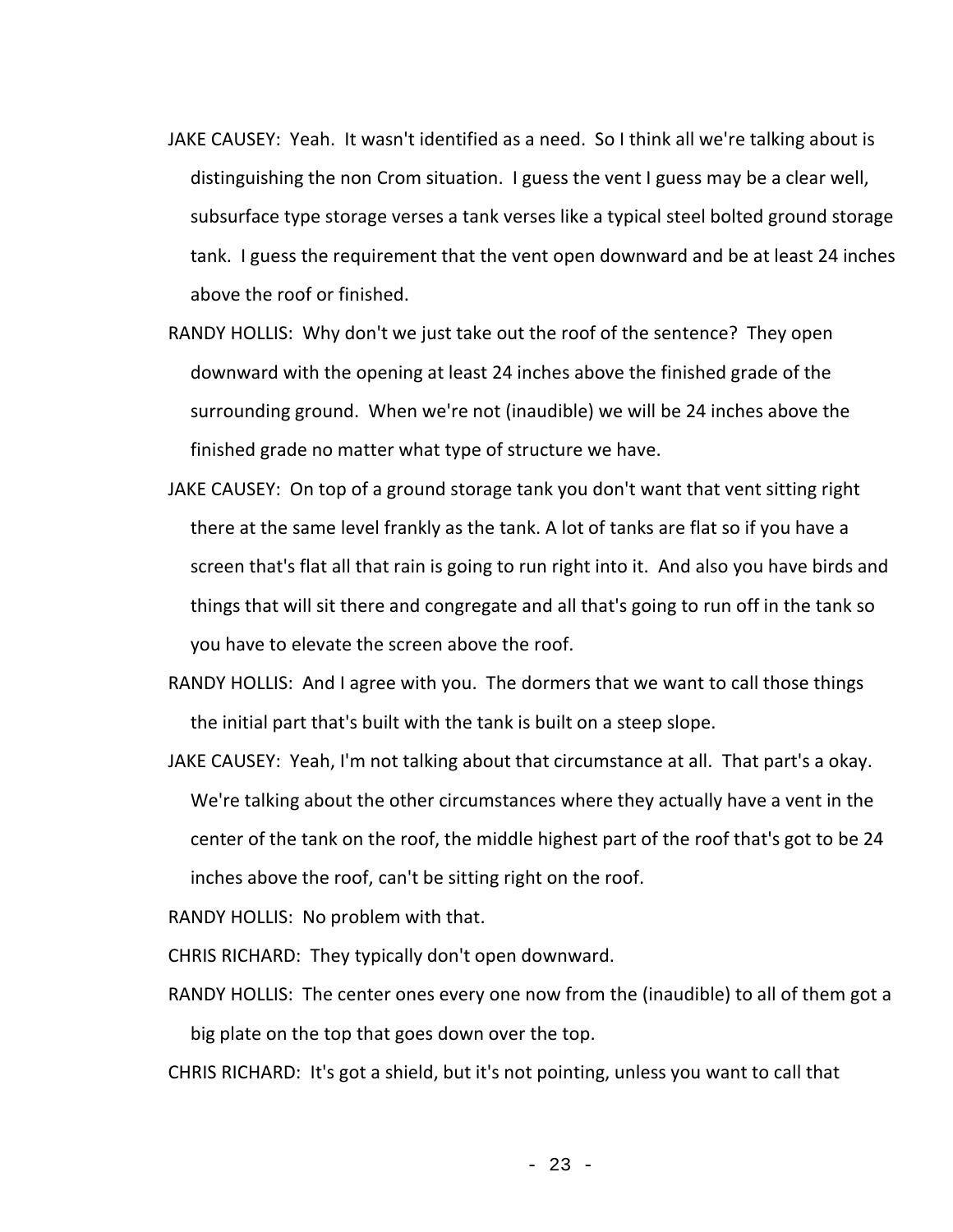JAKE CAUSEY: Yeah. It wasn't identified as a need. So I think all we're talking about is distinguishing the non Crom situation. I guess the vent I guess may be a clear well, subsurface type storage verses a tank verses like a typical steel bolted ground storage tank. I guess the requirement that the vent open downward and be at least 24 inches above the roof or finished.

RANDY HOLLIS: Why don't we just take out the roof of the sentence? They open downward with the opening at least 24 inches above the finished grade of the surrounding ground. When we're not (inaudible) we will be 24 inches above the finished grade no matter what type of structure we have.

JAKE CAUSEY: On top of a ground storage tank you don't want that vent sitting right there at the same level frankly as the tank. A lot of tanks are flat so if you have a screen that's flat all that rain is going to run right into it. And also you have birds and things that will sit there and congregate and all that's going to run off in the tank so you have to elevate the screen above the roof.

RANDY HOLLIS: And I agree with you. The dormers that we want to call those things the initial part that's built with the tank is built on a steep slope.

JAKE CAUSEY: Yeah, I'm not talking about that circumstance at all. That part's a okay. We're talking about the other circumstances where they actually have a vent in the center of the tank on the roof, the middle highest part of the roof that's got to be 24 inches above the roof, can't be sitting right on the roof.

RANDY HOLLIS: No problem with that.

CHRIS RICHARD: They typically don't open downward.

RANDY HOLLIS: The center ones every one now from the (inaudible) to all of them got a big plate on the top that goes down over the top.

CHRIS RICHARD: It's got a shield, but it's not pointing, unless you want to call that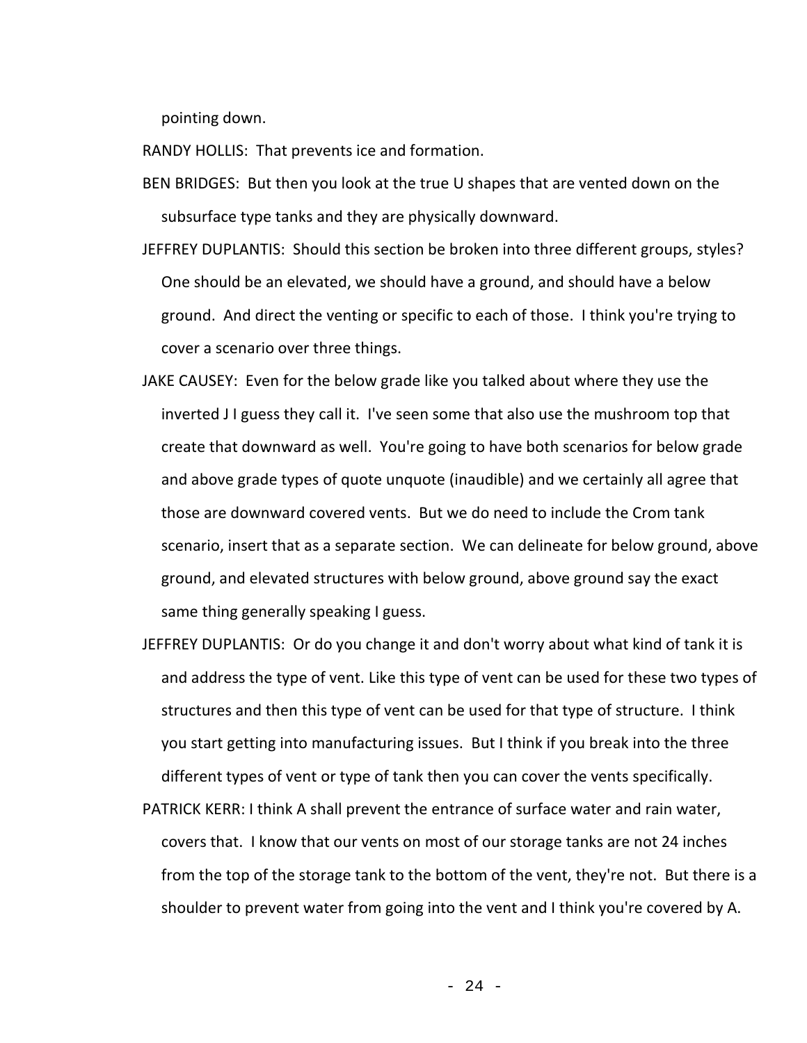pointing down.

RANDY HOLLIS: That prevents ice and formation.

BEN BRIDGES: But then you look at the true U shapes that are vented down on the subsurface type tanks and they are physically downward.

JEFFREY DUPLANTIS: Should this section be broken into three different groups, styles? One should be an elevated, we should have a ground, and should have a below ground. And direct the venting or specific to each of those. I think you're trying to cover a scenario over three things.

JAKE CAUSEY: Even for the below grade like you talked about where they use the inverted J I guess they call it. I've seen some that also use the mushroom top that create that downward as well. You're going to have both scenarios for below grade and above grade types of quote unquote (inaudible) and we certainly all agree that those are downward covered vents. But we do need to include the Crom tank scenario, insert that as a separate section. We can delineate for below ground, above ground, and elevated structures with below ground, above ground say the exact same thing generally speaking I guess.

JEFFREY DUPLANTIS: Or do you change it and don't worry about what kind of tank it is and address the type of vent. Like this type of vent can be used for these two types of structures and then this type of vent can be used for that type of structure. I think you start getting into manufacturing issues. But I think if you break into the three different types of vent or type of tank then you can cover the vents specifically.

PATRICK KERR: I think A shall prevent the entrance of surface water and rain water, covers that. I know that our vents on most of our storage tanks are not 24 inches from the top of the storage tank to the bottom of the vent, they're not. But there is a shoulder to prevent water from going into the vent and I think you're covered by A.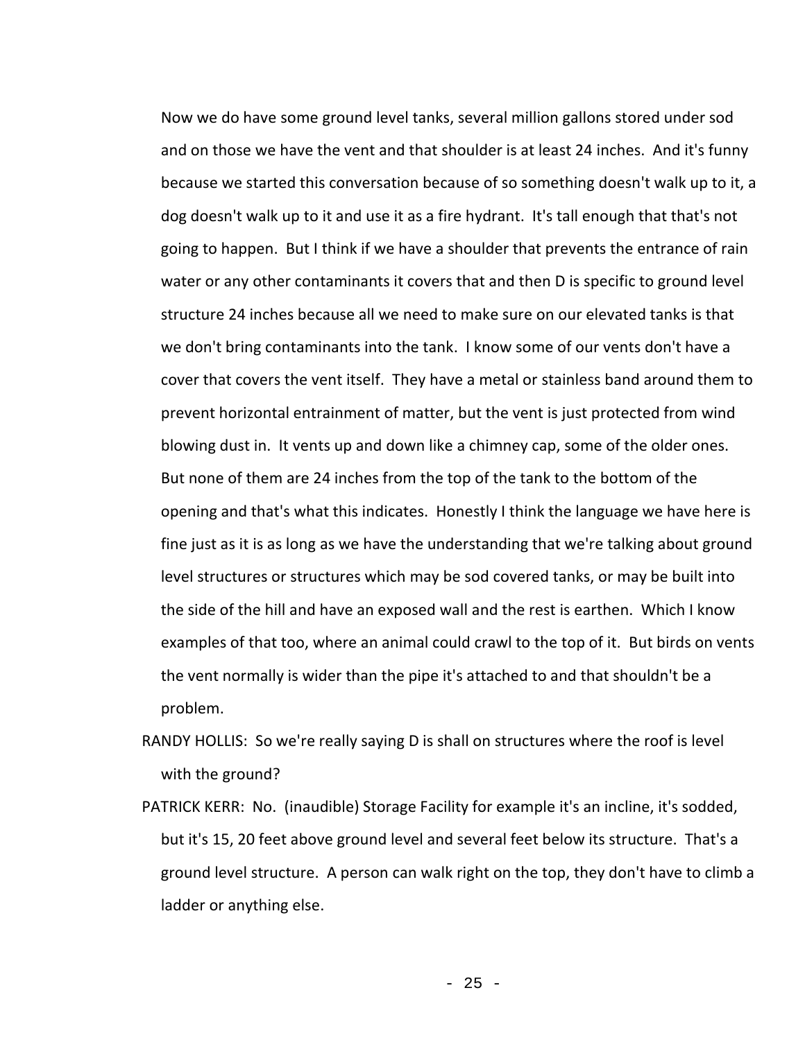Now we do have some ground level tanks, several million gallons stored under sod and on those we have the vent and that shoulder is at least 24 inches. And it's funny because we started this conversation because of so something doesn't walk up to it, a dog doesn't walk up to it and use it as a fire hydrant. It's tall enough that that's not going to happen. But I think if we have a shoulder that prevents the entrance of rain water or any other contaminants it covers that and then D is specific to ground level structure 24 inches because all we need to make sure on our elevated tanks is that we don't bring contaminants into the tank. I know some of our vents don't have a cover that covers the vent itself. They have a metal or stainless band around them to prevent horizontal entrainment of matter, but the vent is just protected from wind blowing dust in. It vents up and down like a chimney cap, some of the older ones. But none of them are 24 inches from the top of the tank to the bottom of the opening and that's what this indicates. Honestly I think the language we have here is fine just as it is as long as we have the understanding that we're talking about ground level structures or structures which may be sod covered tanks, or may be built into the side of the hill and have an exposed wall and the rest is earthen. Which I know examples of that too, where an animal could crawl to the top of it. But birds on vents the vent normally is wider than the pipe it's attached to and that shouldn't be a problem.

RANDY HOLLIS: So we're really saying D is shall on structures where the roof is level with the ground?

PATRICK KERR: No. (inaudible) Storage Facility for example it's an incline, it's sodded, but it's 15, 20 feet above ground level and several feet below its structure. That's a ground level structure. A person can walk right on the top, they don't have to climb a ladder or anything else.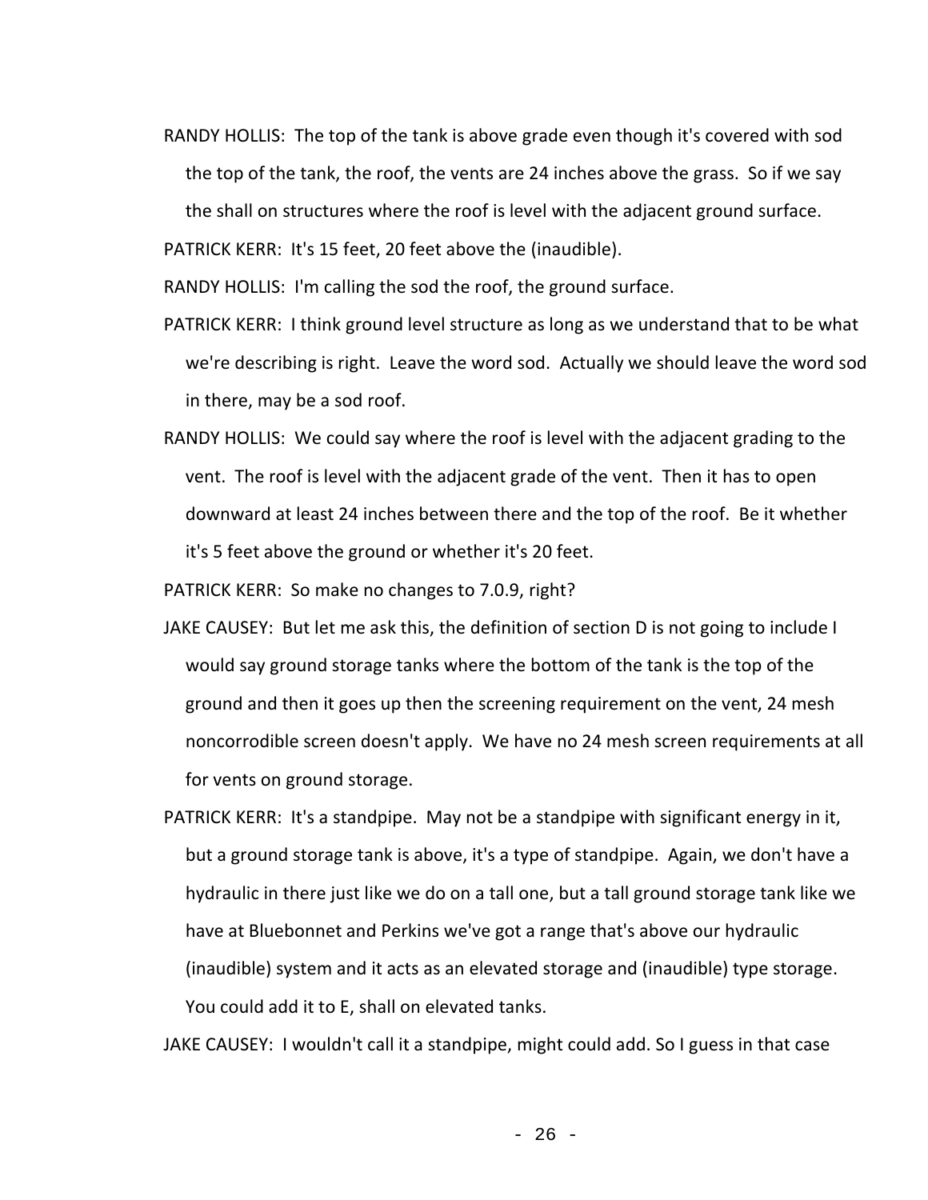RANDY HOLLIS: The top of the tank is above grade even though it's covered with sod the top of the tank, the roof, the vents are 24 inches above the grass. So if we say the shall on structures where the roof is level with the adjacent ground surface.

PATRICK KERR: It's 15 feet, 20 feet above the (inaudible).

RANDY HOLLIS: I'm calling the sod the roof, the ground surface.

PATRICK KERR: I think ground level structure as long as we understand that to be what we're describing is right. Leave the word sod. Actually we should leave the word sod in there, may be a sod roof.

RANDY HOLLIS: We could say where the roof is level with the adjacent grading to the vent. The roof is level with the adjacent grade of the vent. Then it has to open downward at least 24 inches between there and the top of the roof. Be it whether it's 5 feet above the ground or whether it's 20 feet.

PATRICK KERR: So make no changes to 7.0.9, right?

JAKE CAUSEY: But let me ask this, the definition of section D is not going to include I would say ground storage tanks where the bottom of the tank is the top of the ground and then it goes up then the screening requirement on the vent, 24 mesh noncorrodible screen doesn't apply. We have no 24 mesh screen requirements at all for vents on ground storage.

PATRICK KERR: It's a standpipe. May not be a standpipe with significant energy in it, but a ground storage tank is above, it's a type of standpipe. Again, we don't have a hydraulic in there just like we do on a tall one, but a tall ground storage tank like we have at Bluebonnet and Perkins we've got a range that's above our hydraulic (inaudible) system and it acts as an elevated storage and (inaudible) type storage. You could add it to E, shall on elevated tanks.

JAKE CAUSEY: I wouldn't call it a standpipe, might could add. So I guess in that case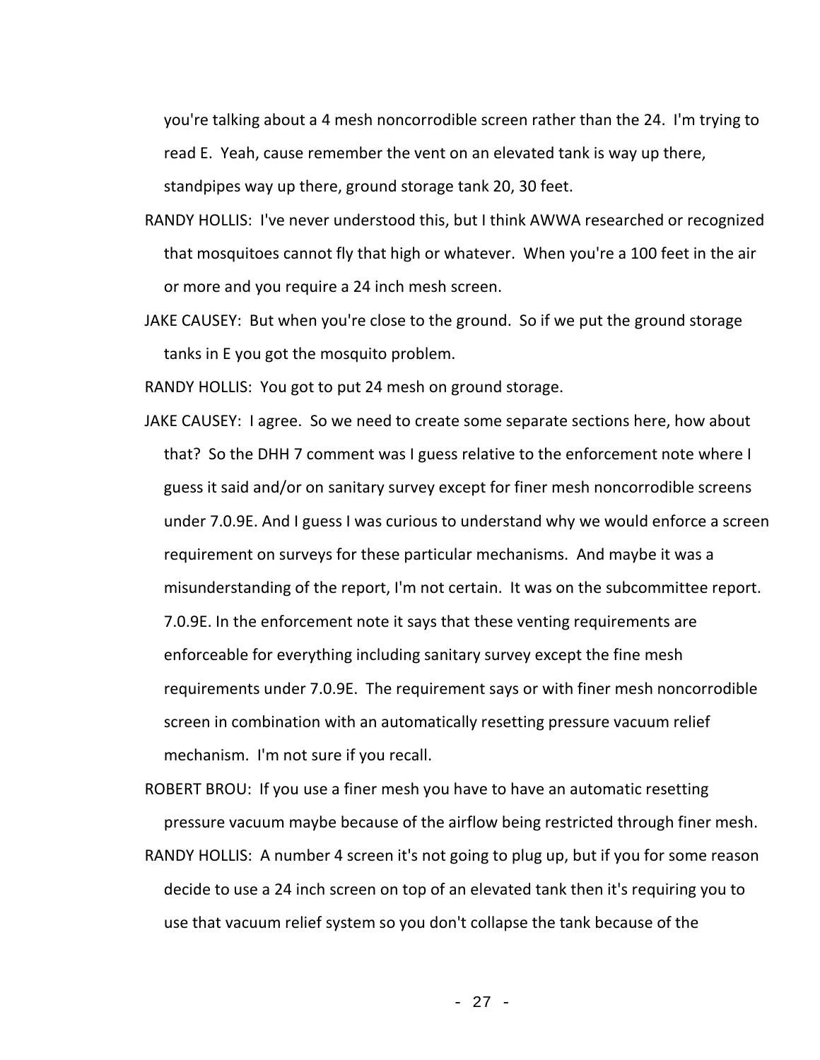you're talking about a 4 mesh noncorrodible screen rather than the 24. I'm trying to read E. Yeah, cause remember the vent on an elevated tank is way up there, standpipes way up there, ground storage tank 20, 30 feet.

RANDY HOLLIS: I've never understood this, but I think AWWA researched or recognized that mosquitoes cannot fly that high or whatever. When you're a 100 feet in the air or more and you require a 24 inch mesh screen.

JAKE CAUSEY: But when you're close to the ground. So if we put the ground storage tanks in E you got the mosquito problem.

RANDY HOLLIS: You got to put 24 mesh on ground storage.

JAKE CAUSEY: I agree. So we need to create some separate sections here, how about that? So the DHH 7 comment was I guess relative to the enforcement note where I guess it said and/or on sanitary survey except for finer mesh noncorrodible screens under 7.0.9E. And I guess I was curious to understand why we would enforce a screen requirement on surveys for these particular mechanisms. And maybe it was a misunderstanding of the report, I'm not certain. It was on the subcommittee report. 7.0.9E. In the enforcement note it says that these venting requirements are enforceable for everything including sanitary survey except the fine mesh requirements under 7.0.9E. The requirement says or with finer mesh noncorrodible screen in combination with an automatically resetting pressure vacuum relief mechanism. I'm not sure if you recall.

ROBERT BROU: If you use a finer mesh you have to have an automatic resetting pressure vacuum maybe because of the airflow being restricted through finer mesh.

RANDY HOLLIS: A number 4 screen it's not going to plug up, but if you for some reason decide to use a 24 inch screen on top of an elevated tank then it's requiring you to use that vacuum relief system so you don't collapse the tank because of the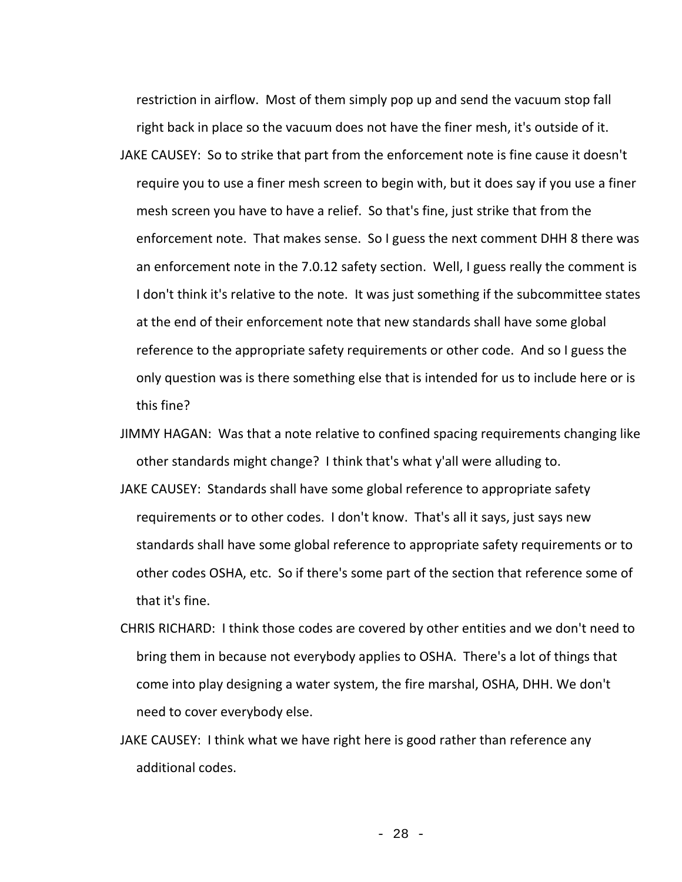restriction in airflow. Most of them simply pop up and send the vacuum stop fall right back in place so the vacuum does not have the finer mesh, it's outside of it.

JAKE CAUSEY: So to strike that part from the enforcement note is fine cause it doesn't require you to use a finer mesh screen to begin with, but it does say if you use a finer mesh screen you have to have a relief. So that's fine, just strike that from the enforcement note. That makes sense. So I guess the next comment DHH 8 there was an enforcement note in the 7.0.12 safety section. Well, I guess really the comment is I don't think it's relative to the note. It was just something if the subcommittee states at the end of their enforcement note that new standards shall have some global reference to the appropriate safety requirements or other code. And so I guess the only question was is there something else that is intended for us to include here or is this fine?

JIMMY HAGAN: Was that a note relative to confined spacing requirements changing like other standards might change? I think that's what y'all were alluding to.

JAKE CAUSEY: Standards shall have some global reference to appropriate safety requirements or to other codes. I don't know. That's all it says, just says new standards shall have some global reference to appropriate safety requirements or to other codes OSHA, etc. So if there's some part of the section that reference some of that it's fine.

CHRIS RICHARD: I think those codes are covered by other entities and we don't need to bring them in because not everybody applies to OSHA. There's a lot of things that come into play designing a water system, the fire marshal, OSHA, DHH. We don't need to cover everybody else.

JAKE CAUSEY: I think what we have right here is good rather than reference any additional codes.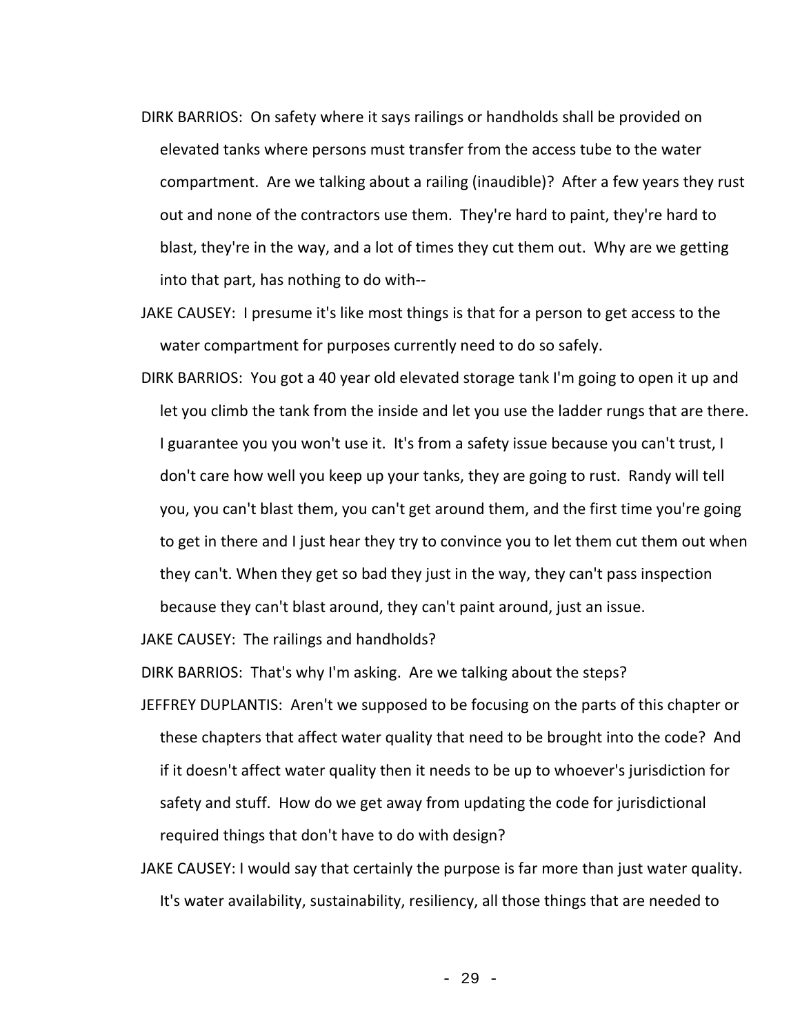DIRK BARRIOS: On safety where it says railings or handholds shall be provided on elevated tanks where persons must transfer from the access tube to the water compartment. Are we talking about a railing (inaudible)? After a few years they rust out and none of the contractors use them. They're hard to paint, they're hard to blast, they're in the way, and a lot of times they cut them out. Why are we getting into that part, has nothing to do with--

JAKE CAUSEY: I presume it's like most things is that for a person to get access to the water compartment for purposes currently need to do so safely.

DIRK BARRIOS: You got a 40 year old elevated storage tank I'm going to open it up and let you climb the tank from the inside and let you use the ladder rungs that are there. I guarantee you you won't use it. It's from a safety issue because you can't trust, I don't care how well you keep up your tanks, they are going to rust. Randy will tell you, you can't blast them, you can't get around them, and the first time you're going to get in there and I just hear they try to convince you to let them cut them out when they can't. When they get so bad they just in the way, they can't pass inspection because they can't blast around, they can't paint around, just an issue.

JAKE CAUSEY: The railings and handholds?

DIRK BARRIOS: That's why I'm asking. Are we talking about the steps?

JEFFREY DUPLANTIS: Aren't we supposed to be focusing on the parts of this chapter or these chapters that affect water quality that need to be brought into the code? And if it doesn't affect water quality then it needs to be up to whoever's jurisdiction for safety and stuff. How do we get away from updating the code for jurisdictional required things that don't have to do with design?

JAKE CAUSEY: I would say that certainly the purpose is far more than just water quality. It's water availability, sustainability, resiliency, all those things that are needed to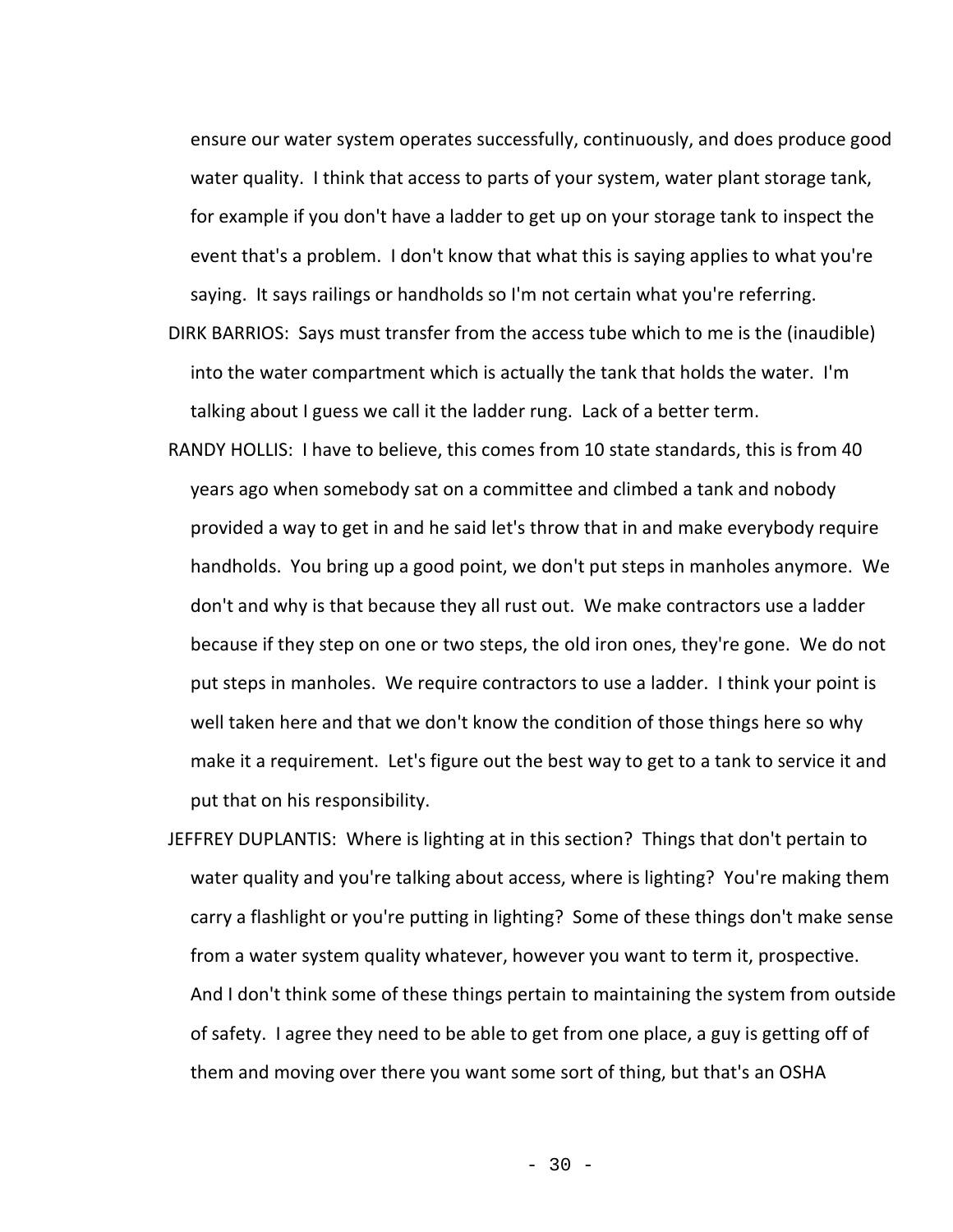ensure our water system operates successfully, continuously, and does produce good water quality. I think that access to parts of your system, water plant storage tank, for example if you don't have a ladder to get up on your storage tank to inspect the event that's a problem. I don't know that what this is saying applies to what you're saying. It says railings or handholds so I'm not certain what you're referring.

DIRK BARRIOS: Says must transfer from the access tube which to me is the (inaudible) into the water compartment which is actually the tank that holds the water. I'm talking about I guess we call it the ladder rung. Lack of a better term.

RANDY HOLLIS: I have to believe, this comes from 10 state standards, this is from 40 years ago when somebody sat on a committee and climbed a tank and nobody provided a way to get in and he said let's throw that in and make everybody require handholds. You bring up a good point, we don't put steps in manholes anymore. We don't and why is that because they all rust out. We make contractors use a ladder because if they step on one or two steps, the old iron ones, they're gone. We do not put steps in manholes. We require contractors to use a ladder. I think your point is well taken here and that we don't know the condition of those things here so why make it a requirement. Let's figure out the best way to get to a tank to service it and put that on his responsibility.

JEFFREY DUPLANTIS: Where is lighting at in this section? Things that don't pertain to water quality and you're talking about access, where is lighting? You're making them carry a flashlight or you're putting in lighting? Some of these things don't make sense from a water system quality whatever, however you want to term it, prospective. And I don't think some of these things pertain to maintaining the system from outside of safety. I agree they need to be able to get from one place, a guy is getting off of them and moving over there you want some sort of thing, but that's an OSHA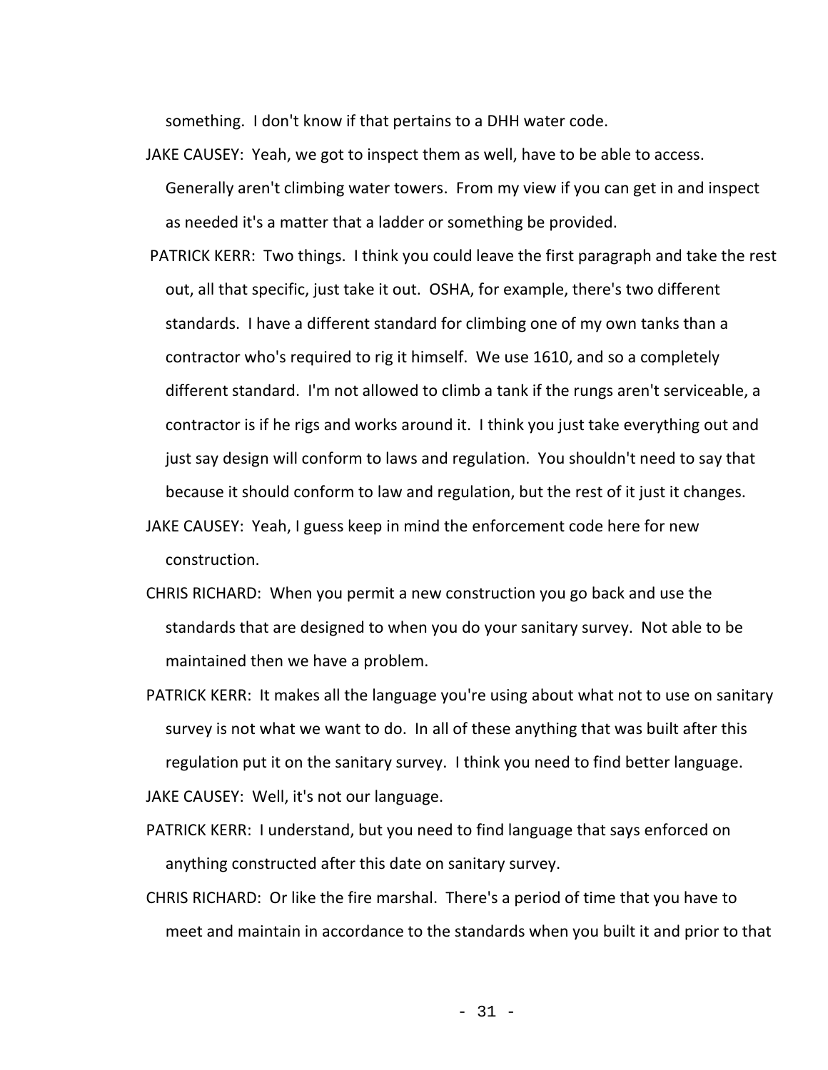something. I don't know if that pertains to a DHH water code.

JAKE CAUSEY: Yeah, we got to inspect them as well, have to be able to access. Generally aren't climbing water towers. From my view if you can get in and inspect as needed it's a matter that a ladder or something be provided.

PATRICK KERR: Two things. I think you could leave the first paragraph and take the rest out, all that specific, just take it out. OSHA, for example, there's two different standards. I have a different standard for climbing one of my own tanks than a contractor who's required to rig it himself. We use 1610, and so a completely different standard. I'm not allowed to climb a tank if the rungs aren't serviceable, a contractor is if he rigs and works around it. I think you just take everything out and just say design will conform to laws and regulation. You shouldn't need to say that because it should conform to law and regulation, but the rest of it just it changes.

JAKE CAUSEY: Yeah, I guess keep in mind the enforcement code here for new construction.

CHRIS RICHARD: When you permit a new construction you go back and use the standards that are designed to when you do your sanitary survey. Not able to be maintained then we have a problem.

PATRICK KERR: It makes all the language you're using about what not to use on sanitary survey is not what we want to do. In all of these anything that was built after this regulation put it on the sanitary survey. I think you need to find better language.

JAKE CAUSEY: Well, it's not our language.

PATRICK KERR: I understand, but you need to find language that says enforced on anything constructed after this date on sanitary survey.

CHRIS RICHARD: Or like the fire marshal. There's a period of time that you have to meet and maintain in accordance to the standards when you built it and prior to that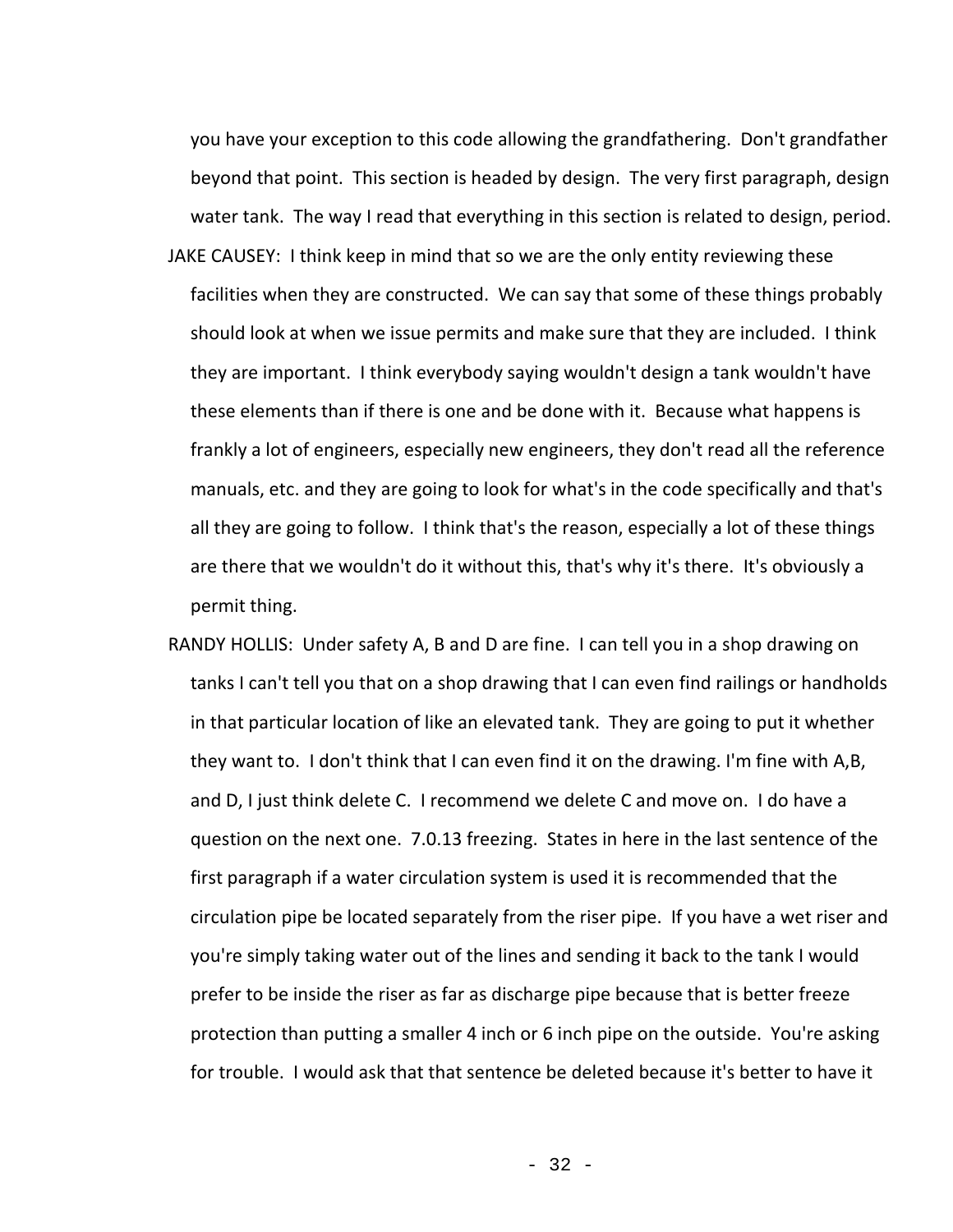you have your exception to this code allowing the grandfathering. Don't grandfather beyond that point. This section is headed by design. The very first paragraph, design water tank. The way I read that everything in this section is related to design, period.

JAKE CAUSEY: I think keep in mind that so we are the only entity reviewing these facilities when they are constructed. We can say that some of these things probably should look at when we issue permits and make sure that they are included. I think they are important. I think everybody saying wouldn't design a tank wouldn't have these elements than if there is one and be done with it. Because what happens is frankly a lot of engineers, especially new engineers, they don't read all the reference manuals, etc. and they are going to look for what's in the code specifically and that's all they are going to follow. I think that's the reason, especially a lot of these things are there that we wouldn't do it without this, that's why it's there. It's obviously a permit thing.

RANDY HOLLIS: Under safety A, B and D are fine. I can tell you in a shop drawing on tanks I can't tell you that on a shop drawing that I can even find railings or handholds in that particular location of like an elevated tank. They are going to put it whether they want to. I don't think that I can even find it on the drawing. I'm fine with A,B, and D, I just think delete C. I recommend we delete C and move on. I do have a question on the next one. 7.0.13 freezing. States in here in the last sentence of the first paragraph if a water circulation system is used it is recommended that the circulation pipe be located separately from the riser pipe. If you have a wet riser and you're simply taking water out of the lines and sending it back to the tank I would prefer to be inside the riser as far as discharge pipe because that is better freeze protection than putting a smaller 4 inch or 6 inch pipe on the outside. You're asking for trouble. I would ask that that sentence be deleted because it's better to have it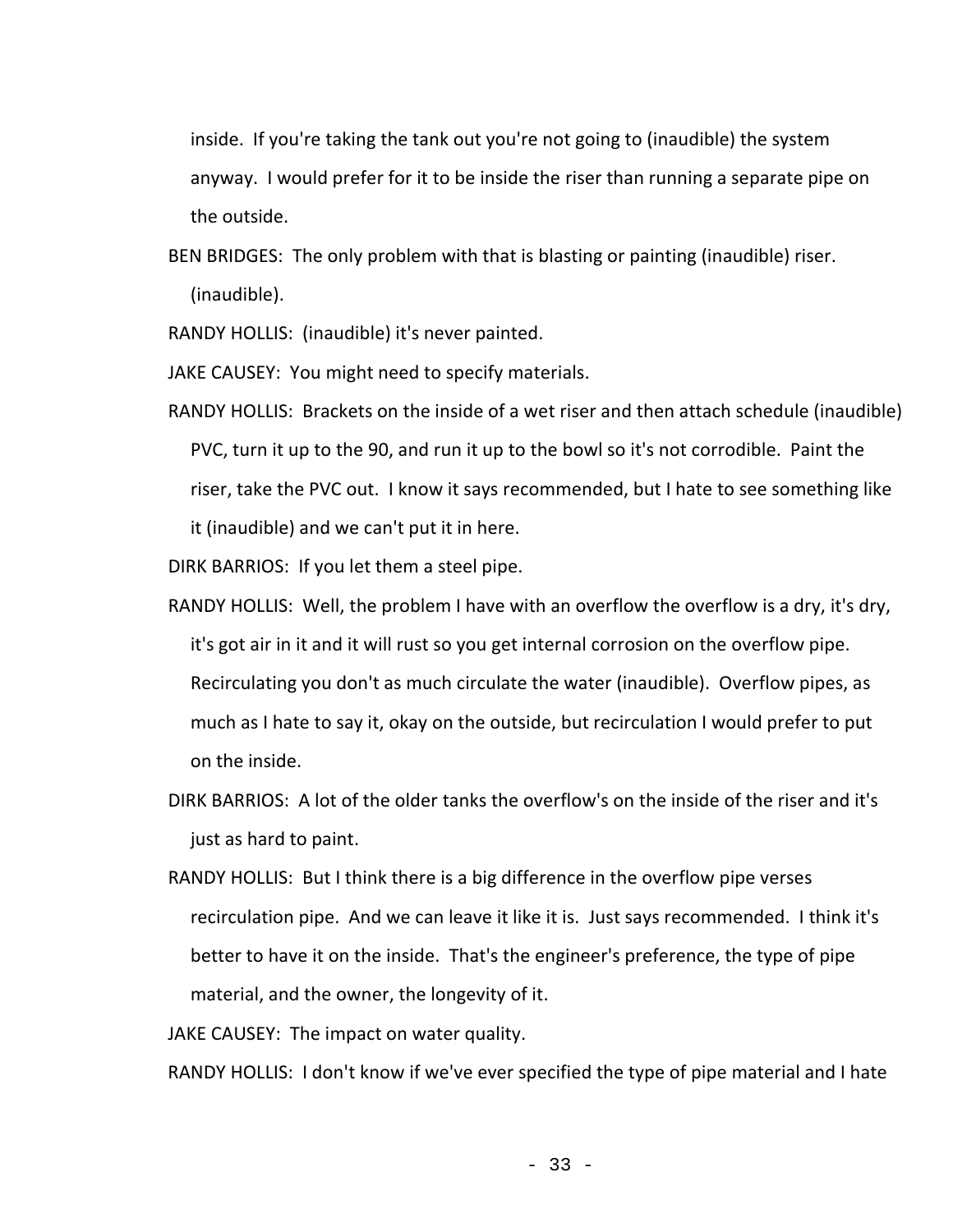inside. If you're taking the tank out you're not going to (inaudible) the system anyway. I would prefer for it to be inside the riser than running a separate pipe on the outside.

BEN BRIDGES: The only problem with that is blasting or painting (inaudible) riser. (inaudible).

RANDY HOLLIS: (inaudible) it's never painted.

JAKE CAUSEY: You might need to specify materials.

RANDY HOLLIS: Brackets on the inside of a wet riser and then attach schedule (inaudible) PVC, turn it up to the 90, and run it up to the bowl so it's not corrodible. Paint the riser, take the PVC out. I know it says recommended, but I hate to see something like it (inaudible) and we can't put it in here.

DIRK BARRIOS: If you let them a steel pipe.

RANDY HOLLIS: Well, the problem I have with an overflow the overflow is a dry, it's dry, it's got air in it and it will rust so you get internal corrosion on the overflow pipe. Recirculating you don't as much circulate the water (inaudible). Overflow pipes, as much as I hate to say it, okay on the outside, but recirculation I would prefer to put on the inside.

DIRK BARRIOS: A lot of the older tanks the overflow's on the inside of the riser and it's just as hard to paint.

RANDY HOLLIS: But I think there is a big difference in the overflow pipe verses recirculation pipe. And we can leave it like it is. Just says recommended. I think it's better to have it on the inside. That's the engineer's preference, the type of pipe material, and the owner, the longevity of it.

JAKE CAUSEY: The impact on water quality.

RANDY HOLLIS: I don't know if we've ever specified the type of pipe material and I hate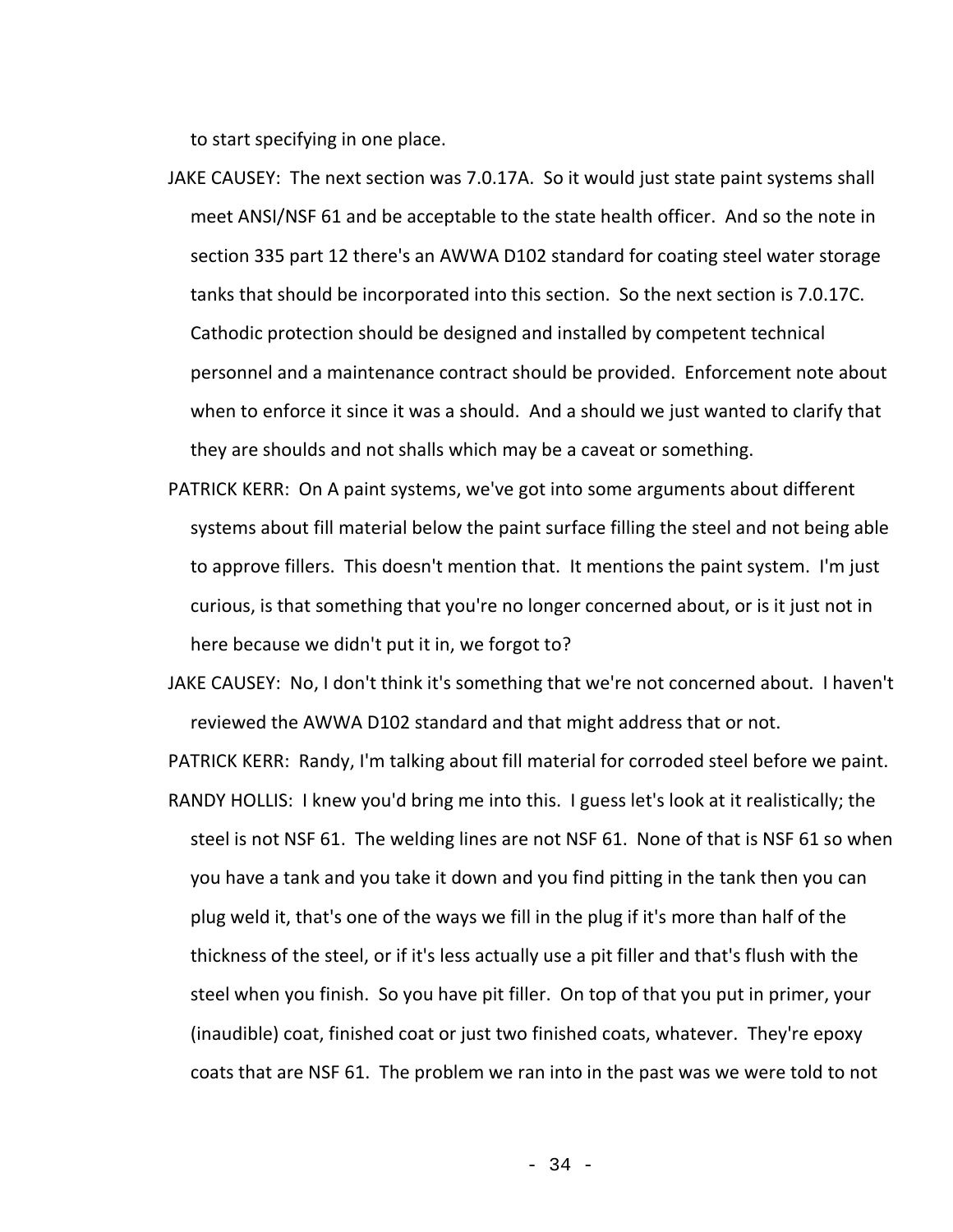to start specifying in one place.

JAKE CAUSEY: The next section was 7.0.17A. So it would just state paint systems shall meet ANSI/NSF 61 and be acceptable to the state health officer. And so the note in section 335 part 12 there's an AWWA D102 standard for coating steel water storage tanks that should be incorporated into this section. So the next section is 7.0.17C. Cathodic protection should be designed and installed by competent technical personnel and a maintenance contract should be provided. Enforcement note about when to enforce it since it was a should. And a should we just wanted to clarify that they are shoulds and not shalls which may be a caveat or something.

PATRICK KERR: On A paint systems, we've got into some arguments about different systems about fill material below the paint surface filling the steel and not being able to approve fillers. This doesn't mention that. It mentions the paint system. I'm just curious, is that something that you're no longer concerned about, or is it just not in here because we didn't put it in, we forgot to?

JAKE CAUSEY: No, I don't think it's something that we're not concerned about. I haven't reviewed the AWWA D102 standard and that might address that or not.

PATRICK KERR: Randy, I'm talking about fill material for corroded steel before we paint.

RANDY HOLLIS: I knew you'd bring me into this. I guess let's look at it realistically; the steel is not NSF 61. The welding lines are not NSF 61. None of that is NSF 61 so when you have a tank and you take it down and you find pitting in the tank then you can plug weld it, that's one of the ways we fill in the plug if it's more than half of the thickness of the steel, or if it's less actually use a pit filler and that's flush with the steel when you finish. So you have pit filler. On top of that you put in primer, your (inaudible) coat, finished coat or just two finished coats, whatever. They're epoxy coats that are NSF 61. The problem we ran into in the past was we were told to not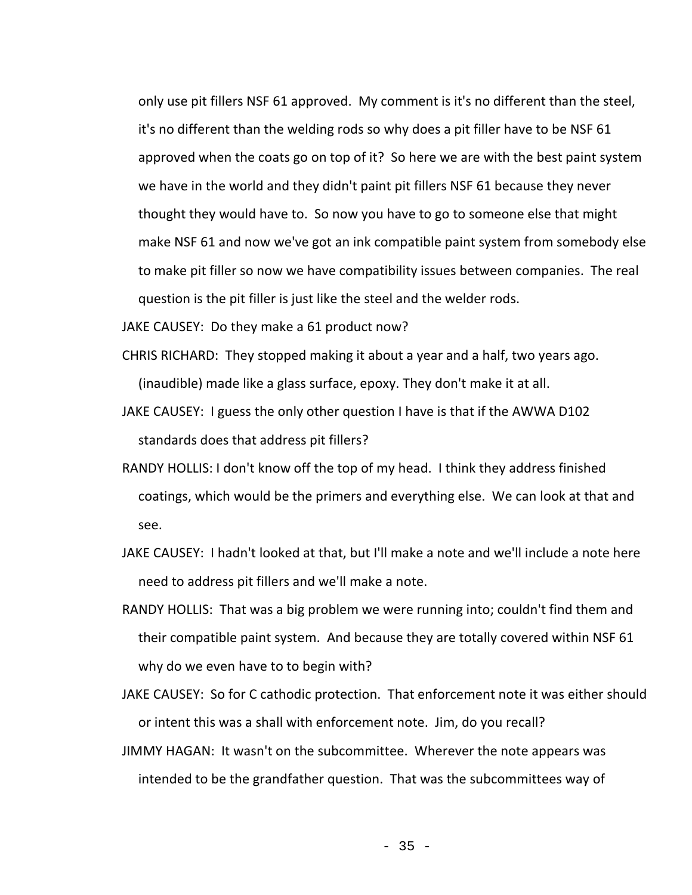only use pit fillers NSF 61 approved. My comment is it's no different than the steel, it's no different than the welding rods so why does a pit filler have to be NSF 61 approved when the coats go on top of it? So here we are with the best paint system we have in the world and they didn't paint pit fillers NSF 61 because they never thought they would have to. So now you have to go to someone else that might make NSF 61 and now we've got an ink compatible paint system from somebody else to make pit filler so now we have compatibility issues between companies. The real question is the pit filler is just like the steel and the welder rods.

JAKE CAUSEY: Do they make a 61 product now?

CHRIS RICHARD: They stopped making it about a year and a half, two years ago. (inaudible) made like a glass surface, epoxy. They don't make it at all.

JAKE CAUSEY: I guess the only other question I have is that if the AWWA D102 standards does that address pit fillers?

RANDY HOLLIS: I don't know off the top of my head. I think they address finished coatings, which would be the primers and everything else. We can look at that and see.

JAKE CAUSEY: I hadn't looked at that, but I'll make a note and we'll include a note here need to address pit fillers and we'll make a note.

RANDY HOLLIS: That was a big problem we were running into; couldn't find them and their compatible paint system. And because they are totally covered within NSF 61 why do we even have to to begin with?

JAKE CAUSEY: So for C cathodic protection. That enforcement note it was either should or intent this was a shall with enforcement note. Jim, do you recall?

JIMMY HAGAN: It wasn't on the subcommittee. Wherever the note appears was intended to be the grandfather question. That was the subcommittees way of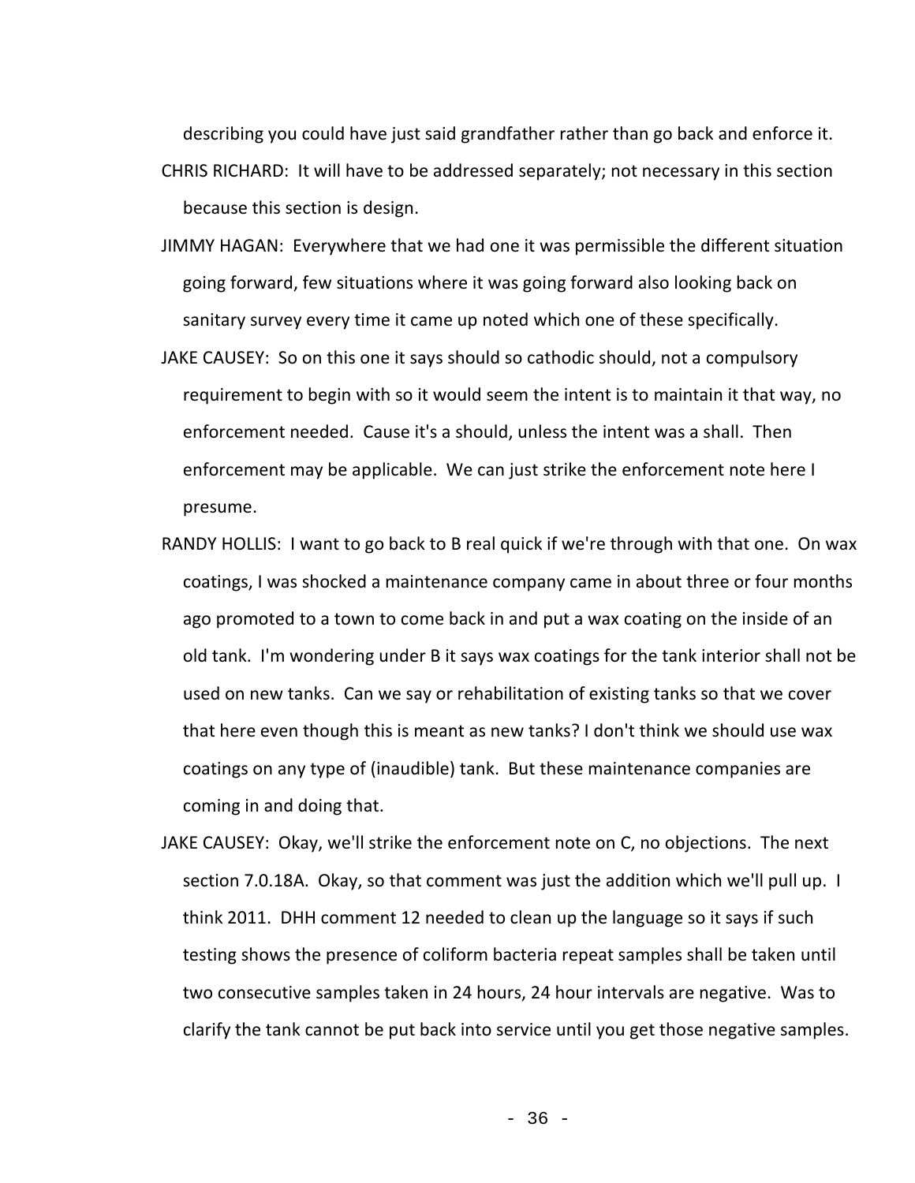describing you could have just said grandfather rather than go back and enforce it.

CHRIS RICHARD: It will have to be addressed separately; not necessary in this section because this section is design.

JIMMY HAGAN: Everywhere that we had one it was permissible the different situation going forward, few situations where it was going forward also looking back on sanitary survey every time it came up noted which one of these specifically.

JAKE CAUSEY: So on this one it says should so cathodic should, not a compulsory requirement to begin with so it would seem the intent is to maintain it that way, no enforcement needed. Cause it's a should, unless the intent was a shall. Then enforcement may be applicable. We can just strike the enforcement note here I presume.

RANDY HOLLIS: I want to go back to B real quick if we're through with that one. On wax coatings, I was shocked a maintenance company came in about three or four months ago promoted to a town to come back in and put a wax coating on the inside of an old tank. I'm wondering under B it says wax coatings for the tank interior shall not be used on new tanks. Can we say or rehabilitation of existing tanks so that we cover that here even though this is meant as new tanks? I don't think we should use wax coatings on any type of (inaudible) tank. But these maintenance companies are coming in and doing that.

JAKE CAUSEY: Okay, we'll strike the enforcement note on C, no objections. The next section 7.0.18A. Okay, so that comment was just the addition which we'll pull up. I think 2011. DHH comment 12 needed to clean up the language so it says if such testing shows the presence of coliform bacteria repeat samples shall be taken until two consecutive samples taken in 24 hours, 24 hour intervals are negative. Was to clarify the tank cannot be put back into service until you get those negative samples.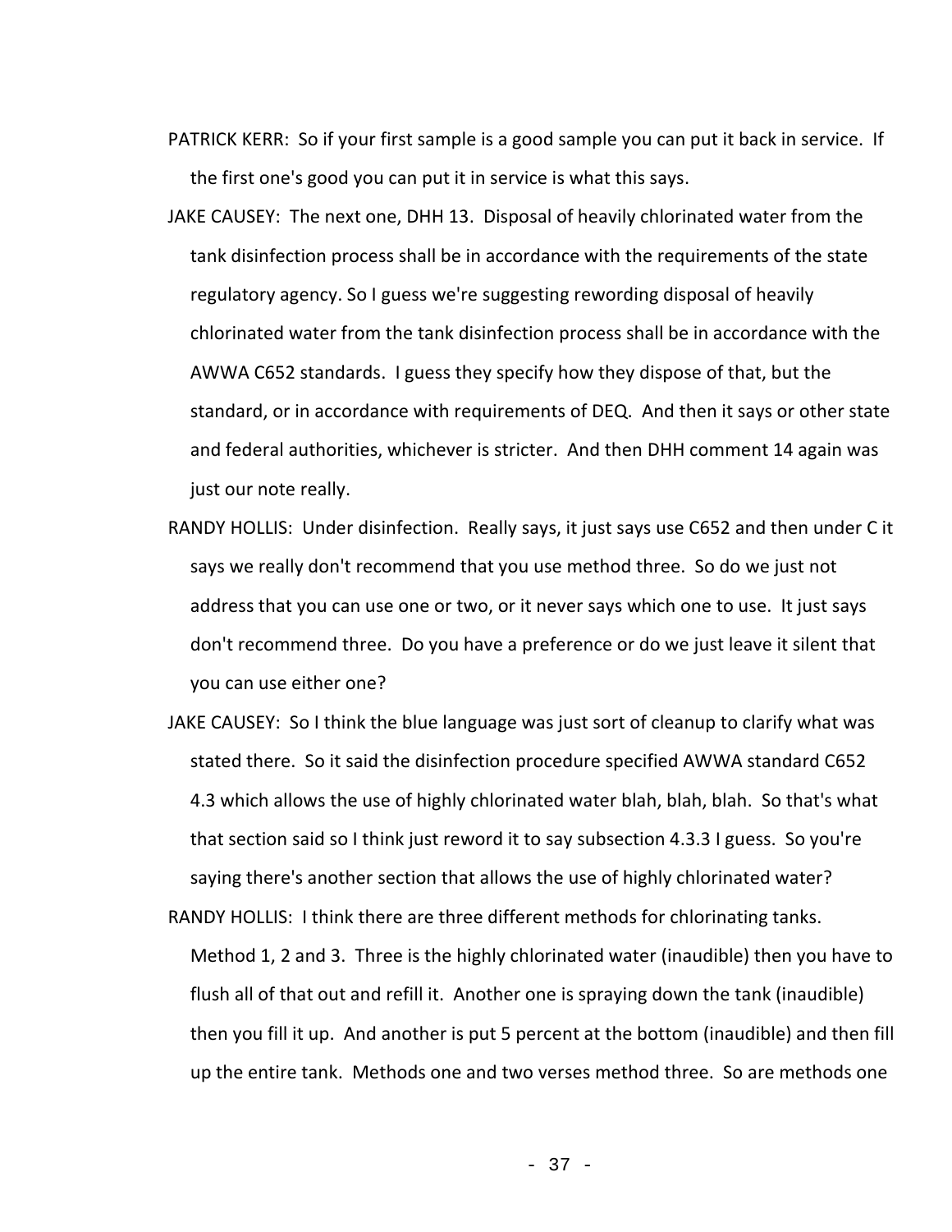PATRICK KERR: So if your first sample is a good sample you can put it back in service. If the first one's good you can put it in service is what this says.

JAKE CAUSEY: The next one, DHH 13. Disposal of heavily chlorinated water from the tank disinfection process shall be in accordance with the requirements of the state regulatory agency. So I guess we're suggesting rewording disposal of heavily chlorinated water from the tank disinfection process shall be in accordance with the AWWA C652 standards. I guess they specify how they dispose of that, but the standard, or in accordance with requirements of DEQ. And then it says or other state and federal authorities, whichever is stricter. And then DHH comment 14 again was just our note really.

RANDY HOLLIS: Under disinfection. Really says, it just says use C652 and then under C it says we really don't recommend that you use method three. So do we just not address that you can use one or two, or it never says which one to use. It just says don't recommend three. Do you have a preference or do we just leave it silent that you can use either one?

JAKE CAUSEY: So I think the blue language was just sort of cleanup to clarify what was stated there. So it said the disinfection procedure specified AWWA standard C652 4.3 which allows the use of highly chlorinated water blah, blah, blah. So that's what that section said so I think just reword it to say subsection 4.3.3 I guess. So you're saying there's another section that allows the use of highly chlorinated water?

RANDY HOLLIS: I think there are three different methods for chlorinating tanks. Method 1, 2 and 3. Three is the highly chlorinated water (inaudible) then you have to flush all of that out and refill it. Another one is spraying down the tank (inaudible) then you fill it up. And another is put 5 percent at the bottom (inaudible) and then fill up the entire tank. Methods one and two verses method three. So are methods one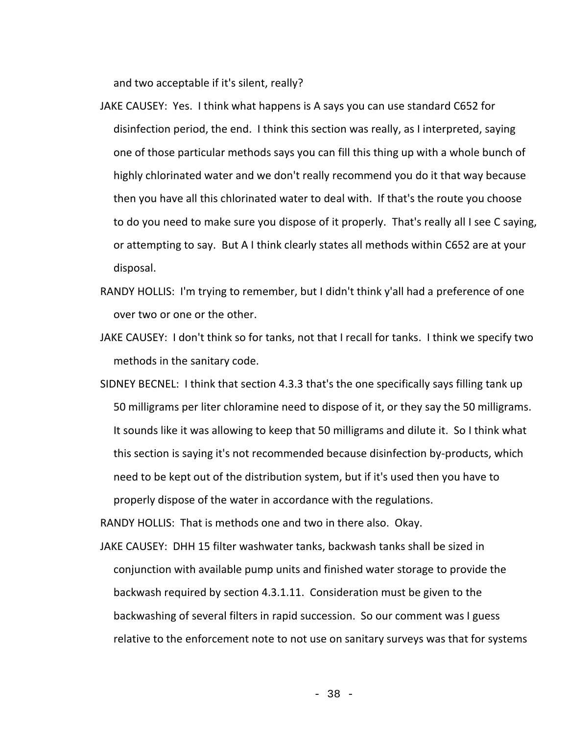and two acceptable if it's silent, really?

JAKE CAUSEY: Yes. I think what happens is A says you can use standard C652 for disinfection period, the end. I think this section was really, as I interpreted, saying one of those particular methods says you can fill this thing up with a whole bunch of highly chlorinated water and we don't really recommend you do it that way because then you have all this chlorinated water to deal with. If that's the route you choose to do you need to make sure you dispose of it properly. That's really all I see C saying, or attempting to say. But A I think clearly states all methods within C652 are at your disposal.

RANDY HOLLIS: I'm trying to remember, but I didn't think y'all had a preference of one over two or one or the other.

JAKE CAUSEY: I don't think so for tanks, not that I recall for tanks. I think we specify two methods in the sanitary code.

SIDNEY BECNEL: I think that section 4.3.3 that's the one specifically says filling tank up 50 milligrams per liter chloramine need to dispose of it, or they say the 50 milligrams. It sounds like it was allowing to keep that 50 milligrams and dilute it. So I think what this section is saying it's not recommended because disinfection by-products, which need to be kept out of the distribution system, but if it's used then you have to properly dispose of the water in accordance with the regulations.

RANDY HOLLIS: That is methods one and two in there also. Okay.

JAKE CAUSEY: DHH 15 filter washwater tanks, backwash tanks shall be sized in conjunction with available pump units and finished water storage to provide the backwash required by section 4.3.1.11. Consideration must be given to the backwashing of several filters in rapid succession. So our comment was I guess relative to the enforcement note to not use on sanitary surveys was that for systems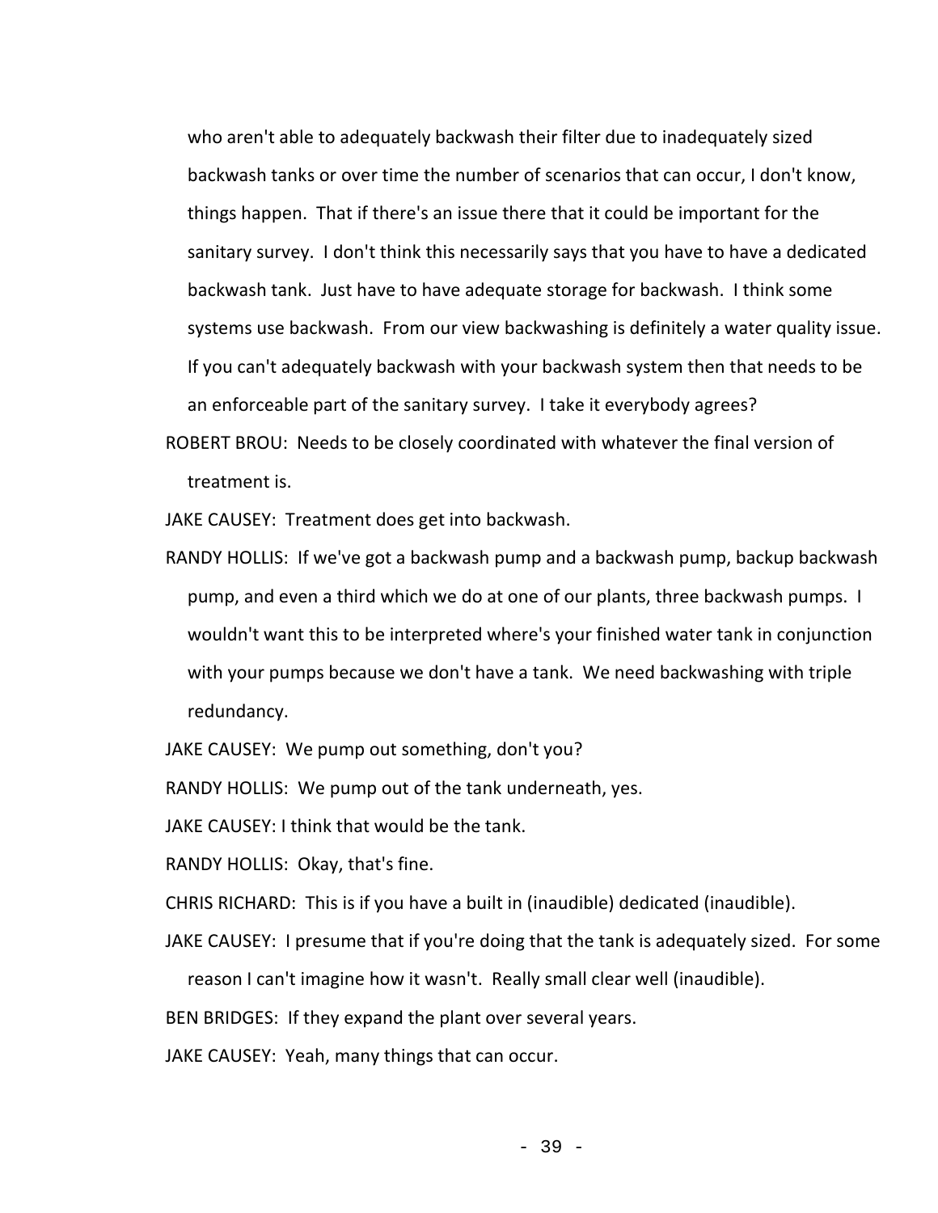who aren't able to adequately backwash their filter due to inadequately sized backwash tanks or over time the number of scenarios that can occur, I don't know, things happen. That if there's an issue there that it could be important for the sanitary survey. I don't think this necessarily says that you have to have a dedicated backwash tank. Just have to have adequate storage for backwash. I think some systems use backwash. From our view backwashing is definitely a water quality issue. If you can't adequately backwash with your backwash system then that needs to be an enforceable part of the sanitary survey. I take it everybody agrees?

ROBERT BROU: Needs to be closely coordinated with whatever the final version of treatment is.

JAKE CAUSEY: Treatment does get into backwash.

RANDY HOLLIS: If we've got a backwash pump and a backwash pump, backup backwash pump, and even a third which we do at one of our plants, three backwash pumps. I wouldn't want this to be interpreted where's your finished water tank in conjunction with your pumps because we don't have a tank. We need backwashing with triple redundancy.

JAKE CAUSEY: We pump out something, don't you?

RANDY HOLLIS: We pump out of the tank underneath, yes.

JAKE CAUSEY: I think that would be the tank.

RANDY HOLLIS: Okay, that's fine.

CHRIS RICHARD: This is if you have a built in (inaudible) dedicated (inaudible).

JAKE CAUSEY: I presume that if you're doing that the tank is adequately sized. For some reason I can't imagine how it wasn't. Really small clear well (inaudible).

BEN BRIDGES: If they expand the plant over several years.

JAKE CAUSEY: Yeah, many things that can occur.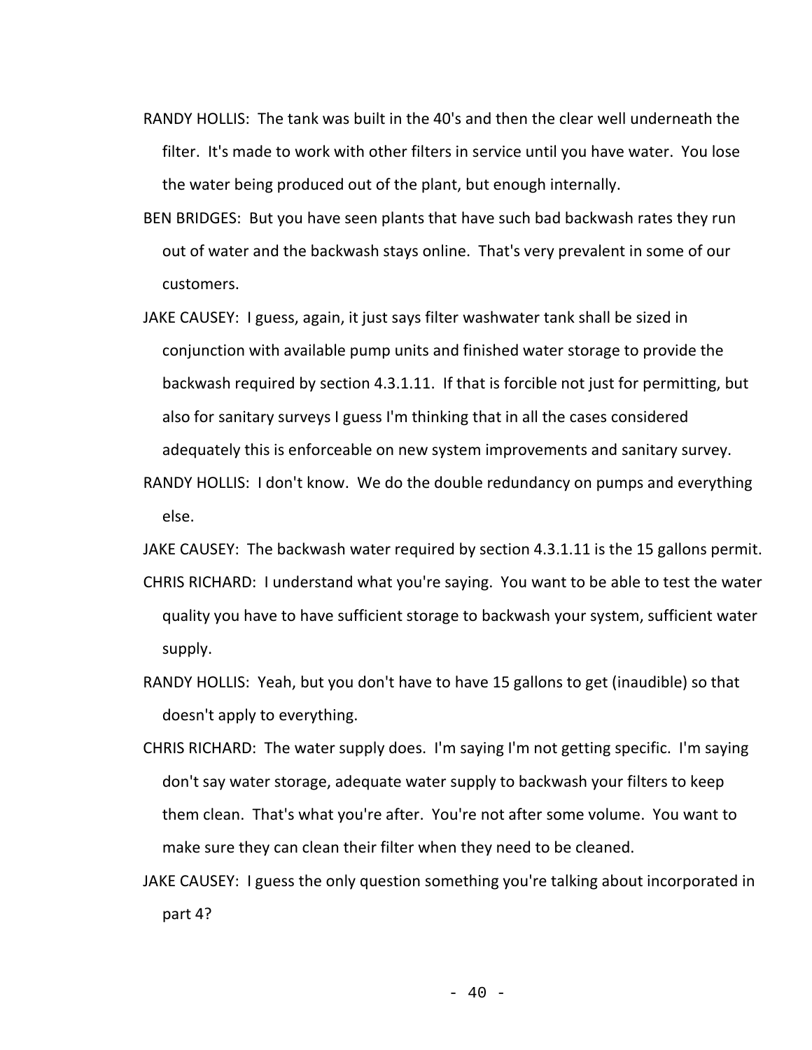RANDY HOLLIS: The tank was built in the 40's and then the clear well underneath the filter. It's made to work with other filters in service until you have water. You lose the water being produced out of the plant, but enough internally.

BEN BRIDGES: But you have seen plants that have such bad backwash rates they run out of water and the backwash stays online. That's very prevalent in some of our customers.

JAKE CAUSEY: I guess, again, it just says filter washwater tank shall be sized in conjunction with available pump units and finished water storage to provide the backwash required by section 4.3.1.11. If that is forcible not just for permitting, but also for sanitary surveys I guess I'm thinking that in all the cases considered adequately this is enforceable on new system improvements and sanitary survey.

RANDY HOLLIS: I don't know. We do the double redundancy on pumps and everything else.

JAKE CAUSEY: The backwash water required by section 4.3.1.11 is the 15 gallons permit.

CHRIS RICHARD: I understand what you're saying. You want to be able to test the water quality you have to have sufficient storage to backwash your system, sufficient water supply.

RANDY HOLLIS: Yeah, but you don't have to have 15 gallons to get (inaudible) so that doesn't apply to everything.

CHRIS RICHARD: The water supply does. I'm saying I'm not getting specific. I'm saying don't say water storage, adequate water supply to backwash your filters to keep them clean. That's what you're after. You're not after some volume. You want to make sure they can clean their filter when they need to be cleaned.

JAKE CAUSEY: I guess the only question something you're talking about incorporated in part 4?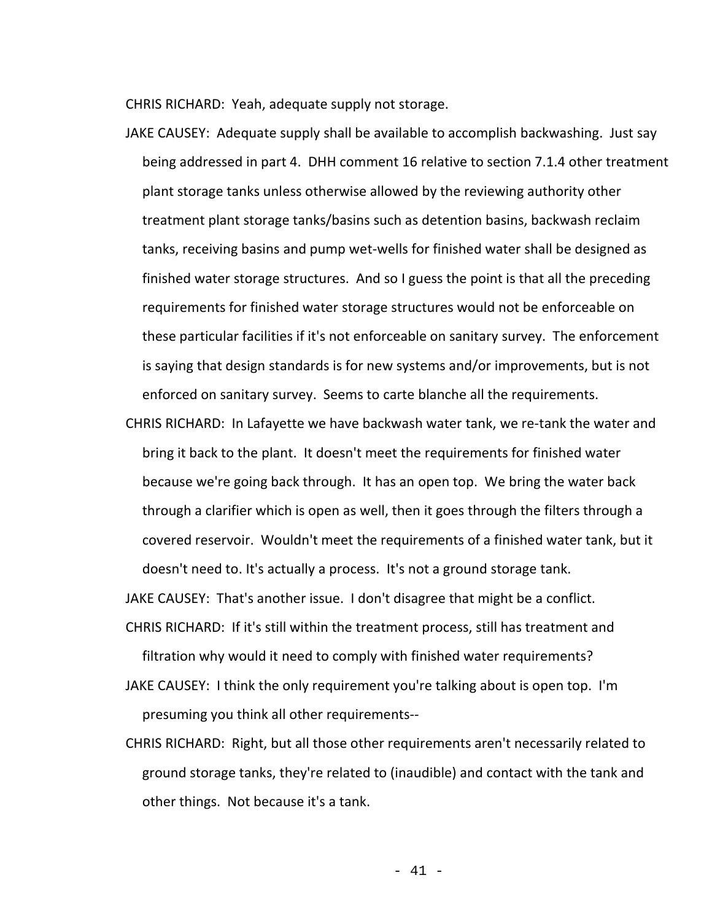CHRIS RICHARD: Yeah, adequate supply not storage.

JAKE CAUSEY: Adequate supply shall be available to accomplish backwashing. Just say being addressed in part 4. DHH comment 16 relative to section 7.1.4 other treatment plant storage tanks unless otherwise allowed by the reviewing authority other treatment plant storage tanks/basins such as detention basins, backwash reclaim tanks, receiving basins and pump wet-wells for finished water shall be designed as finished water storage structures. And so I guess the point is that all the preceding requirements for finished water storage structures would not be enforceable on these particular facilities if it's not enforceable on sanitary survey. The enforcement is saying that design standards is for new systems and/or improvements, but is not enforced on sanitary survey. Seems to carte blanche all the requirements.

CHRIS RICHARD: In Lafayette we have backwash water tank, we re-tank the water and bring it back to the plant. It doesn't meet the requirements for finished water because we're going back through. It has an open top. We bring the water back through a clarifier which is open as well, then it goes through the filters through a covered reservoir. Wouldn't meet the requirements of a finished water tank, but it doesn't need to. It's actually a process. It's not a ground storage tank.

JAKE CAUSEY: That's another issue. I don't disagree that might be a conflict.

CHRIS RICHARD: If it's still within the treatment process, still has treatment and filtration why would it need to comply with finished water requirements?

JAKE CAUSEY: I think the only requirement you're talking about is open top. I'm presuming you think all other requirements--

CHRIS RICHARD: Right, but all those other requirements aren't necessarily related to ground storage tanks, they're related to (inaudible) and contact with the tank and other things. Not because it's a tank.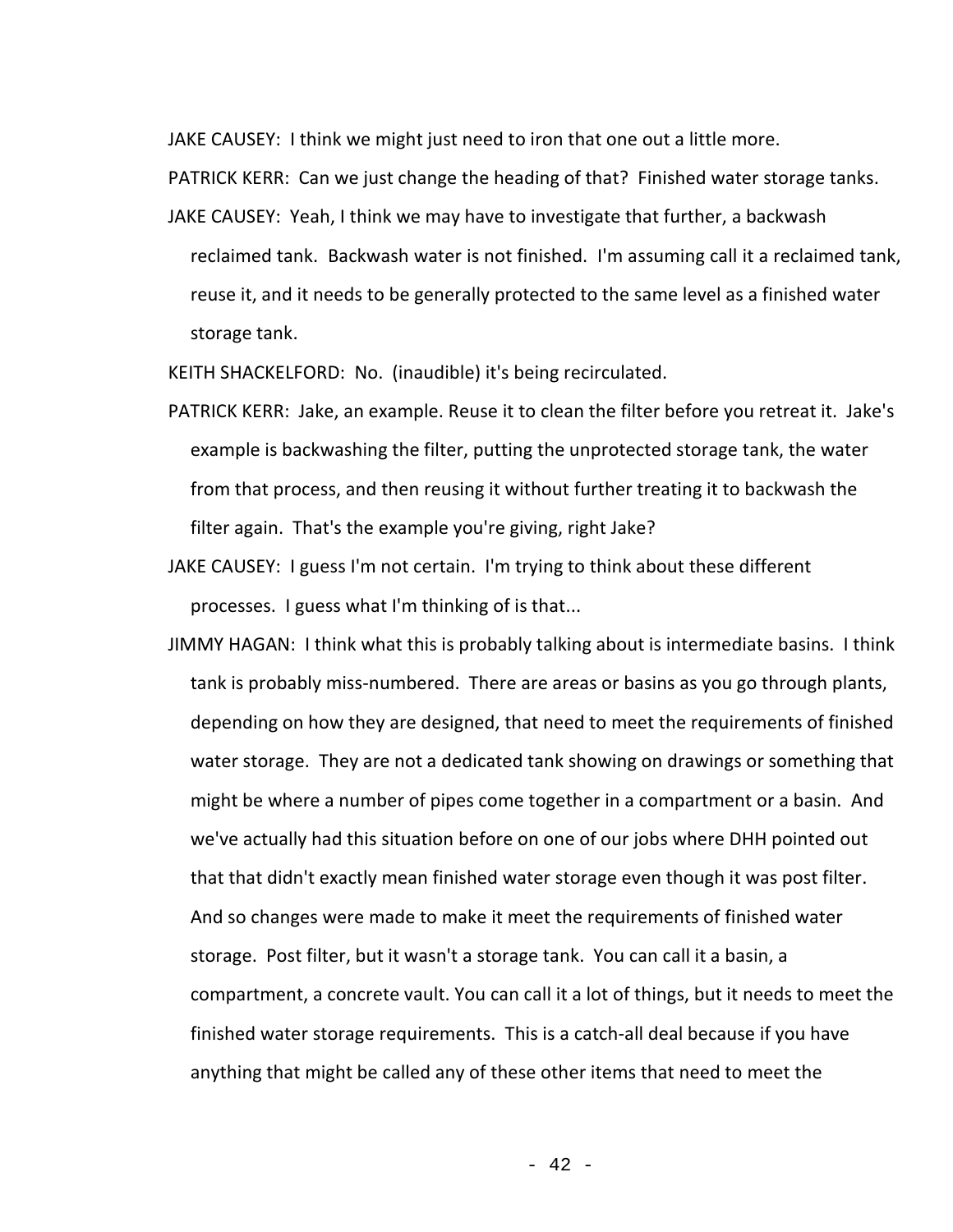JAKE CAUSEY: I think we might just need to iron that one out a little more.

PATRICK KERR: Can we just change the heading of that? Finished water storage tanks.

JAKE CAUSEY: Yeah, I think we may have to investigate that further, a backwash reclaimed tank. Backwash water is not finished. I'm assuming call it a reclaimed tank, reuse it, and it needs to be generally protected to the same level as a finished water storage tank.

KEITH SHACKELFORD: No. (inaudible) it's being recirculated.

PATRICK KERR: Jake, an example. Reuse it to clean the filter before you retreat it. Jake's example is backwashing the filter, putting the unprotected storage tank, the water from that process, and then reusing it without further treating it to backwash the filter again. That's the example you're giving, right Jake?

JAKE CAUSEY: I guess I'm not certain. I'm trying to think about these different processes. I guess what I'm thinking of is that...

JIMMY HAGAN: I think what this is probably talking about is intermediate basins. I think tank is probably miss-numbered. There are areas or basins as you go through plants, depending on how they are designed, that need to meet the requirements of finished water storage. They are not a dedicated tank showing on drawings or something that might be where a number of pipes come together in a compartment or a basin. And we've actually had this situation before on one of our jobs where DHH pointed out that that didn't exactly mean finished water storage even though it was post filter. And so changes were made to make it meet the requirements of finished water storage. Post filter, but it wasn't a storage tank. You can call it a basin, a compartment, a concrete vault. You can call it a lot of things, but it needs to meet the finished water storage requirements. This is a catch-all deal because if you have anything that might be called any of these other items that need to meet the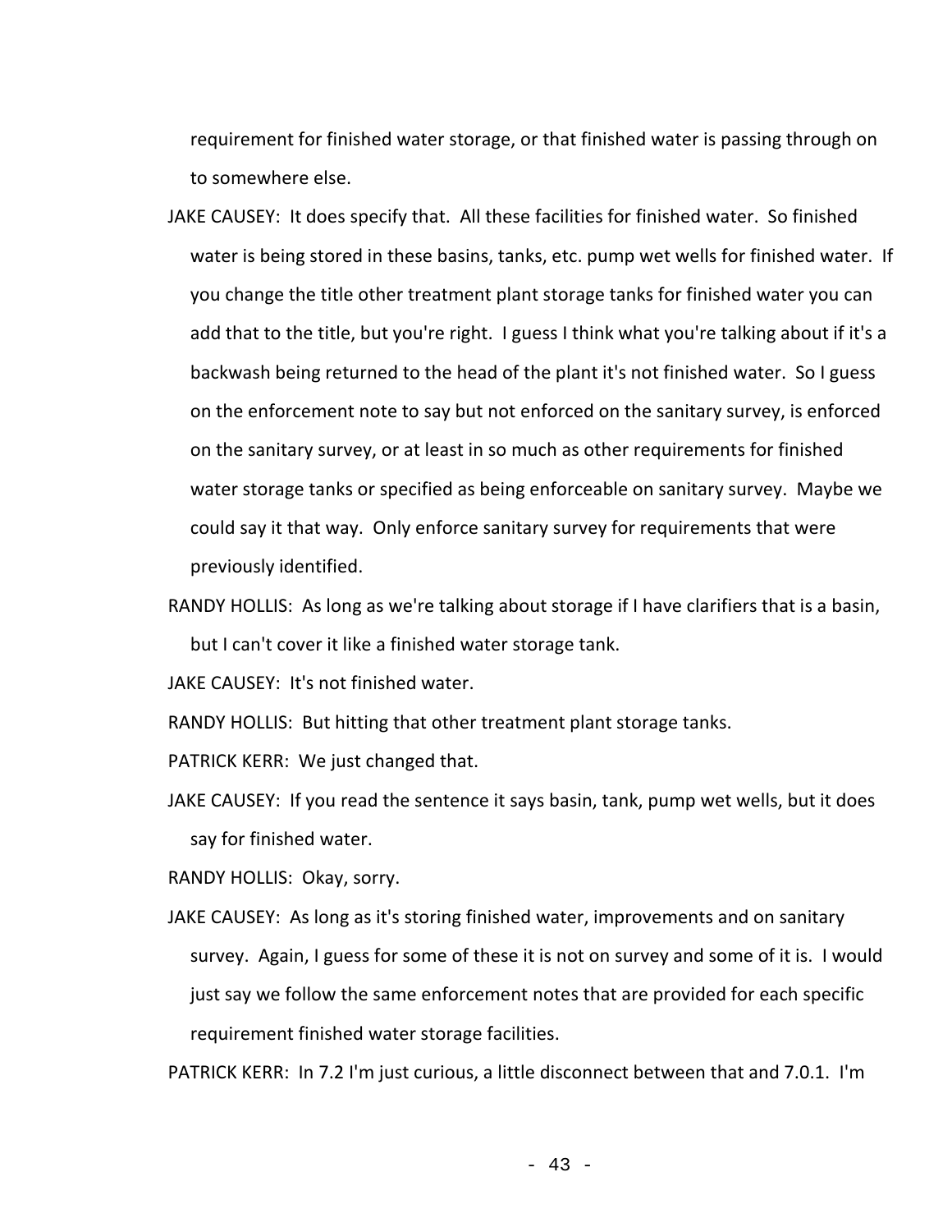requirement for finished water storage, or that finished water is passing through on to somewhere else.

JAKE CAUSEY: It does specify that. All these facilities for finished water. So finished water is being stored in these basins, tanks, etc. pump wet wells for finished water. If you change the title other treatment plant storage tanks for finished water you can add that to the title, but you're right. I guess I think what you're talking about if it's a backwash being returned to the head of the plant it's not finished water. So I guess on the enforcement note to say but not enforced on the sanitary survey, is enforced on the sanitary survey, or at least in so much as other requirements for finished water storage tanks or specified as being enforceable on sanitary survey. Maybe we could say it that way. Only enforce sanitary survey for requirements that were previously identified.

RANDY HOLLIS: As long as we're talking about storage if I have clarifiers that is a basin, but I can't cover it like a finished water storage tank.

JAKE CAUSEY: It's not finished water.

RANDY HOLLIS: But hitting that other treatment plant storage tanks.

PATRICK KERR: We just changed that.

JAKE CAUSEY: If you read the sentence it says basin, tank, pump wet wells, but it does say for finished water.

RANDY HOLLIS: Okay, sorry.

JAKE CAUSEY: As long as it's storing finished water, improvements and on sanitary survey. Again, I guess for some of these it is not on survey and some of it is. I would just say we follow the same enforcement notes that are provided for each specific requirement finished water storage facilities.

PATRICK KERR: In 7.2 I'm just curious, a little disconnect between that and 7.0.1. I'm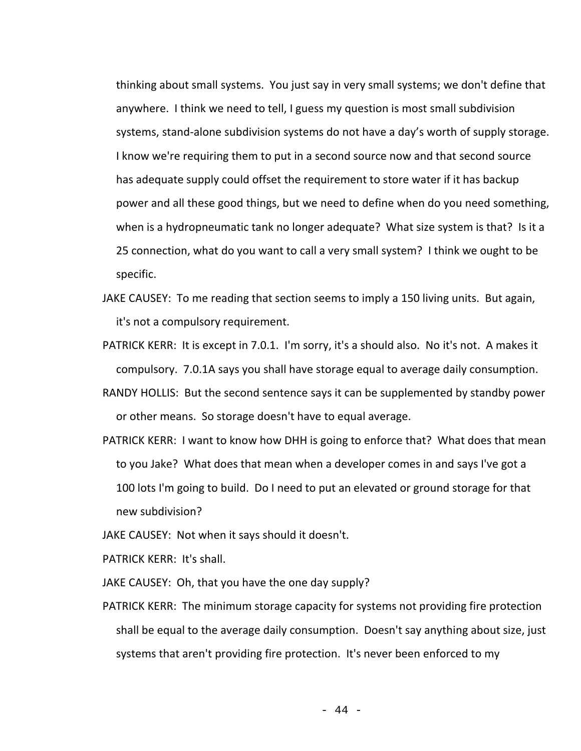thinking about small systems. You just say in very small systems; we don't define that anywhere. I think we need to tell, I guess my question is most small subdivision systems, stand-alone subdivision systems do not have a day's worth of supply storage. I know we're requiring them to put in a second source now and that second source has adequate supply could offset the requirement to store water if it has backup power and all these good things, but we need to define when do you need something, when is a hydropneumatic tank no longer adequate? What size system is that? Is it a 25 connection, what do you want to call a very small system? I think we ought to be specific.

JAKE CAUSEY: To me reading that section seems to imply a 150 living units. But again, it's not a compulsory requirement.

PATRICK KERR: It is except in 7.0.1. I'm sorry, it's a should also. No it's not. A makes it compulsory. 7.0.1A says you shall have storage equal to average daily consumption.

RANDY HOLLIS: But the second sentence says it can be supplemented by standby power or other means. So storage doesn't have to equal average.

PATRICK KERR: I want to know how DHH is going to enforce that? What does that mean to you Jake? What does that mean when a developer comes in and says I've got a 100 lots I'm going to build. Do I need to put an elevated or ground storage for that new subdivision?

JAKE CAUSEY: Not when it says should it doesn't.

PATRICK KERR: It's shall.

JAKE CAUSEY: Oh, that you have the one day supply?

PATRICK KERR: The minimum storage capacity for systems not providing fire protection shall be equal to the average daily consumption. Doesn't say anything about size, just systems that aren't providing fire protection. It's never been enforced to my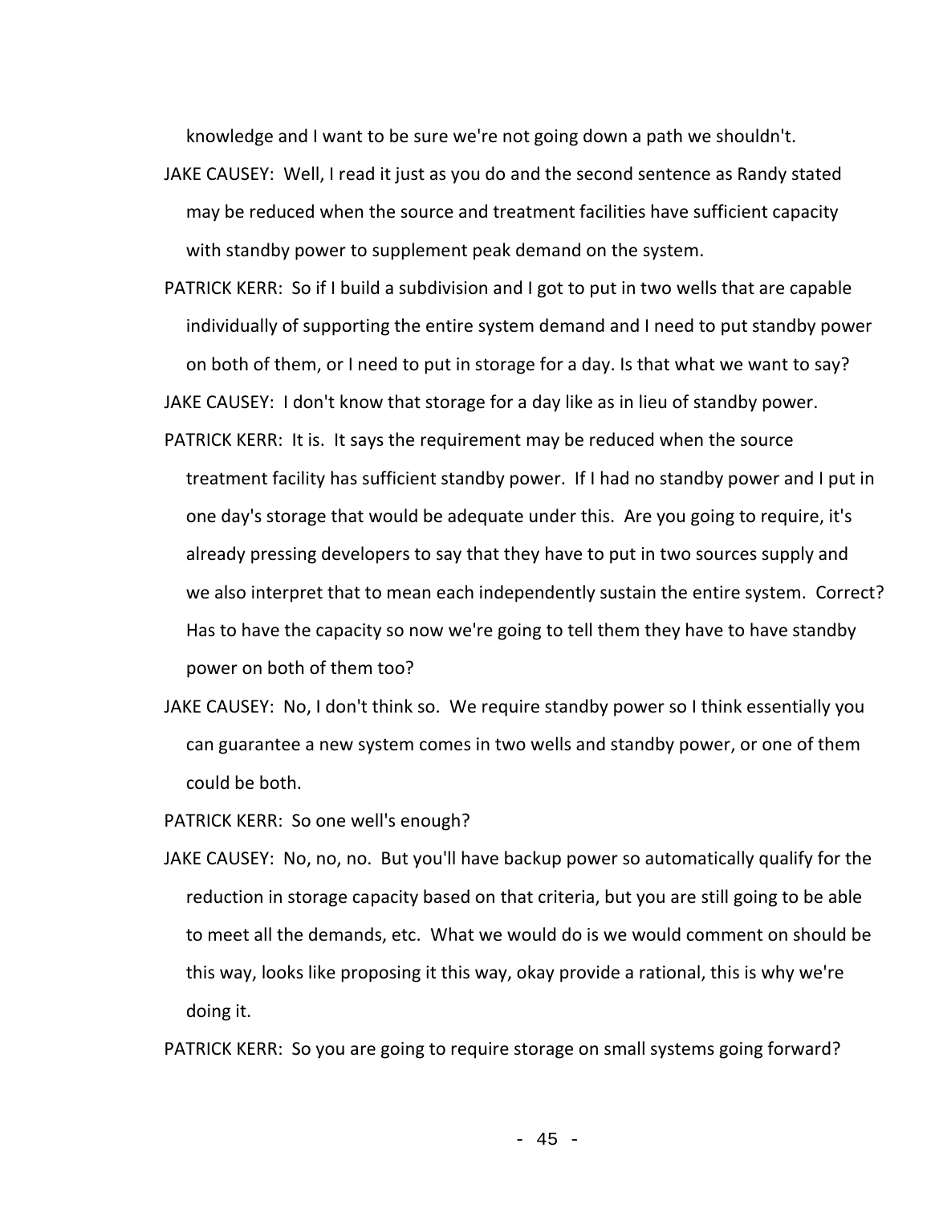knowledge and I want to be sure we're not going down a path we shouldn't.

JAKE CAUSEY: Well, I read it just as you do and the second sentence as Randy stated may be reduced when the source and treatment facilities have sufficient capacity with standby power to supplement peak demand on the system.

PATRICK KERR: So if I build a subdivision and I got to put in two wells that are capable individually of supporting the entire system demand and I need to put standby power on both of them, or I need to put in storage for a day. Is that what we want to say?

JAKE CAUSEY: I don't know that storage for a day like as in lieu of standby power.

PATRICK KERR: It is. It says the requirement may be reduced when the source treatment facility has sufficient standby power. If I had no standby power and I put in one day's storage that would be adequate under this. Are you going to require, it's already pressing developers to say that they have to put in two sources supply and we also interpret that to mean each independently sustain the entire system. Correct? Has to have the capacity so now we're going to tell them they have to have standby power on both of them too?

JAKE CAUSEY: No, I don't think so. We require standby power so I think essentially you can guarantee a new system comes in two wells and standby power, or one of them could be both.

PATRICK KERR: So one well's enough?

JAKE CAUSEY: No, no, no. But you'll have backup power so automatically qualify for the reduction in storage capacity based on that criteria, but you are still going to be able to meet all the demands, etc. What we would do is we would comment on should be this way, looks like proposing it this way, okay provide a rational, this is why we're doing it.

PATRICK KERR: So you are going to require storage on small systems going forward?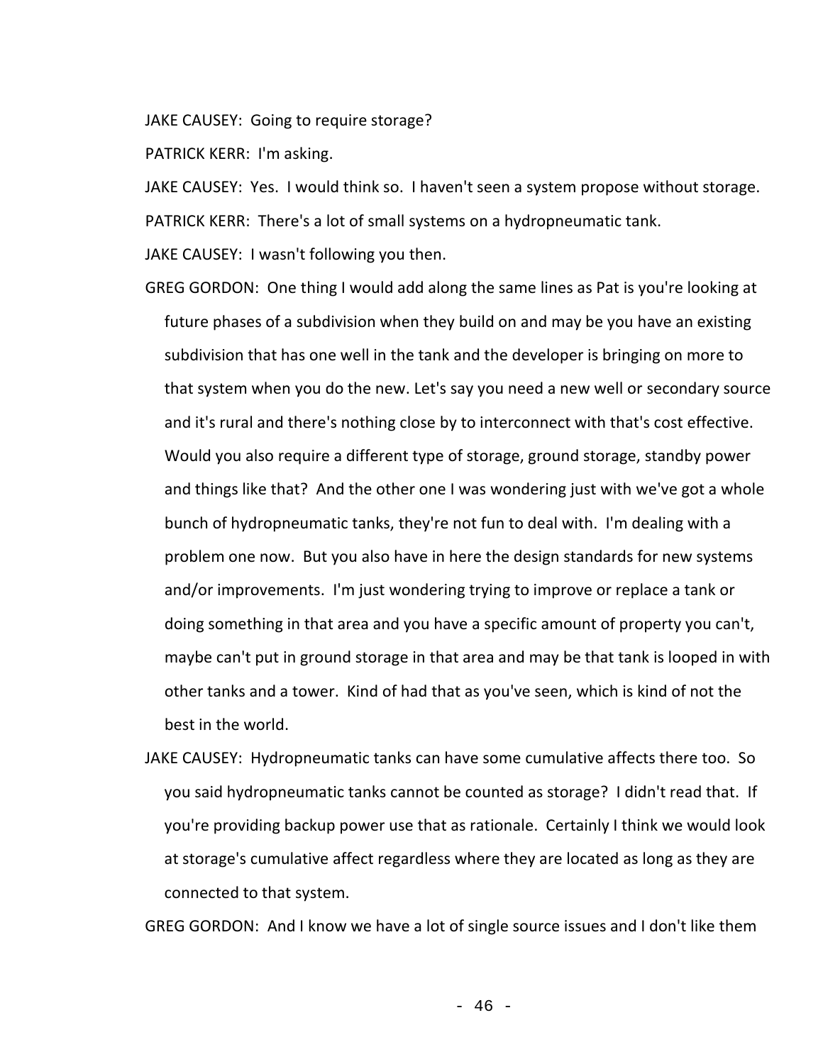JAKE CAUSEY: Going to require storage?

PATRICK KERR: I'm asking.

JAKE CAUSEY: Yes. I would think so. I haven't seen a system propose without storage.

PATRICK KERR: There's a lot of small systems on a hydropneumatic tank.

JAKE CAUSEY: I wasn't following you then.

GREG GORDON: One thing I would add along the same lines as Pat is you're looking at future phases of a subdivision when they build on and may be you have an existing subdivision that has one well in the tank and the developer is bringing on more to that system when you do the new. Let's say you need a new well or secondary source and it's rural and there's nothing close by to interconnect with that's cost effective. Would you also require a different type of storage, ground storage, standby power and things like that? And the other one I was wondering just with we've got a whole bunch of hydropneumatic tanks, they're not fun to deal with. I'm dealing with a problem one now. But you also have in here the design standards for new systems and/or improvements. I'm just wondering trying to improve or replace a tank or doing something in that area and you have a specific amount of property you can't, maybe can't put in ground storage in that area and may be that tank is looped in with other tanks and a tower. Kind of had that as you've seen, which is kind of not the best in the world.

JAKE CAUSEY: Hydropneumatic tanks can have some cumulative affects there too. So you said hydropneumatic tanks cannot be counted as storage? I didn't read that. If you're providing backup power use that as rationale. Certainly I think we would look at storage's cumulative affect regardless where they are located as long as they are connected to that system.

GREG GORDON: And I know we have a lot of single source issues and I don't like them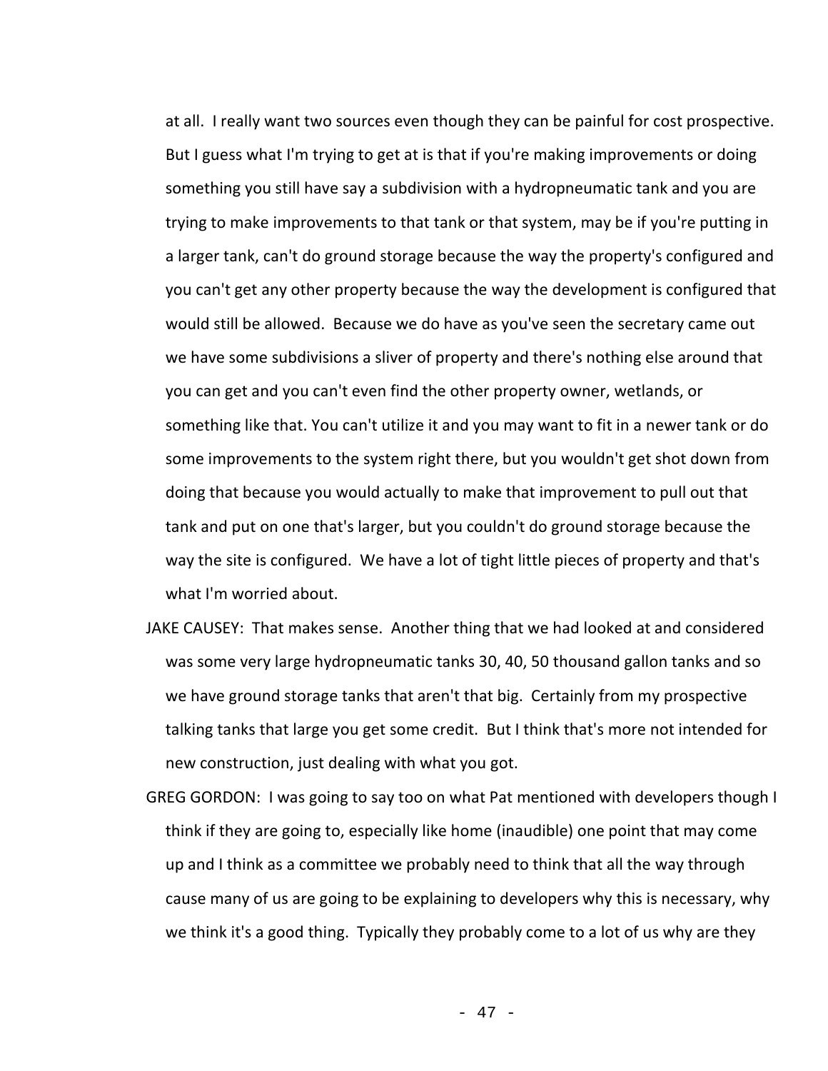at all. I really want two sources even though they can be painful for cost prospective. But I guess what I'm trying to get at is that if you're making improvements or doing something you still have say a subdivision with a hydropneumatic tank and you are trying to make improvements to that tank or that system, may be if you're putting in a larger tank, can't do ground storage because the way the property's configured and you can't get any other property because the way the development is configured that would still be allowed. Because we do have as you've seen the secretary came out we have some subdivisions a sliver of property and there's nothing else around that you can get and you can't even find the other property owner, wetlands, or something like that. You can't utilize it and you may want to fit in a newer tank or do some improvements to the system right there, but you wouldn't get shot down from doing that because you would actually to make that improvement to pull out that tank and put on one that's larger, but you couldn't do ground storage because the way the site is configured. We have a lot of tight little pieces of property and that's what I'm worried about.

JAKE CAUSEY: That makes sense. Another thing that we had looked at and considered was some very large hydropneumatic tanks 30, 40, 50 thousand gallon tanks and so we have ground storage tanks that aren't that big. Certainly from my prospective talking tanks that large you get some credit. But I think that's more not intended for new construction, just dealing with what you got.

GREG GORDON: I was going to say too on what Pat mentioned with developers though I think if they are going to, especially like home (inaudible) one point that may come up and I think as a committee we probably need to think that all the way through cause many of us are going to be explaining to developers why this is necessary, why we think it's a good thing. Typically they probably come to a lot of us why are they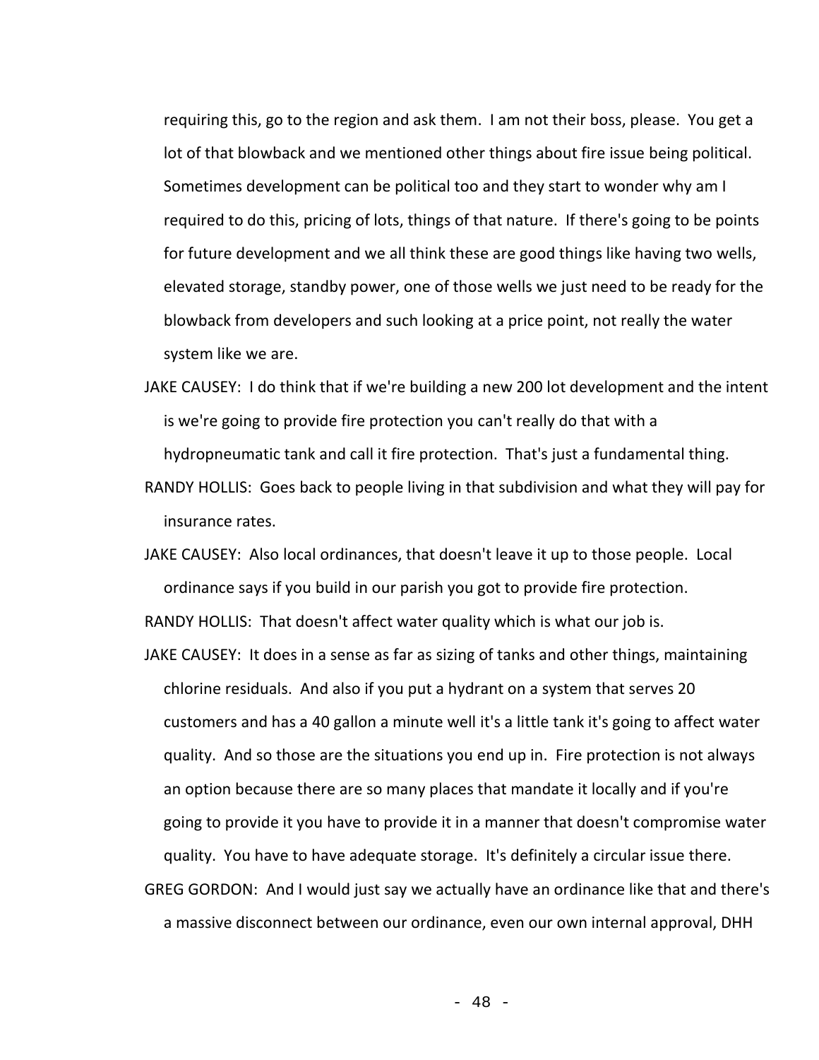requiring this, go to the region and ask them. I am not their boss, please. You get a lot of that blowback and we mentioned other things about fire issue being political. Sometimes development can be political too and they start to wonder why am I required to do this, pricing of lots, things of that nature. If there's going to be points for future development and we all think these are good things like having two wells, elevated storage, standby power, one of those wells we just need to be ready for the blowback from developers and such looking at a price point, not really the water system like we are.

JAKE CAUSEY: I do think that if we're building a new 200 lot development and the intent is we're going to provide fire protection you can't really do that with a hydropneumatic tank and call it fire protection. That's just a fundamental thing.

RANDY HOLLIS: Goes back to people living in that subdivision and what they will pay for insurance rates.

JAKE CAUSEY: Also local ordinances, that doesn't leave it up to those people. Local ordinance says if you build in our parish you got to provide fire protection.

RANDY HOLLIS: That doesn't affect water quality which is what our job is.

JAKE CAUSEY: It does in a sense as far as sizing of tanks and other things, maintaining chlorine residuals. And also if you put a hydrant on a system that serves 20 customers and has a 40 gallon a minute well it's a little tank it's going to affect water quality. And so those are the situations you end up in. Fire protection is not always an option because there are so many places that mandate it locally and if you're going to provide it you have to provide it in a manner that doesn't compromise water quality. You have to have adequate storage. It's definitely a circular issue there.

GREG GORDON: And I would just say we actually have an ordinance like that and there's a massive disconnect between our ordinance, even our own internal approval, DHH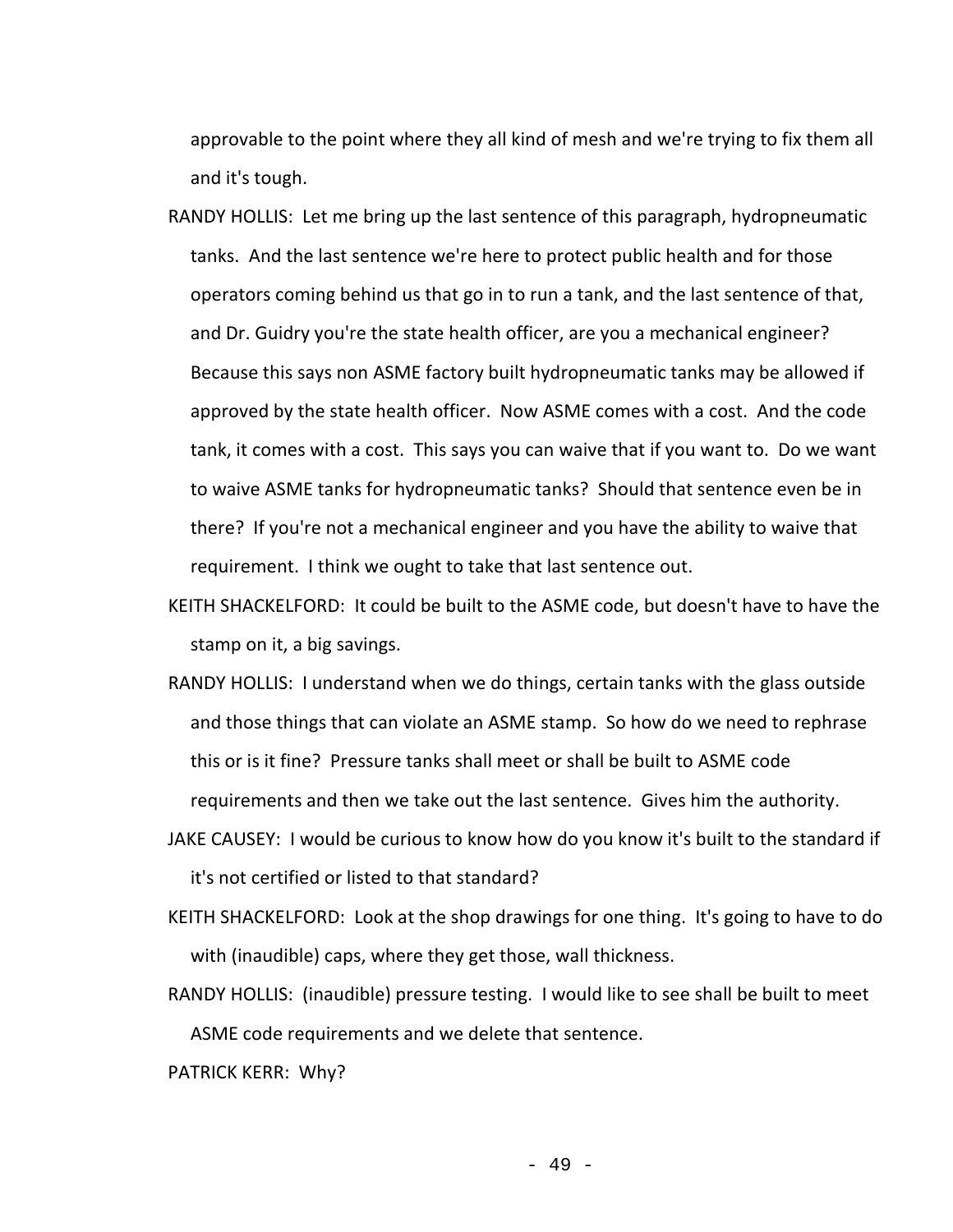approvable to the point where they all kind of mesh and we're trying to fix them all and it's tough.

RANDY HOLLIS: Let me bring up the last sentence of this paragraph, hydropneumatic tanks. And the last sentence we're here to protect public health and for those operators coming behind us that go in to run a tank, and the last sentence of that, and Dr. Guidry you're the state health officer, are you a mechanical engineer? Because this says non ASME factory built hydropneumatic tanks may be allowed if approved by the state health officer. Now ASME comes with a cost. And the code tank, it comes with a cost. This says you can waive that if you want to. Do we want to waive ASME tanks for hydropneumatic tanks? Should that sentence even be in there? If you're not a mechanical engineer and you have the ability to waive that requirement. I think we ought to take that last sentence out.

KEITH SHACKELFORD: It could be built to the ASME code, but doesn't have to have the stamp on it, a big savings.

RANDY HOLLIS: I understand when we do things, certain tanks with the glass outside and those things that can violate an ASME stamp. So how do we need to rephrase this or is it fine? Pressure tanks shall meet or shall be built to ASME code requirements and then we take out the last sentence. Gives him the authority.

JAKE CAUSEY: I would be curious to know how do you know it's built to the standard if it's not certified or listed to that standard?

KEITH SHACKELFORD: Look at the shop drawings for one thing. It's going to have to do with (inaudible) caps, where they get those, wall thickness.

RANDY HOLLIS: (inaudible) pressure testing. I would like to see shall be built to meet ASME code requirements and we delete that sentence.

PATRICK KERR: Why?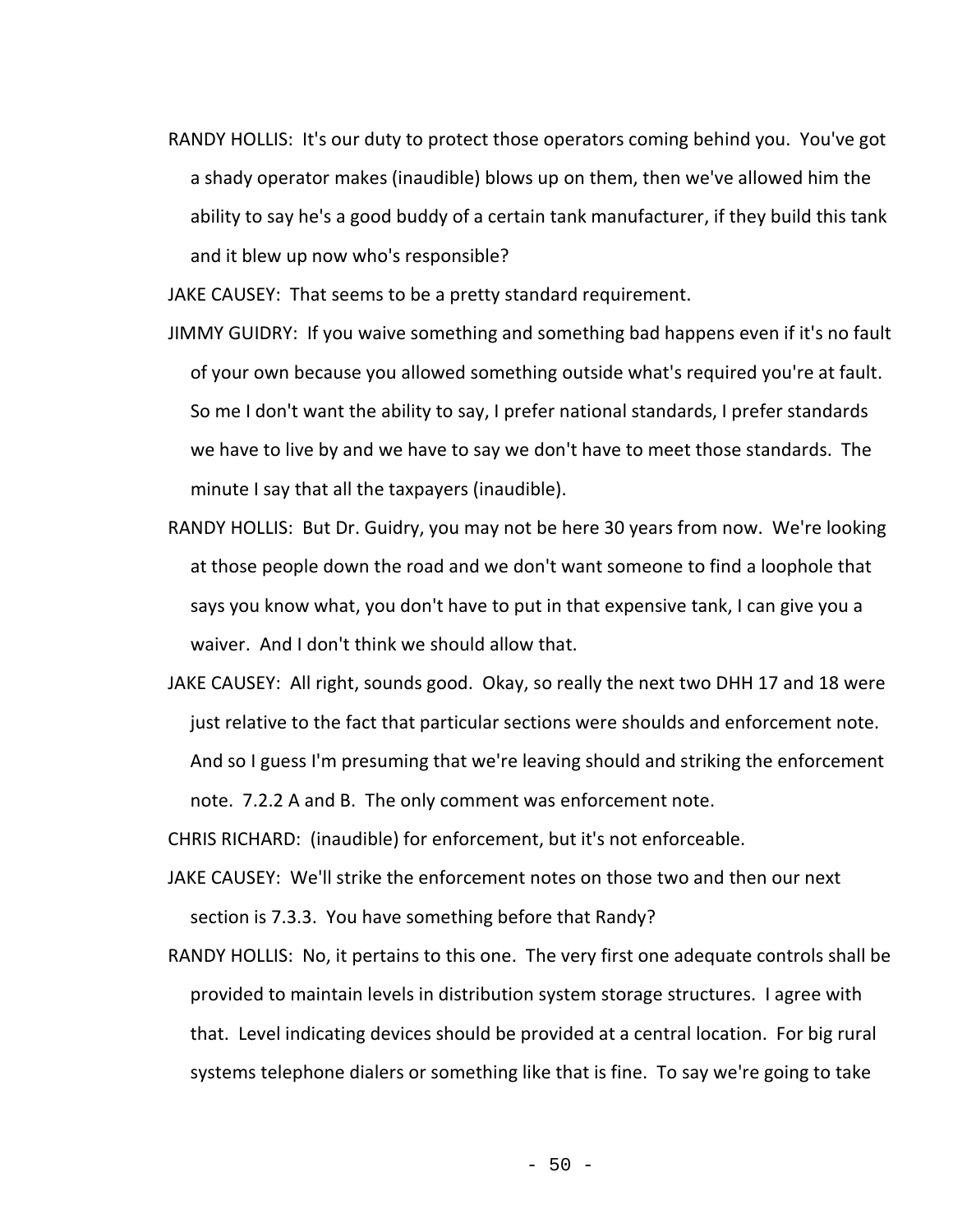RANDY HOLLIS: It's our duty to protect those operators coming behind you. You've got a shady operator makes (inaudible) blows up on them, then we've allowed him the ability to say he's a good buddy of a certain tank manufacturer, if they build this tank and it blew up now who's responsible?

JAKE CAUSEY: That seems to be a pretty standard requirement.

JIMMY GUIDRY: If you waive something and something bad happens even if it's no fault of your own because you allowed something outside what's required you're at fault. So me I don't want the ability to say, I prefer national standards, I prefer standards we have to live by and we have to say we don't have to meet those standards. The minute I say that all the taxpayers (inaudible).

RANDY HOLLIS: But Dr. Guidry, you may not be here 30 years from now. We're looking at those people down the road and we don't want someone to find a loophole that says you know what, you don't have to put in that expensive tank, I can give you a waiver. And I don't think we should allow that.

JAKE CAUSEY: All right, sounds good. Okay, so really the next two DHH 17 and 18 were just relative to the fact that particular sections were shoulds and enforcement note. And so I guess I'm presuming that we're leaving should and striking the enforcement note. 7.2.2 A and B. The only comment was enforcement note.

CHRIS RICHARD: (inaudible) for enforcement, but it's not enforceable.

JAKE CAUSEY: We'll strike the enforcement notes on those two and then our next section is 7.3.3. You have something before that Randy?

RANDY HOLLIS: No, it pertains to this one. The very first one adequate controls shall be provided to maintain levels in distribution system storage structures. I agree with that. Level indicating devices should be provided at a central location. For big rural systems telephone dialers or something like that is fine. To say we're going to take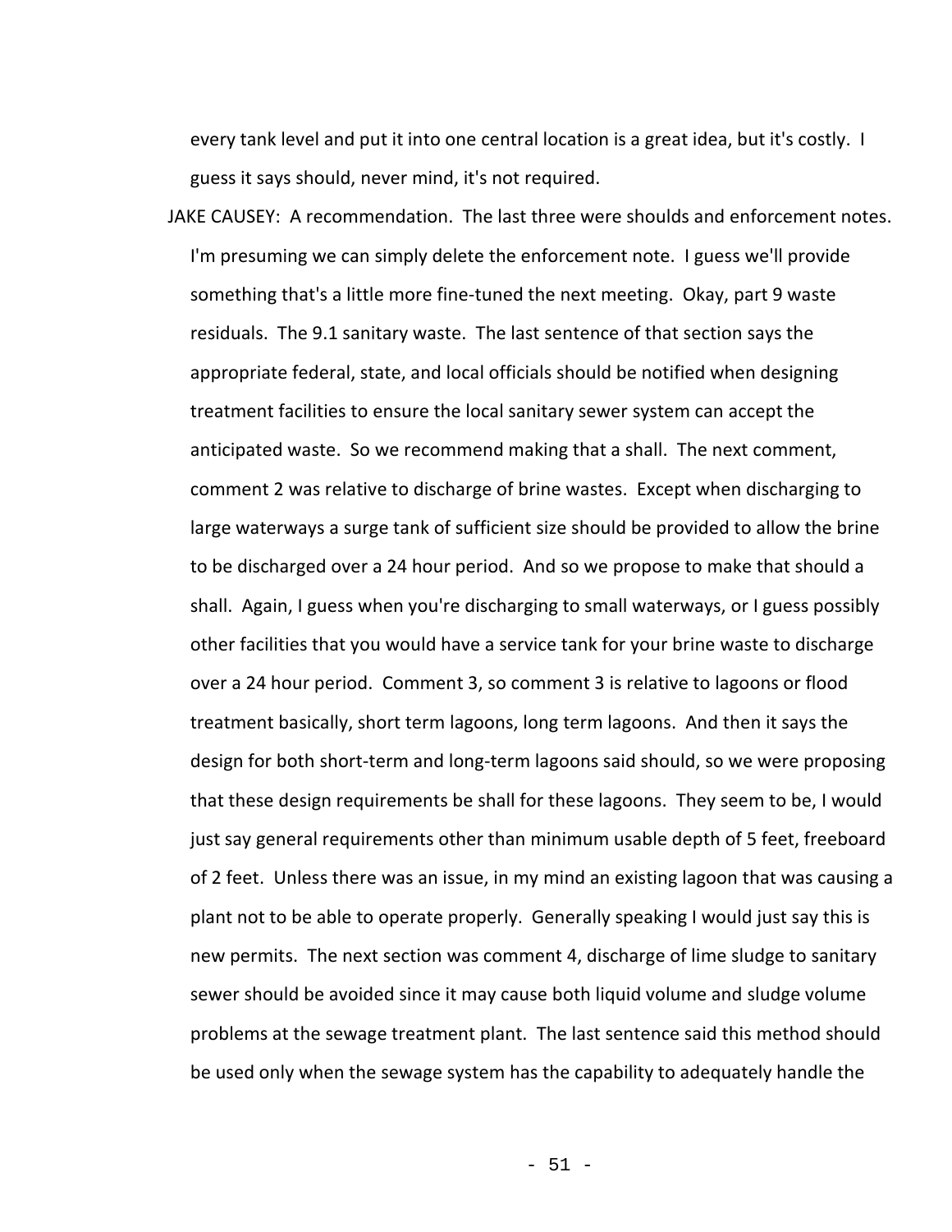every tank level and put it into one central location is a great idea, but it's costly. I guess it says should, never mind, it's not required.

JAKE CAUSEY: A recommendation. The last three were shoulds and enforcement notes. I'm presuming we can simply delete the enforcement note. I guess we'll provide something that's a little more fine-tuned the next meeting. Okay, part 9 waste residuals. The 9.1 sanitary waste. The last sentence of that section says the appropriate federal, state, and local officials should be notified when designing treatment facilities to ensure the local sanitary sewer system can accept the anticipated waste. So we recommend making that a shall. The next comment, comment 2 was relative to discharge of brine wastes. Except when discharging to large waterways a surge tank of sufficient size should be provided to allow the brine to be discharged over a 24 hour period. And so we propose to make that should a shall. Again, I guess when you're discharging to small waterways, or I guess possibly other facilities that you would have a service tank for your brine waste to discharge over a 24 hour period. Comment 3, so comment 3 is relative to lagoons or flood treatment basically, short term lagoons, long term lagoons. And then it says the design for both short-term and long-term lagoons said should, so we were proposing that these design requirements be shall for these lagoons. They seem to be, I would just say general requirements other than minimum usable depth of 5 feet, freeboard of 2 feet. Unless there was an issue, in my mind an existing lagoon that was causing a plant not to be able to operate properly. Generally speaking I would just say this is new permits. The next section was comment 4, discharge of lime sludge to sanitary sewer should be avoided since it may cause both liquid volume and sludge volume problems at the sewage treatment plant. The last sentence said this method should be used only when the sewage system has the capability to adequately handle the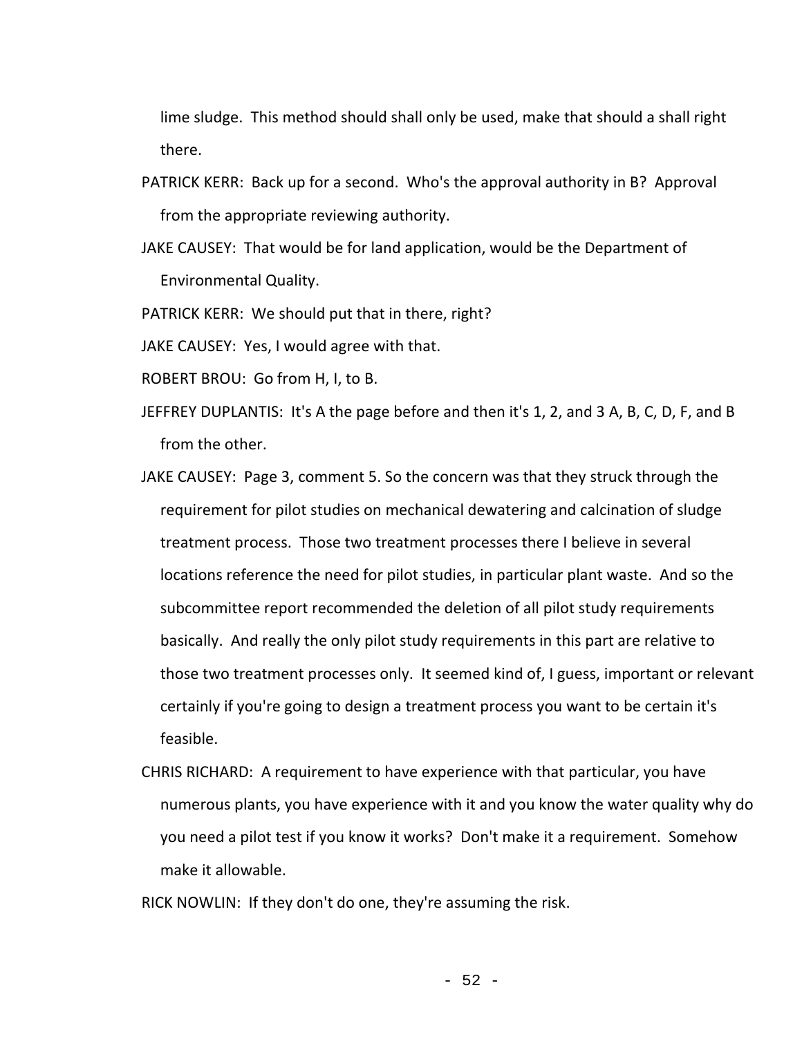lime sludge. This method should shall only be used, make that should a shall right there.

PATRICK KERR: Back up for a second. Who's the approval authority in B? Approval from the appropriate reviewing authority.

JAKE CAUSEY: That would be for land application, would be the Department of Environmental Quality.

PATRICK KERR: We should put that in there, right?

JAKE CAUSEY: Yes, I would agree with that.

ROBERT BROU: Go from H, I, to B.

JEFFREY DUPLANTIS: It's A the page before and then it's 1, 2, and 3 A, B, C, D, F, and B from the other.

JAKE CAUSEY: Page 3, comment 5. So the concern was that they struck through the requirement for pilot studies on mechanical dewatering and calcination of sludge treatment process. Those two treatment processes there I believe in several locations reference the need for pilot studies, in particular plant waste. And so the subcommittee report recommended the deletion of all pilot study requirements basically. And really the only pilot study requirements in this part are relative to those two treatment processes only. It seemed kind of, I guess, important or relevant certainly if you're going to design a treatment process you want to be certain it's feasible.

CHRIS RICHARD: A requirement to have experience with that particular, you have numerous plants, you have experience with it and you know the water quality why do you need a pilot test if you know it works? Don't make it a requirement. Somehow make it allowable.

RICK NOWLIN: If they don't do one, they're assuming the risk.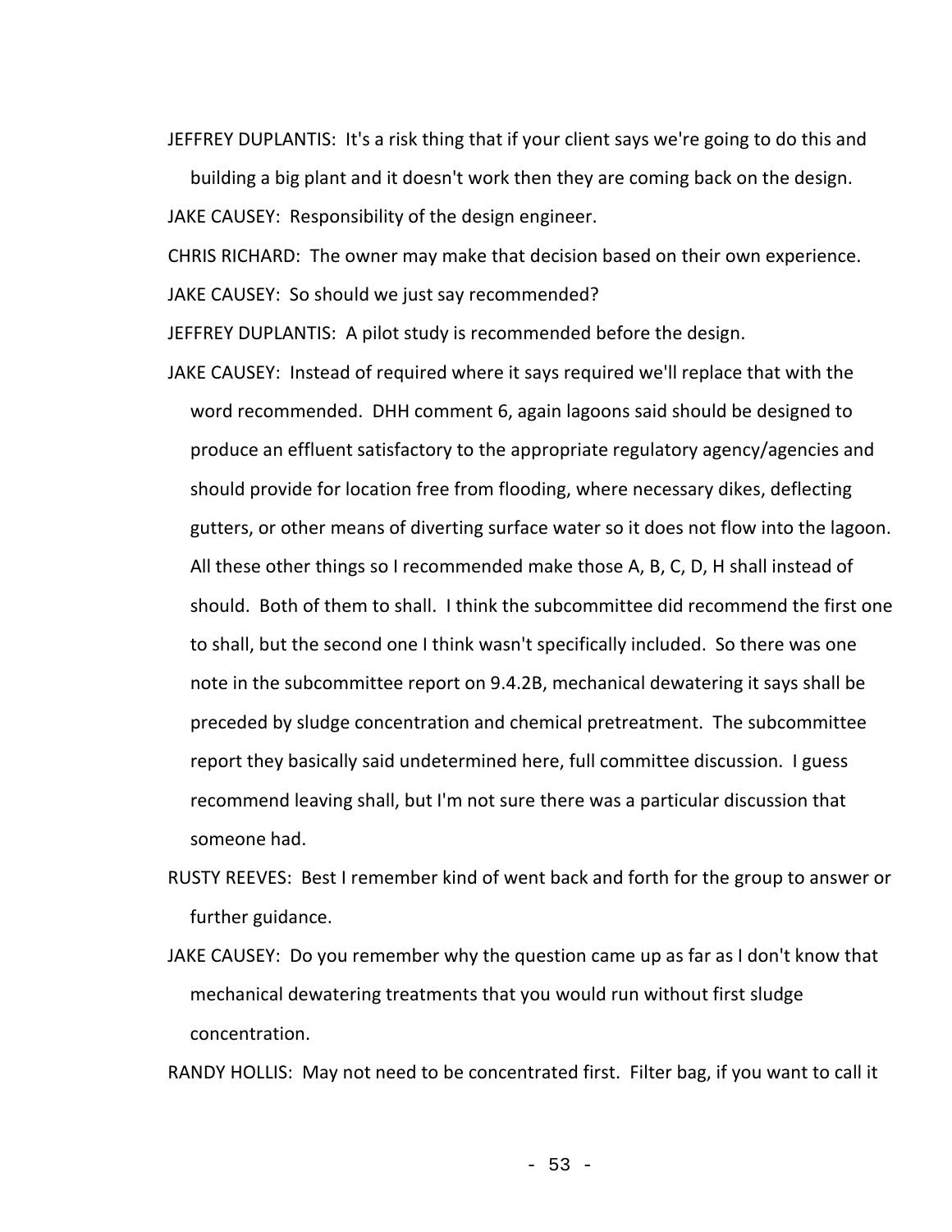JEFFREY DUPLANTIS: It's a risk thing that if your client says we're going to do this and building a big plant and it doesn't work then they are coming back on the design.

JAKE CAUSEY: Responsibility of the design engineer.

CHRIS RICHARD: The owner may make that decision based on their own experience.

JAKE CAUSEY: So should we just say recommended?

JEFFREY DUPLANTIS: A pilot study is recommended before the design.

JAKE CAUSEY: Instead of required where it says required we'll replace that with the word recommended. DHH comment 6, again lagoons said should be designed to produce an effluent satisfactory to the appropriate regulatory agency/agencies and should provide for location free from flooding, where necessary dikes, deflecting gutters, or other means of diverting surface water so it does not flow into the lagoon. All these other things so I recommended make those A, B, C, D, H shall instead of should. Both of them to shall. I think the subcommittee did recommend the first one to shall, but the second one I think wasn't specifically included. So there was one note in the subcommittee report on 9.4.2B, mechanical dewatering it says shall be preceded by sludge concentration and chemical pretreatment. The subcommittee report they basically said undetermined here, full committee discussion. I guess recommend leaving shall, but I'm not sure there was a particular discussion that someone had.

RUSTY REEVES: Best I remember kind of went back and forth for the group to answer or further guidance.

JAKE CAUSEY: Do you remember why the question came up as far as I don't know that mechanical dewatering treatments that you would run without first sludge concentration.

RANDY HOLLIS: May not need to be concentrated first. Filter bag, if you want to call it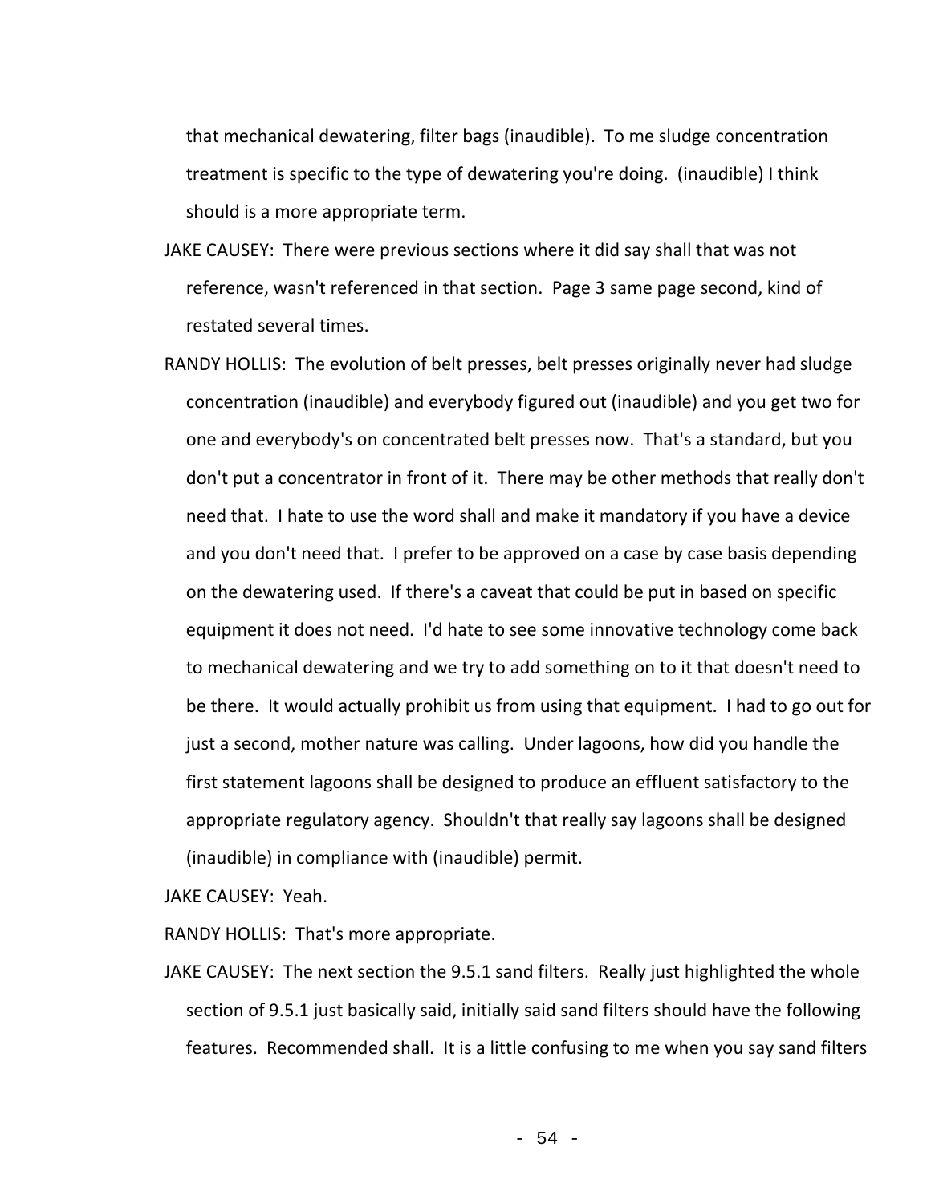that mechanical dewatering, filter bags (inaudible). To me sludge concentration treatment is specific to the type of dewatering you're doing. (inaudible) I think should is a more appropriate term.

JAKE CAUSEY: There were previous sections where it did say shall that was not reference, wasn't referenced in that section. Page 3 same page second, kind of restated several times.

RANDY HOLLIS: The evolution of belt presses, belt presses originally never had sludge concentration (inaudible) and everybody figured out (inaudible) and you get two for one and everybody's on concentrated belt presses now. That's a standard, but you don't put a concentrator in front of it. There may be other methods that really don't need that. I hate to use the word shall and make it mandatory if you have a device and you don't need that. I prefer to be approved on a case by case basis depending on the dewatering used. If there's a caveat that could be put in based on specific equipment it does not need. I'd hate to see some innovative technology come back to mechanical dewatering and we try to add something on to it that doesn't need to be there. It would actually prohibit us from using that equipment. I had to go out for just a second, mother nature was calling. Under lagoons, how did you handle the first statement lagoons shall be designed to produce an effluent satisfactory to the appropriate regulatory agency. Shouldn't that really say lagoons shall be designed (inaudible) in compliance with (inaudible) permit.

JAKE CAUSEY: Yeah.

RANDY HOLLIS: That's more appropriate.

JAKE CAUSEY: The next section the 9.5.1 sand filters. Really just highlighted the whole section of 9.5.1 just basically said, initially said sand filters should have the following features. Recommended shall. It is a little confusing to me when you say sand filters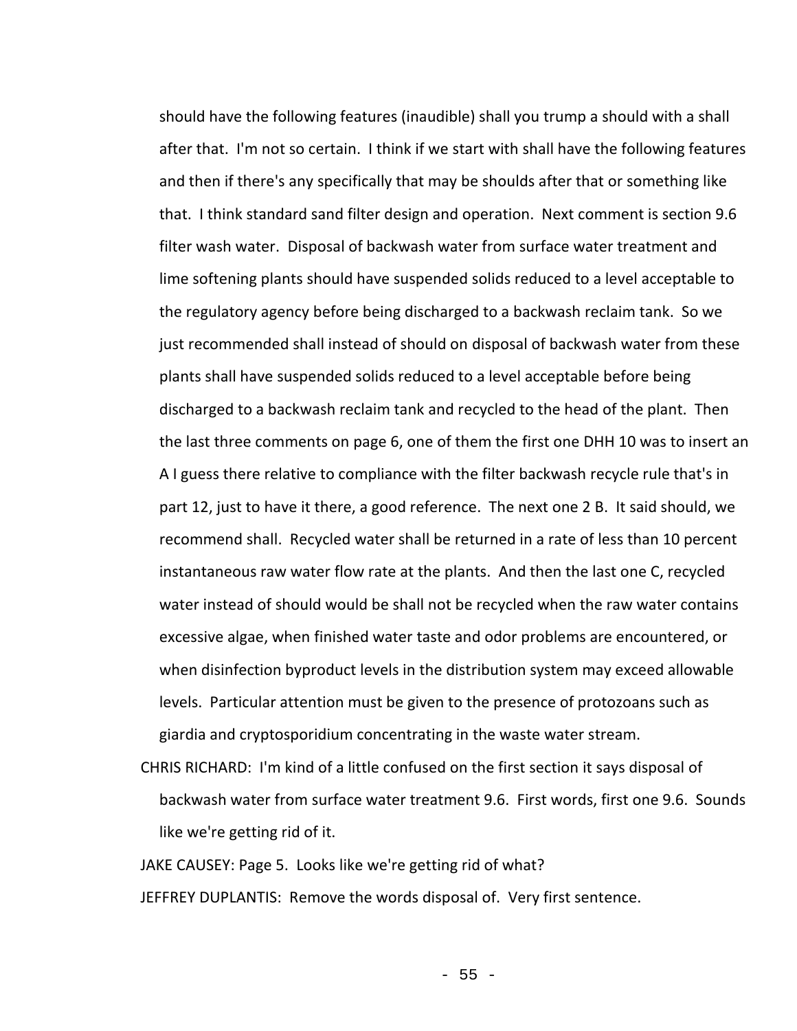should have the following features (inaudible) shall you trump a should with a shall after that. I'm not so certain. I think if we start with shall have the following features and then if there's any specifically that may be shoulds after that or something like that. I think standard sand filter design and operation. Next comment is section 9.6 filter wash water. Disposal of backwash water from surface water treatment and lime softening plants should have suspended solids reduced to a level acceptable to the regulatory agency before being discharged to a backwash reclaim tank. So we just recommended shall instead of should on disposal of backwash water from these plants shall have suspended solids reduced to a level acceptable before being discharged to a backwash reclaim tank and recycled to the head of the plant. Then the last three comments on page 6, one of them the first one DHH 10 was to insert an A I guess there relative to compliance with the filter backwash recycle rule that's in part 12, just to have it there, a good reference. The next one 2 B. It said should, we recommend shall. Recycled water shall be returned in a rate of less than 10 percent instantaneous raw water flow rate at the plants. And then the last one C, recycled water instead of should would be shall not be recycled when the raw water contains excessive algae, when finished water taste and odor problems are encountered, or when disinfection byproduct levels in the distribution system may exceed allowable levels. Particular attention must be given to the presence of protozoans such as giardia and cryptosporidium concentrating in the waste water stream.

CHRIS RICHARD: I'm kind of a little confused on the first section it says disposal of backwash water from surface water treatment 9.6. First words, first one 9.6. Sounds like we're getting rid of it.

JAKE CAUSEY: Page 5. Looks like we're getting rid of what?

JEFFREY DUPLANTIS: Remove the words disposal of. Very first sentence.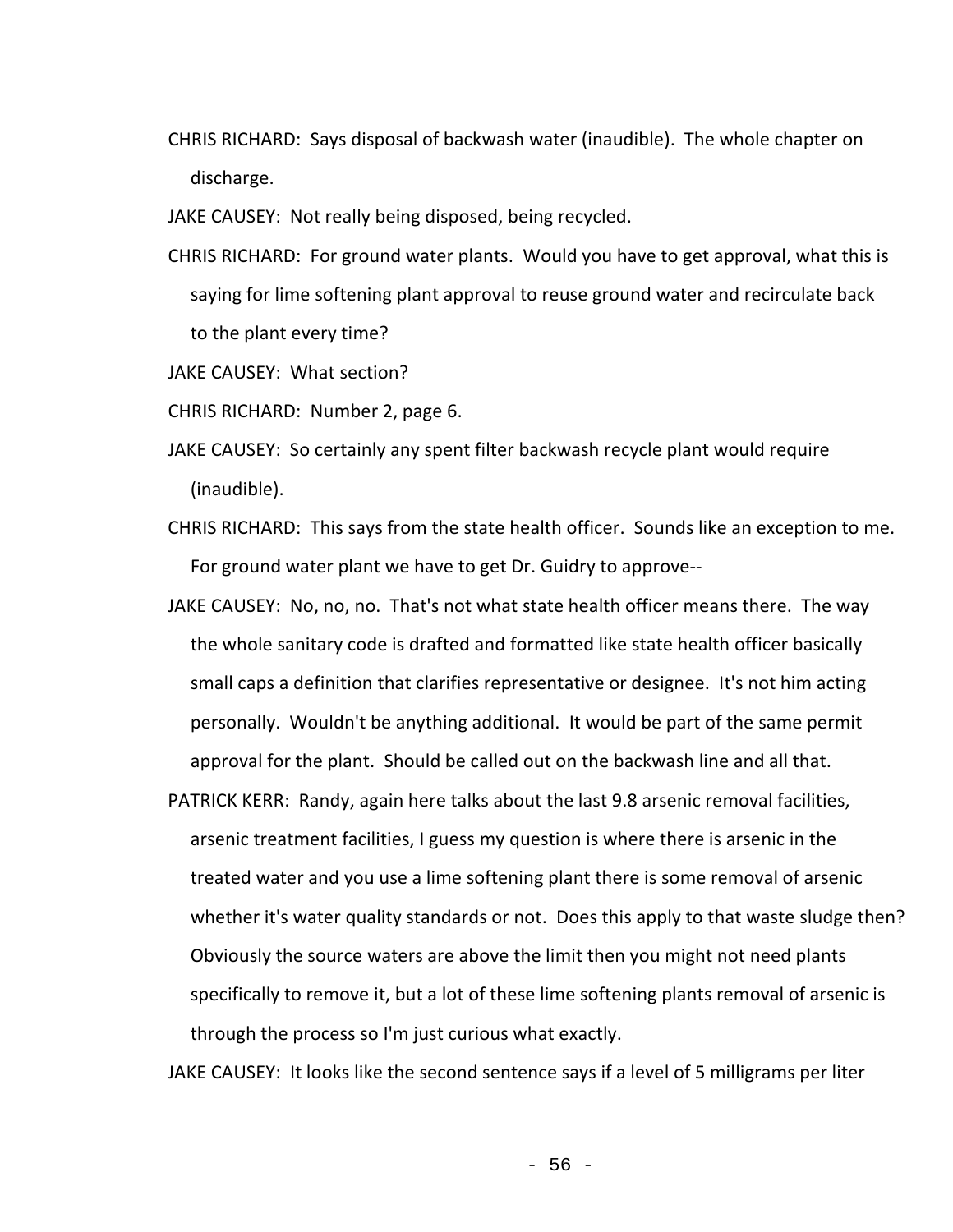CHRIS RICHARD: Says disposal of backwash water (inaudible). The whole chapter on discharge.

JAKE CAUSEY: Not really being disposed, being recycled.

CHRIS RICHARD: For ground water plants. Would you have to get approval, what this is saying for lime softening plant approval to reuse ground water and recirculate back to the plant every time?

JAKE CAUSEY: What section?

CHRIS RICHARD: Number 2, page 6.

JAKE CAUSEY: So certainly any spent filter backwash recycle plant would require (inaudible).

CHRIS RICHARD: This says from the state health officer. Sounds like an exception to me. For ground water plant we have to get Dr. Guidry to approve--

JAKE CAUSEY: No, no, no. That's not what state health officer means there. The way the whole sanitary code is drafted and formatted like state health officer basically small caps a definition that clarifies representative or designee. It's not him acting personally. Wouldn't be anything additional. It would be part of the same permit approval for the plant. Should be called out on the backwash line and all that.

PATRICK KERR: Randy, again here talks about the last 9.8 arsenic removal facilities, arsenic treatment facilities, I guess my question is where there is arsenic in the treated water and you use a lime softening plant there is some removal of arsenic whether it's water quality standards or not. Does this apply to that waste sludge then? Obviously the source waters are above the limit then you might not need plants specifically to remove it, but a lot of these lime softening plants removal of arsenic is through the process so I'm just curious what exactly.

JAKE CAUSEY: It looks like the second sentence says if a level of 5 milligrams per liter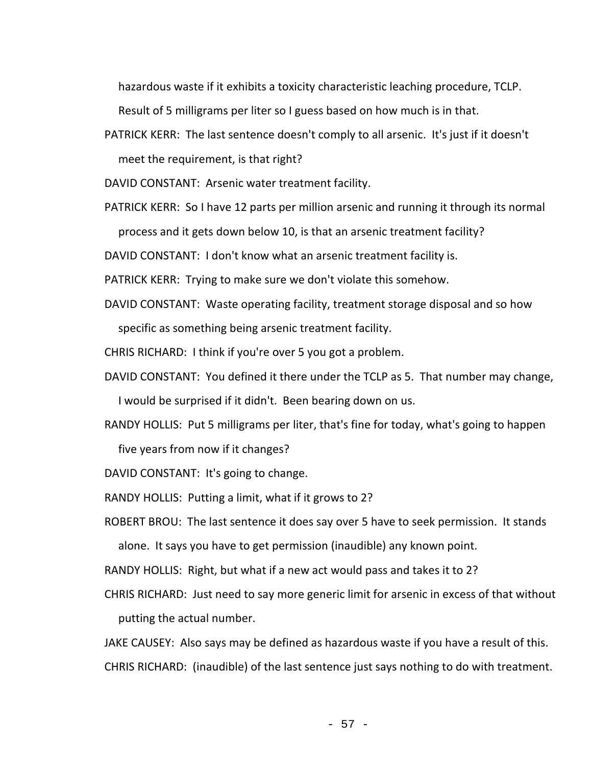hazardous waste if it exhibits a toxicity characteristic leaching procedure, TCLP. Result of 5 milligrams per liter so I guess based on how much is in that.

PATRICK KERR: The last sentence doesn't comply to all arsenic. It's just if it doesn't meet the requirement, is that right?

DAVID CONSTANT: Arsenic water treatment facility.

PATRICK KERR: So I have 12 parts per million arsenic and running it through its normal process and it gets down below 10, is that an arsenic treatment facility?

DAVID CONSTANT: I don't know what an arsenic treatment facility is.

PATRICK KERR: Trying to make sure we don't violate this somehow.

DAVID CONSTANT: Waste operating facility, treatment storage disposal and so how specific as something being arsenic treatment facility.

CHRIS RICHARD: I think if you're over 5 you got a problem.

DAVID CONSTANT: You defined it there under the TCLP as 5. That number may change, I would be surprised if it didn't. Been bearing down on us.

RANDY HOLLIS: Put 5 milligrams per liter, that's fine for today, what's going to happen five years from now if it changes?

DAVID CONSTANT: It's going to change.

RANDY HOLLIS: Putting a limit, what if it grows to 2?

ROBERT BROU: The last sentence it does say over 5 have to seek permission. It stands alone. It says you have to get permission (inaudible) any known point.

RANDY HOLLIS: Right, but what if a new act would pass and takes it to 2?

CHRIS RICHARD: Just need to say more generic limit for arsenic in excess of that without putting the actual number.

JAKE CAUSEY: Also says may be defined as hazardous waste if you have a result of this.

CHRIS RICHARD: (inaudible) of the last sentence just says nothing to do with treatment.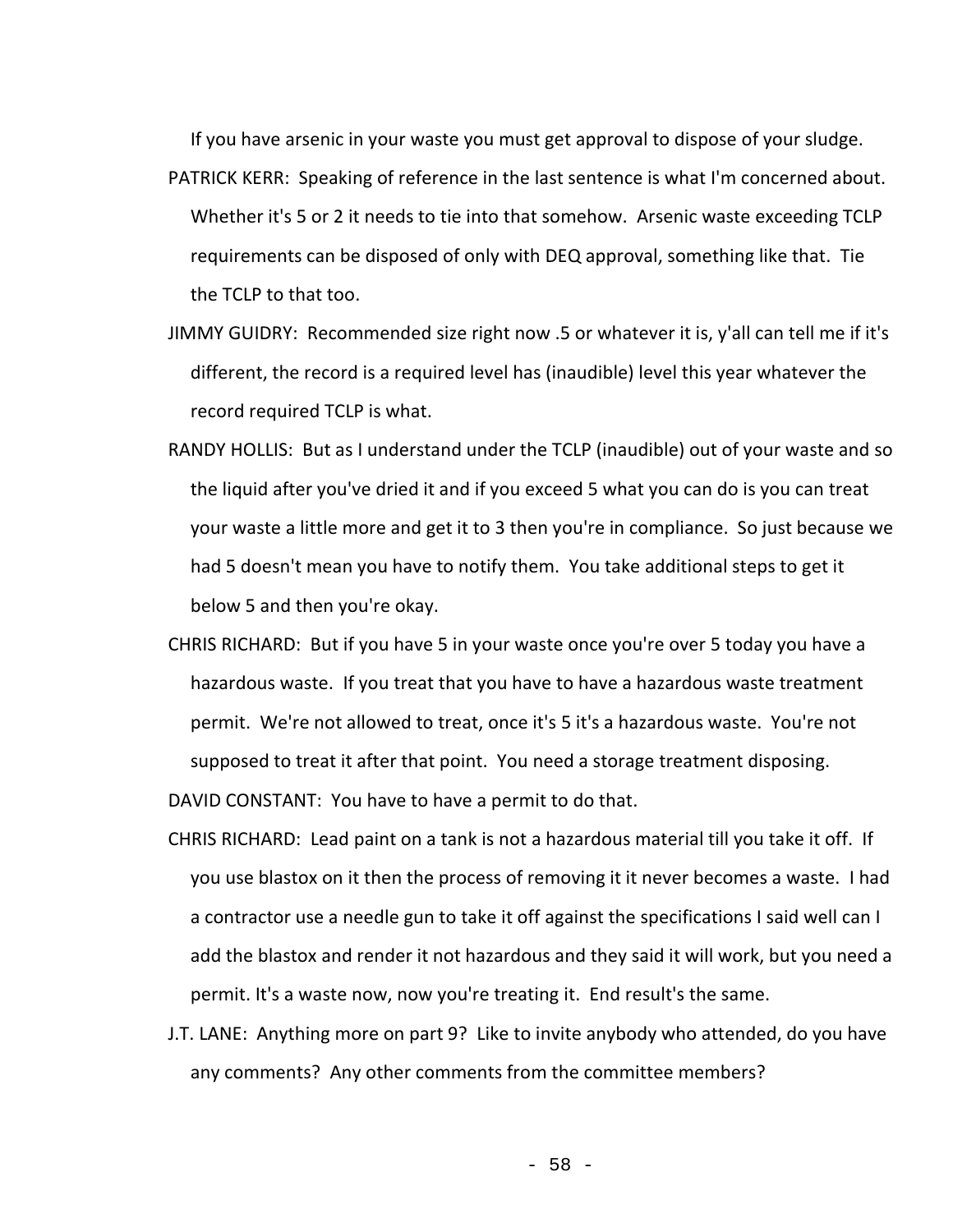If you have arsenic in your waste you must get approval to dispose of your sludge.

PATRICK KERR: Speaking of reference in the last sentence is what I'm concerned about. Whether it's 5 or 2 it needs to tie into that somehow. Arsenic waste exceeding TCLP requirements can be disposed of only with DEQ approval, something like that. Tie the TCLP to that too.

JIMMY GUIDRY: Recommended size right now .5 or whatever it is, y'all can tell me if it's different, the record is a required level has (inaudible) level this year whatever the record required TCLP is what.

RANDY HOLLIS: But as I understand under the TCLP (inaudible) out of your waste and so the liquid after you've dried it and if you exceed 5 what you can do is you can treat your waste a little more and get it to 3 then you're in compliance. So just because we had 5 doesn't mean you have to notify them. You take additional steps to get it below 5 and then you're okay.

CHRIS RICHARD: But if you have 5 in your waste once you're over 5 today you have a hazardous waste. If you treat that you have to have a hazardous waste treatment permit. We're not allowed to treat, once it's 5 it's a hazardous waste. You're not supposed to treat it after that point. You need a storage treatment disposing.

DAVID CONSTANT: You have to have a permit to do that.

CHRIS RICHARD: Lead paint on a tank is not a hazardous material till you take it off. If you use blastox on it then the process of removing it it never becomes a waste. I had a contractor use a needle gun to take it off against the specifications I said well can I add the blastox and render it not hazardous and they said it will work, but you need a permit. It's a waste now, now you're treating it. End result's the same.

J.T. LANE: Anything more on part 9? Like to invite anybody who attended, do you have any comments? Any other comments from the committee members?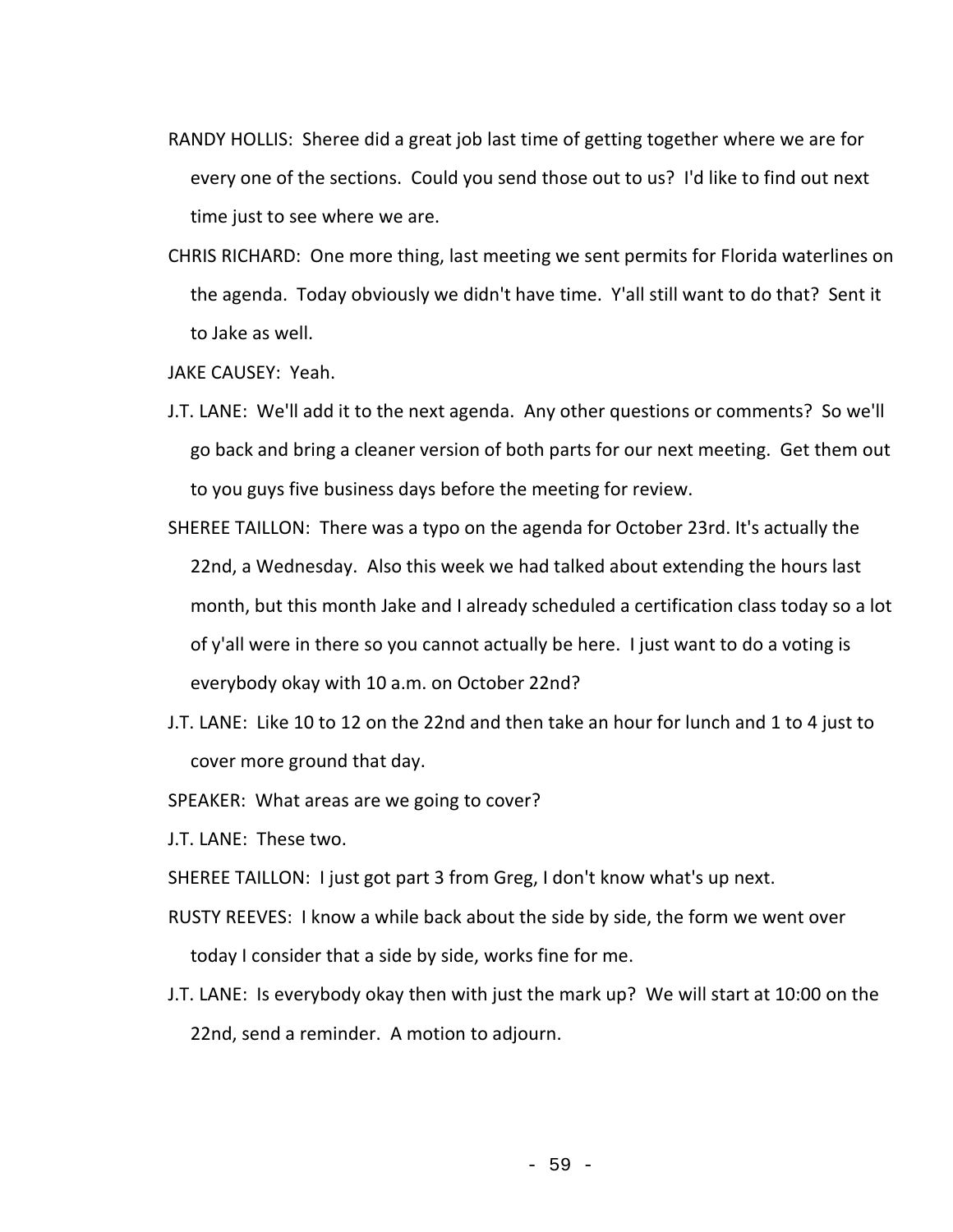RANDY HOLLIS: Sheree did a great job last time of getting together where we are for every one of the sections. Could you send those out to us? I'd like to find out next time just to see where we are.

CHRIS RICHARD: One more thing, last meeting we sent permits for Florida waterlines on the agenda. Today obviously we didn't have time. Y'all still want to do that? Sent it to Jake as well.

JAKE CAUSEY: Yeah.

J.T. LANE: We'll add it to the next agenda. Any other questions or comments? So we'll go back and bring a cleaner version of both parts for our next meeting. Get them out to you guys five business days before the meeting for review.

SHEREE TAILLON: There was a typo on the agenda for October 23rd. It's actually the 22nd, a Wednesday. Also this week we had talked about extending the hours last month, but this month Jake and I already scheduled a certification class today so a lot of y'all were in there so you cannot actually be here. I just want to do a voting is everybody okay with 10 a.m. on October 22nd?

J.T. LANE: Like 10 to 12 on the 22nd and then take an hour for lunch and 1 to 4 just to cover more ground that day.

SPEAKER: What areas are we going to cover?

J.T. LANE: These two.

SHEREE TAILLON: I just got part 3 from Greg, I don't know what's up next.

RUSTY REEVES: I know a while back about the side by side, the form we went over today I consider that a side by side, works fine for me.

J.T. LANE: Is everybody okay then with just the mark up? We will start at 10:00 on the 22nd, send a reminder. A motion to adjourn.